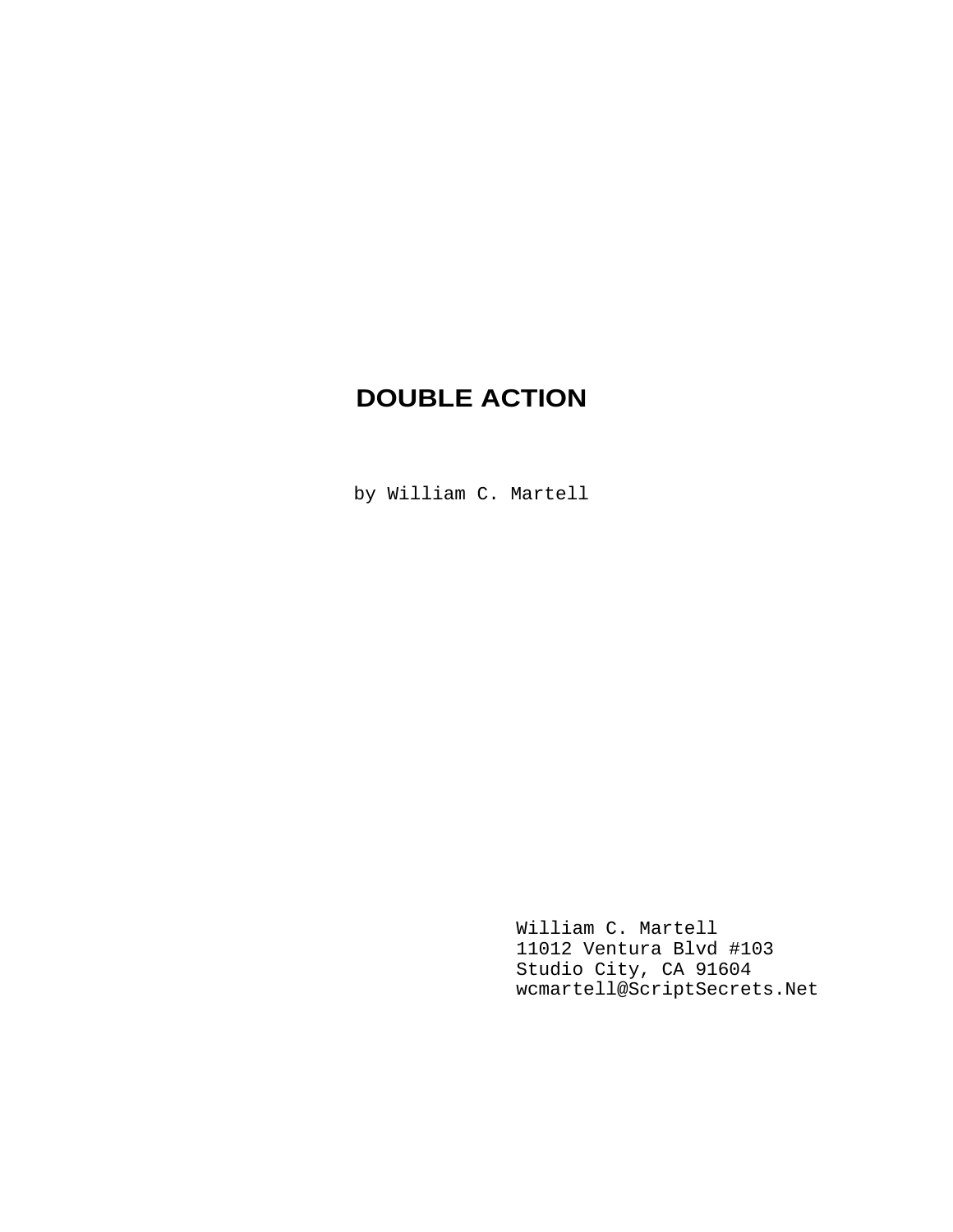# DOUBLE ACTION

by William C. Martell

William C. Martell
11012 Ventura Blvd #103
Studio City, CA 91604
wcmartell@ScriptSecrets.Net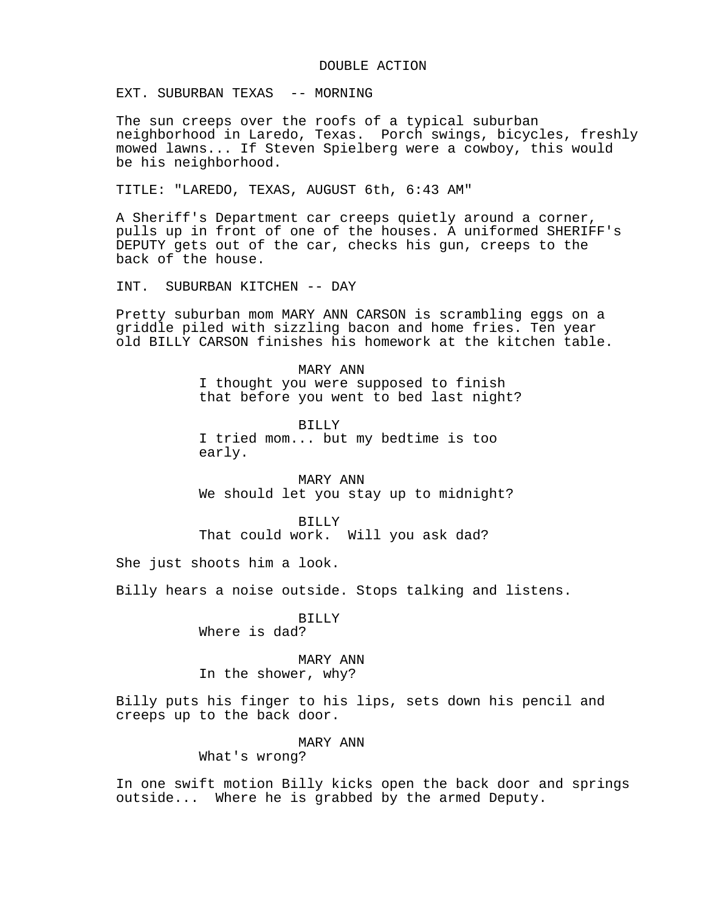# DOUBLE ACTION

EXT. SUBURBAN TEXAS -- MORNING

The sun creeps over the roofs of a typical suburban neighborhood in Laredo, Texas. Porch swings, bicycles, freshly mowed lawns... If Steven Spielberg were a cowboy, this would be his neighborhood.

TITLE: "LAREDO, TEXAS, AUGUST 6th, 6:43 AM"

A Sheriff's Department car creeps quietly around a corner, pulls up in front of one of the houses. A uniformed SHERIFF's DEPUTY gets out of the car, checks his gun, creeps to the back of the house.

INT. SUBURBAN KITCHEN -- DAY

Pretty suburban mom MARY ANN CARSON is scrambling eggs on a griddle piled with sizzling bacon and home fries. Ten year old BILLY CARSON finishes his homework at the kitchen table.

MARY ANN
I thought you were supposed to finish that before you went to bed last night?

BILLY
I tried mom... but my bedtime is too early.

MARY ANN
We should let you stay up to midnight?

BILLY
That could work. Will you ask dad?

She just shoots him a look.

Billy hears a noise outside. Stops talking and listens.

BILLY
Where is dad?

MARY ANN
In the shower, why?

Billy puts his finger to his lips, sets down his pencil and creeps up to the back door.

MARY ANN
What's wrong?

In one swift motion Billy kicks open the back door and springs outside... Where he is grabbed by the armed Deputy.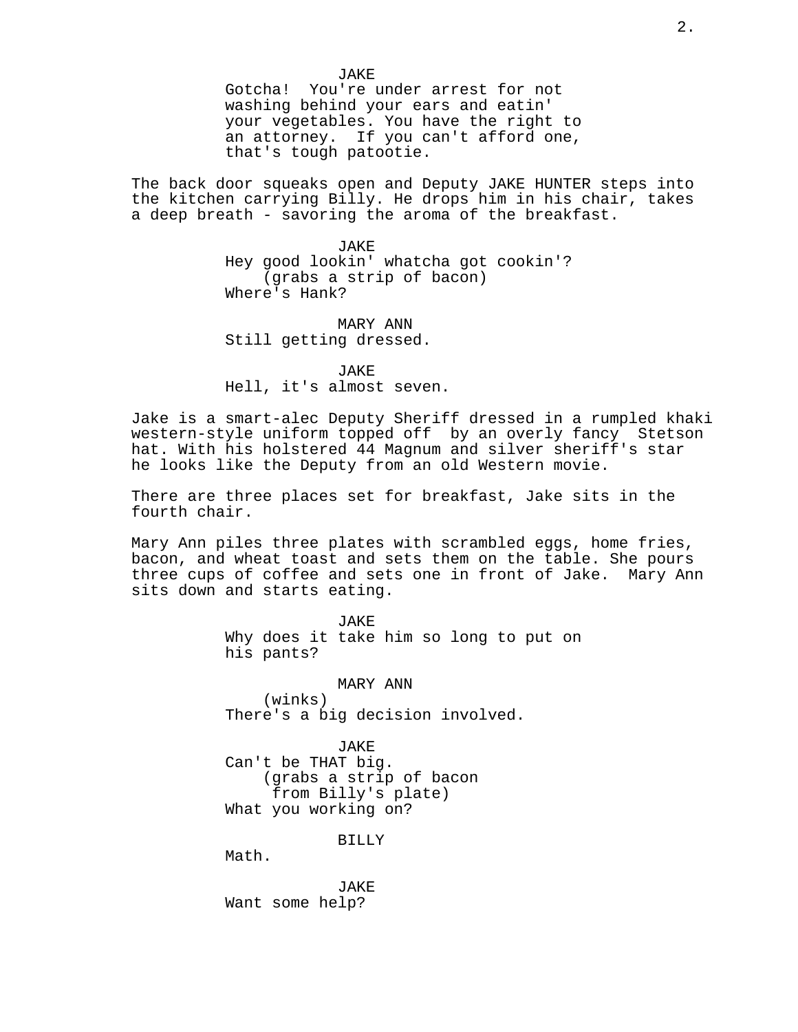JAKE
Gotcha! You're under arrest for not washing behind your ears and eatin' your vegetables. You have the right to an attorney. If you can't afford one, that's tough patootie.

The back door squeaks open and Deputy JAKE HUNTER steps into the kitchen carrying Billy. He drops him in his chair, takes a deep breath - savoring the aroma of the breakfast.

JAKE
Hey good lookin' whatcha got cookin'?
(grabs a strip of bacon)
Where's Hank?

MARY ANN
Still getting dressed.

JAKE
Hell, it's almost seven.

Jake is a smart-alec Deputy Sheriff dressed in a rumpled khaki western-style uniform topped off by an overly fancy Stetson hat. With his holstered 44 Magnum and silver sheriff's star he looks like the Deputy from an old Western movie.

There are three places set for breakfast, Jake sits in the fourth chair.

Mary Ann piles three plates with scrambled eggs, home fries, bacon, and wheat toast and sets them on the table. She pours three cups of coffee and sets one in front of Jake. Mary Ann sits down and starts eating.

JAKE
Why does it take him so long to put on his pants?

MARY ANN
(winks)
There's a big decision involved.

JAKE
Can't be THAT big.
(grabs a strip of bacon from Billy's plate)
What you working on?

BILLY
Math.

JAKE
Want some help?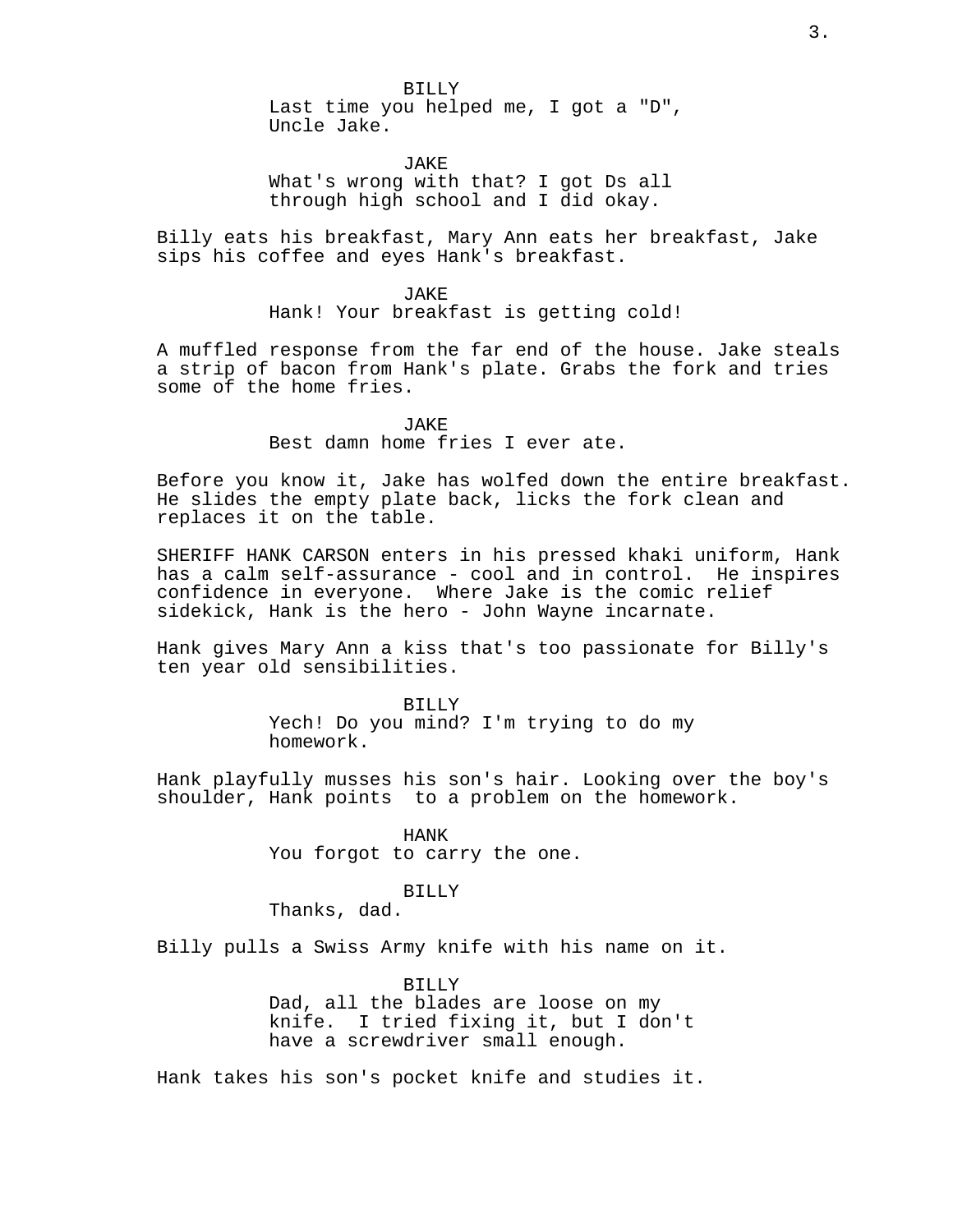BILLY

Last time you helped me, I got a "D", Uncle Jake.

JAKE

What's wrong with that? I got Ds all through high school and I did okay.

Billy eats his breakfast, Mary Ann eats her breakfast, Jake sips his coffee and eyes Hank's breakfast.

JAKE

Hank! Your breakfast is getting cold!

A muffled response from the far end of the house. Jake steals a strip of bacon from Hank's plate. Grabs the fork and tries some of the home fries.

JAKE

Best damn home fries I ever ate.

Before you know it, Jake has wolfed down the entire breakfast. He slides the empty plate back, licks the fork clean and replaces it on the table.

SHERIFF HANK CARSON enters in his pressed khaki uniform, Hank has a calm self-assurance - cool and in control. He inspires confidence in everyone. Where Jake is the comic relief sidekick, Hank is the hero - John Wayne incarnate.

Hank gives Mary Ann a kiss that's too passionate for Billy's ten year old sensibilities.

BILLY

Yech! Do you mind? I'm trying to do my homework.

Hank playfully musses his son's hair. Looking over the boy's shoulder, Hank points to a problem on the homework.

HANK

You forgot to carry the one.

BILLY

Thanks, dad.

Billy pulls a Swiss Army knife with his name on it.

BILLY

Dad, all the blades are loose on my knife. I tried fixing it, but I don't have a screwdriver small enough.

Hank takes his son's pocket knife and studies it.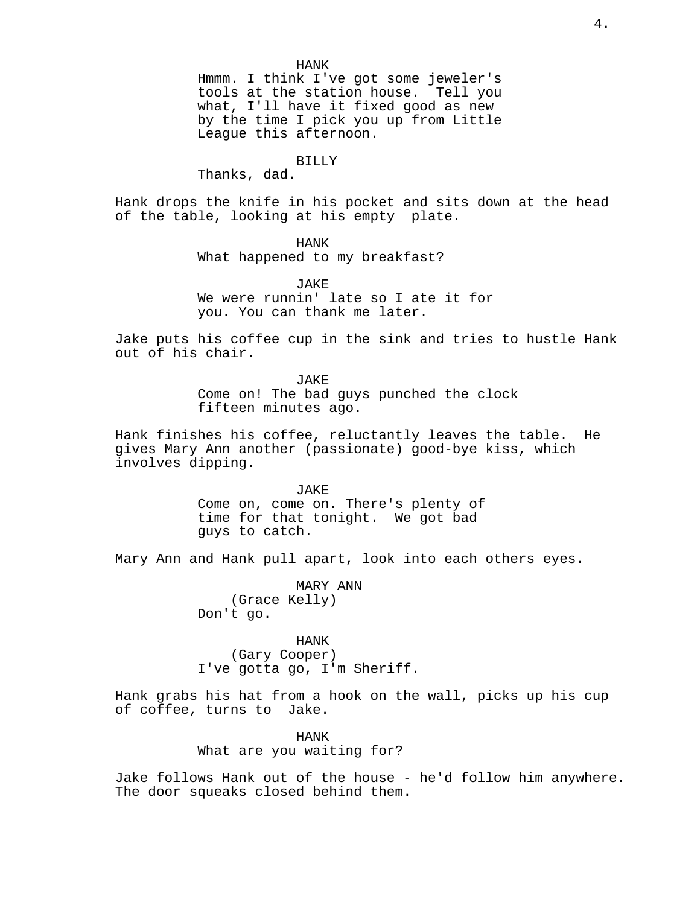HANK

Hmmm. I think I've got some jeweler's tools at the station house. Tell you what, I'll have it fixed good as new by the time I pick you up from Little League this afternoon.

BILLY

Thanks, dad.

Hank drops the knife in his pocket and sits down at the head of the table, looking at his empty plate.

HANK

What happened to my breakfast?

JAKE

We were runnin' late so I ate it for you. You can thank me later.

Jake puts his coffee cup in the sink and tries to hustle Hank out of his chair.

JAKE

Come on! The bad guys punched the clock fifteen minutes ago.

Hank finishes his coffee, reluctantly leaves the table. He gives Mary Ann another (passionate) good-bye kiss, which involves dipping.

JAKE

Come on, come on. There's plenty of time for that tonight. We got bad guys to catch.

Mary Ann and Hank pull apart, look into each others eyes.

MARY ANN
(Grace Kelly)

Don't go.

HANK
(Gary Cooper)

I've gotta go, I'm Sheriff.

Hank grabs his hat from a hook on the wall, picks up his cup of coffee, turns to Jake.

HANK

What are you waiting for?

Jake follows Hank out of the house - he'd follow him anywhere. The door squeaks closed behind them.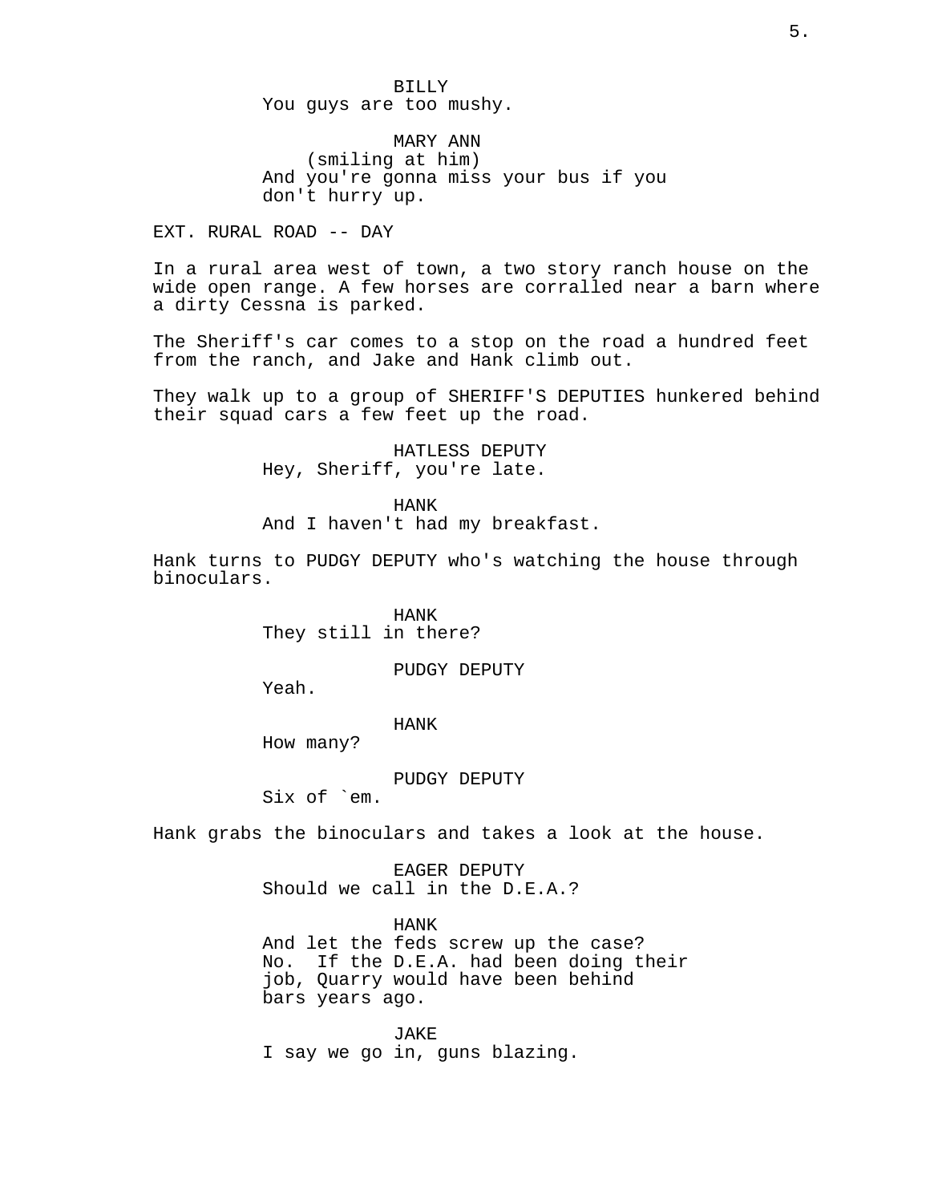BILLY
You guys are too mushy.

MARY ANN
(smiling at him)
And you're gonna miss your bus if you don't hurry up.

EXT. RURAL ROAD -- DAY

In a rural area west of town, a two story ranch house on the wide open range. A few horses are corralled near a barn where a dirty Cessna is parked.

The Sheriff's car comes to a stop on the road a hundred feet from the ranch, and Jake and Hank climb out.

They walk up to a group of SHERIFF'S DEPUTIES hunkered behind their squad cars a few feet up the road.

HATLESS DEPUTY
Hey, Sheriff, you're late.

HANK
And I haven't had my breakfast.

Hank turns to PUDGY DEPUTY who's watching the house through binoculars.

HANK
They still in there?

PUDGY DEPUTY
Yeah.

HANK
How many?

PUDGY DEPUTY
Six of `em.

Hank grabs the binoculars and takes a look at the house.

EAGER DEPUTY
Should we call in the D.E.A.?

HANK
And let the feds screw up the case? No. If the D.E.A. had been doing their job, Quarry would have been behind bars years ago.

JAKE
I say we go in, guns blazing.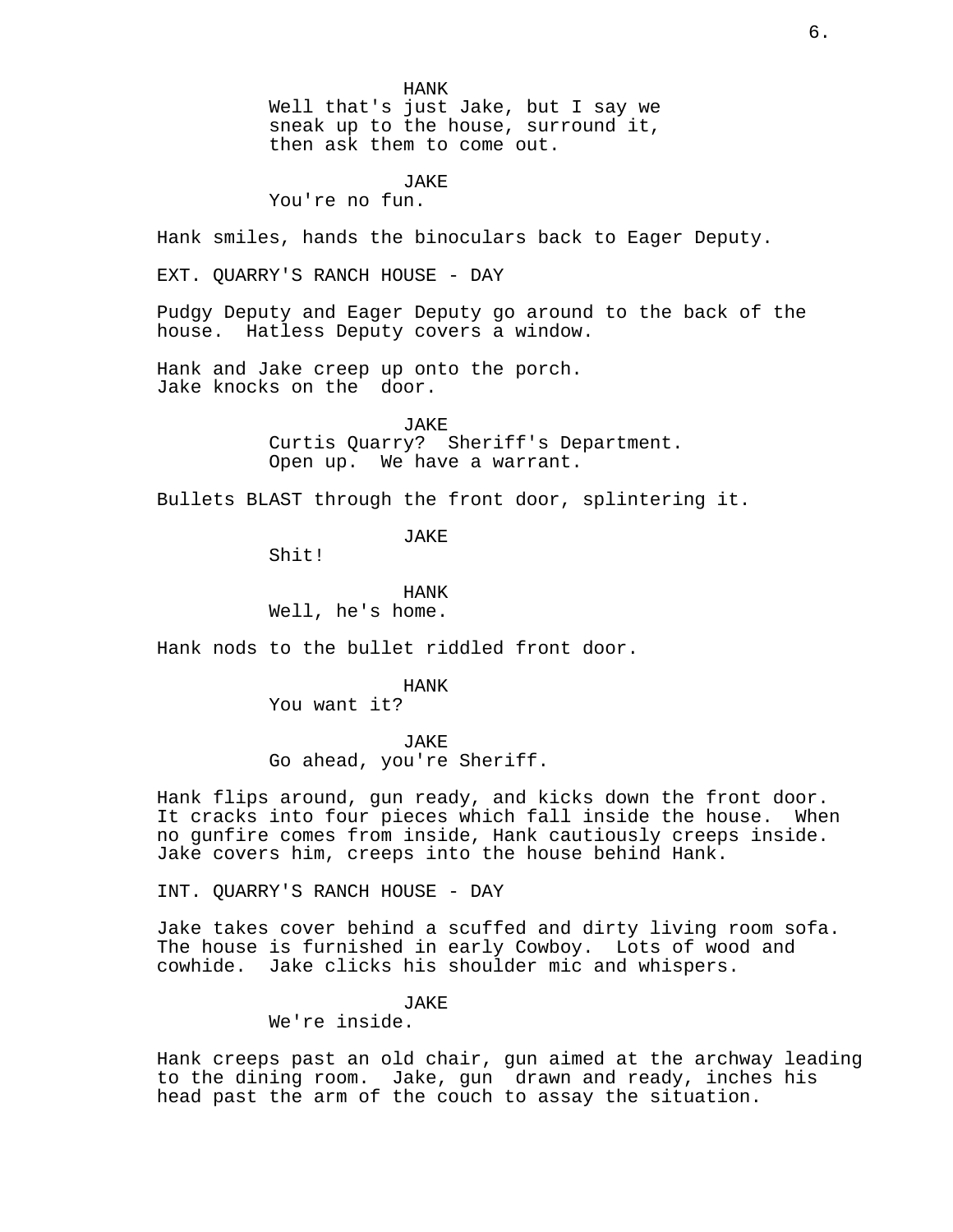HANK
Well that's just Jake, but I say we sneak up to the house, surround it, then ask them to come out.

JAKE
You're no fun.

Hank smiles, hands the binoculars back to Eager Deputy.

EXT. QUARRY'S RANCH HOUSE - DAY

Pudgy Deputy and Eager Deputy go around to the back of the house. Hatless Deputy covers a window.

Hank and Jake creep up onto the porch.
Jake knocks on the door.

JAKE
Curtis Quarry? Sheriff's Department.
Open up. We have a warrant.

Bullets BLAST through the front door, splintering it.

JAKE
Shit!

HANK
Well, he's home.

Hank nods to the bullet riddled front door.

HANK
You want it?

JAKE
Go ahead, you're Sheriff.

Hank flips around, gun ready, and kicks down the front door. It cracks into four pieces which fall inside the house. When no gunfire comes from inside, Hank cautiously creeps inside. Jake covers him, creeps into the house behind Hank.

INT. QUARRY'S RANCH HOUSE - DAY

Jake takes cover behind a scuffed and dirty living room sofa. The house is furnished in early Cowboy. Lots of wood and cowhide. Jake clicks his shoulder mic and whispers.

JAKE
We're inside.

Hank creeps past an old chair, gun aimed at the archway leading to the dining room. Jake, gun drawn and ready, inches his head past the arm of the couch to assay the situation.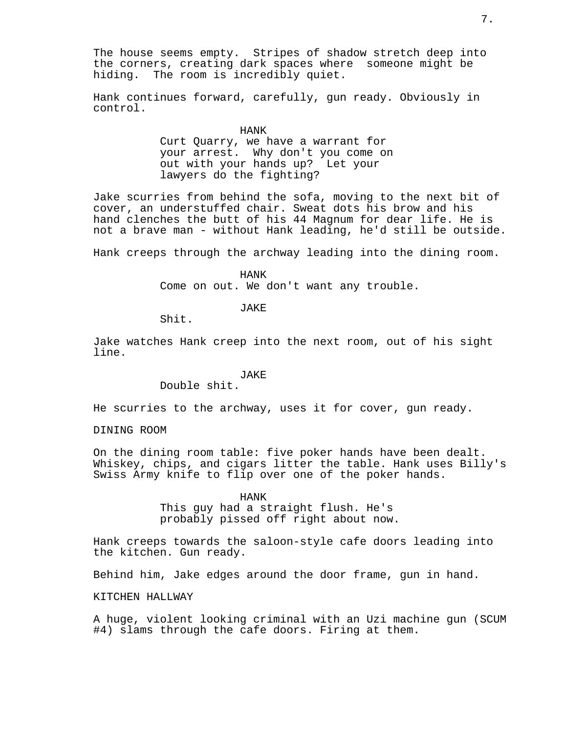The house seems empty.  Stripes of shadow stretch deep into the corners, creating dark spaces where  someone might be hiding.  The room is incredibly quiet.

Hank continues forward, carefully, gun ready. Obviously in control.

HANK
Curt Quarry, we have a warrant for your arrest.  Why don't you come on out with your hands up?  Let your lawyers do the fighting?

Jake scurries from behind the sofa, moving to the next bit of cover, an understuffed chair. Sweat dots his brow and his hand clenches the butt of his 44 Magnum for dear life. He is not a brave man - without Hank leading, he'd still be outside.

Hank creeps through the archway leading into the dining room.

HANK
Come on out. We don't want any trouble.

JAKE
Shit.

Jake watches Hank creep into the next room, out of his sight line.

JAKE
Double shit.

He scurries to the archway, uses it for cover, gun ready.

DINING ROOM

On the dining room table: five poker hands have been dealt. Whiskey, chips, and cigars litter the table. Hank uses Billy's Swiss Army knife to flip over one of the poker hands.

HANK
This guy had a straight flush. He's probably pissed off right about now.

Hank creeps towards the saloon-style cafe doors leading into the kitchen. Gun ready.

Behind him, Jake edges around the door frame, gun in hand.

KITCHEN HALLWAY

A huge, violent looking criminal with an Uzi machine gun (SCUM #4) slams through the cafe doors. Firing at them.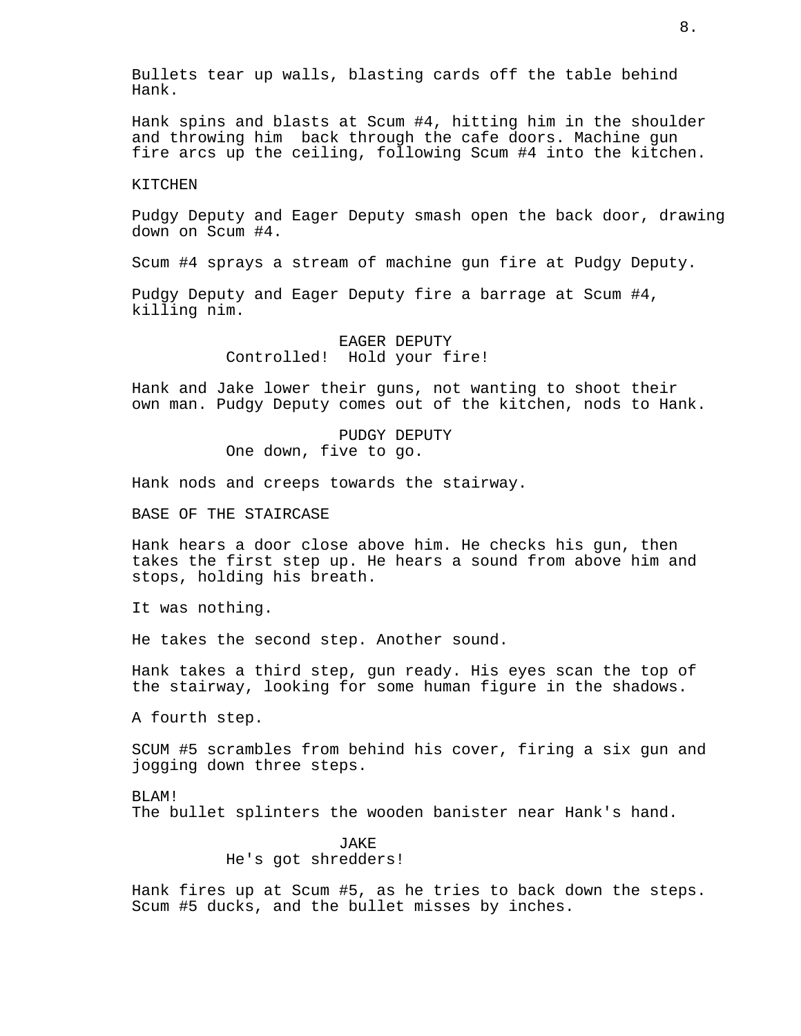Bullets tear up walls, blasting cards off the table behind Hank.

Hank spins and blasts at Scum #4, hitting him in the shoulder and throwing him  back through the cafe doors. Machine gun fire arcs up the ceiling, following Scum #4 into the kitchen.

KITCHEN

Pudgy Deputy and Eager Deputy smash open the back door, drawing down on Scum #4.

Scum #4 sprays a stream of machine gun fire at Pudgy Deputy.

Pudgy Deputy and Eager Deputy fire a barrage at Scum #4, killing nim.

EAGER DEPUTY
Controlled!  Hold your fire!

Hank and Jake lower their guns, not wanting to shoot their own man. Pudgy Deputy comes out of the kitchen, nods to Hank.

PUDGY DEPUTY
One down, five to go.

Hank nods and creeps towards the stairway.

BASE OF THE STAIRCASE

Hank hears a door close above him. He checks his gun, then takes the first step up. He hears a sound from above him and stops, holding his breath.

It was nothing.

He takes the second step. Another sound.

Hank takes a third step, gun ready. His eyes scan the top of the stairway, looking for some human figure in the shadows.

A fourth step.

SCUM #5 scrambles from behind his cover, firing a six gun and jogging down three steps.

BLAM!
The bullet splinters the wooden banister near Hank's hand.

JAKE
He's got shredders!

Hank fires up at Scum #5, as he tries to back down the steps. Scum #5 ducks, and the bullet misses by inches.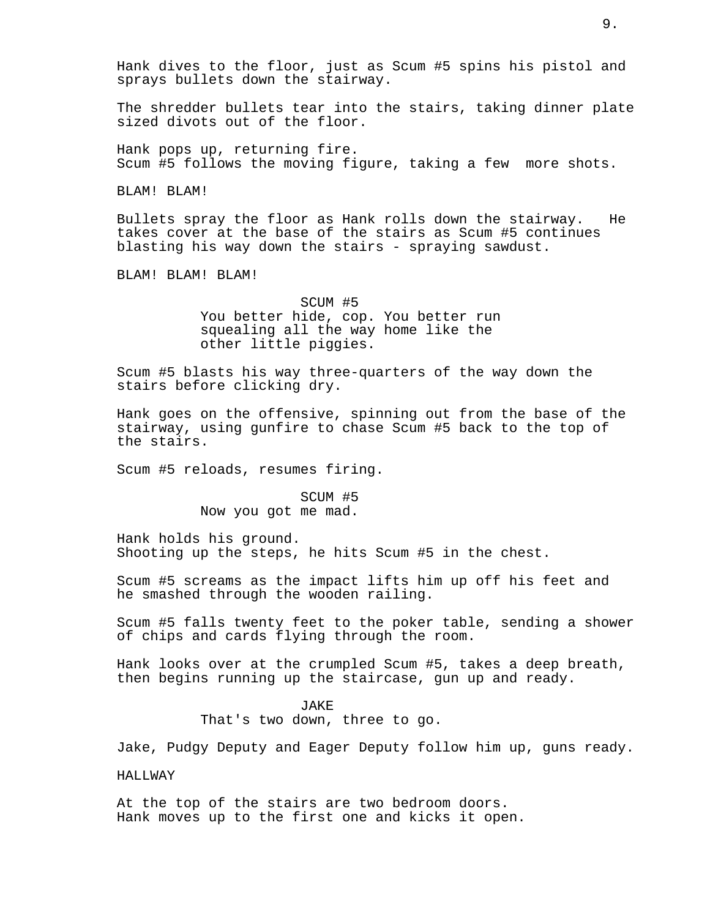Hank dives to the floor, just as Scum #5 spins his pistol and sprays bullets down the stairway.

The shredder bullets tear into the stairs, taking dinner plate sized divots out of the floor.

Hank pops up, returning fire.
Scum #5 follows the moving figure, taking a few more shots.

BLAM! BLAM!

Bullets spray the floor as Hank rolls down the stairway. He takes cover at the base of the stairs as Scum #5 continues blasting his way down the stairs - spraying sawdust.

BLAM! BLAM! BLAM!

SCUM #5
You better hide, cop. You better run squealing all the way home like the other little piggies.

Scum #5 blasts his way three-quarters of the way down the stairs before clicking dry.

Hank goes on the offensive, spinning out from the base of the stairway, using gunfire to chase Scum #5 back to the top of the stairs.

Scum #5 reloads, resumes firing.

SCUM #5
Now you got me mad.

Hank holds his ground.
Shooting up the steps, he hits Scum #5 in the chest.

Scum #5 screams as the impact lifts him up off his feet and he smashed through the wooden railing.

Scum #5 falls twenty feet to the poker table, sending a shower of chips and cards flying through the room.

Hank looks over at the crumpled Scum #5, takes a deep breath, then begins running up the staircase, gun up and ready.

JAKE
That's two down, three to go.

Jake, Pudgy Deputy and Eager Deputy follow him up, guns ready.

HALLWAY

At the top of the stairs are two bedroom doors.
Hank moves up to the first one and kicks it open.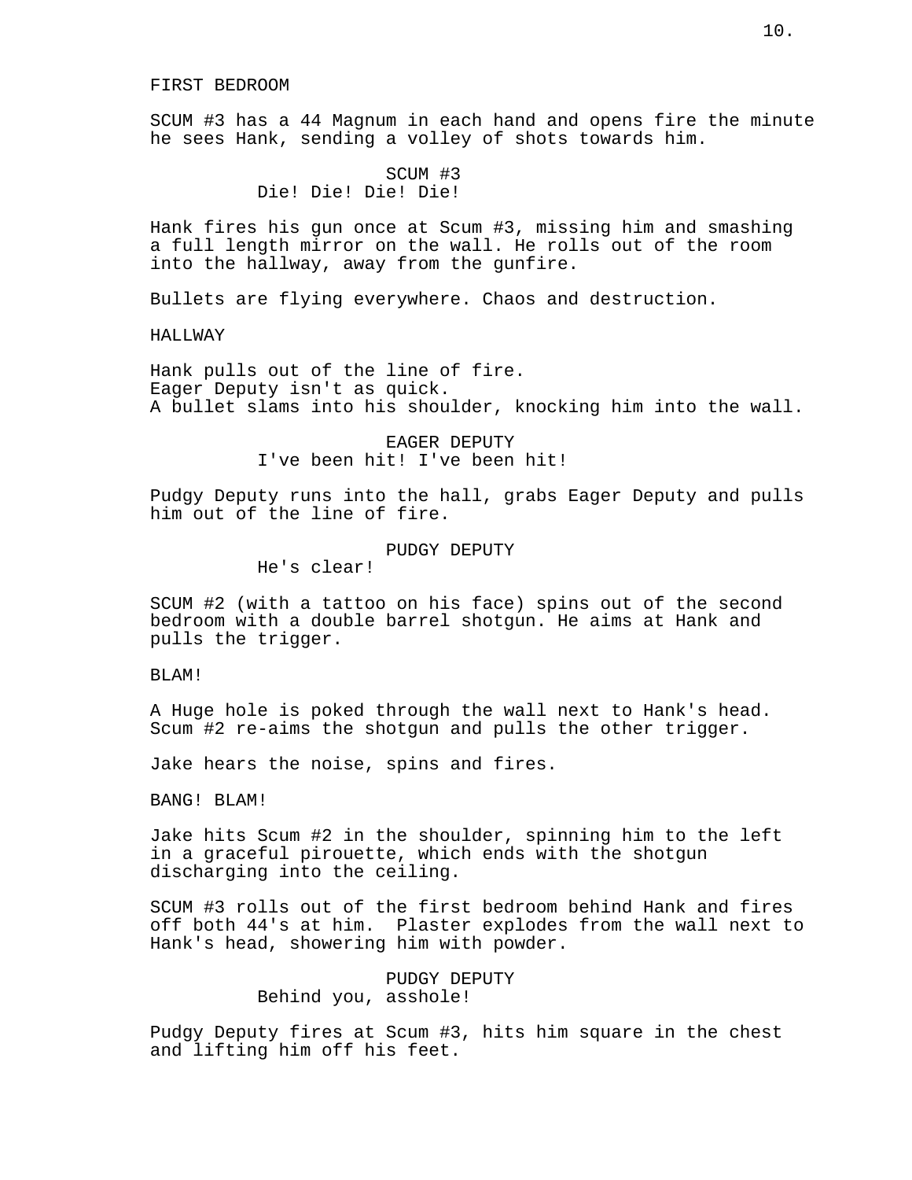FIRST BEDROOM

SCUM #3 has a 44 Magnum in each hand and opens fire the minute he sees Hank, sending a volley of shots towards him.

SCUM #3
Die! Die! Die! Die!

Hank fires his gun once at Scum #3, missing him and smashing a full length mirror on the wall. He rolls out of the room into the hallway, away from the gunfire.

Bullets are flying everywhere. Chaos and destruction.

HALLWAY

Hank pulls out of the line of fire.
Eager Deputy isn't as quick.
A bullet slams into his shoulder, knocking him into the wall.

EAGER DEPUTY
I've been hit! I've been hit!

Pudgy Deputy runs into the hall, grabs Eager Deputy and pulls him out of the line of fire.

PUDGY DEPUTY
He's clear!

SCUM #2 (with a tattoo on his face) spins out of the second bedroom with a double barrel shotgun. He aims at Hank and pulls the trigger.

BLAM!

A Huge hole is poked through the wall next to Hank's head. Scum #2 re-aims the shotgun and pulls the other trigger.

Jake hears the noise, spins and fires.

BANG! BLAM!

Jake hits Scum #2 in the shoulder, spinning him to the left in a graceful pirouette, which ends with the shotgun discharging into the ceiling.

SCUM #3 rolls out of the first bedroom behind Hank and fires off both 44's at him.  Plaster explodes from the wall next to Hank's head, showering him with powder.

PUDGY DEPUTY
Behind you, asshole!

Pudgy Deputy fires at Scum #3, hits him square in the chest and lifting him off his feet.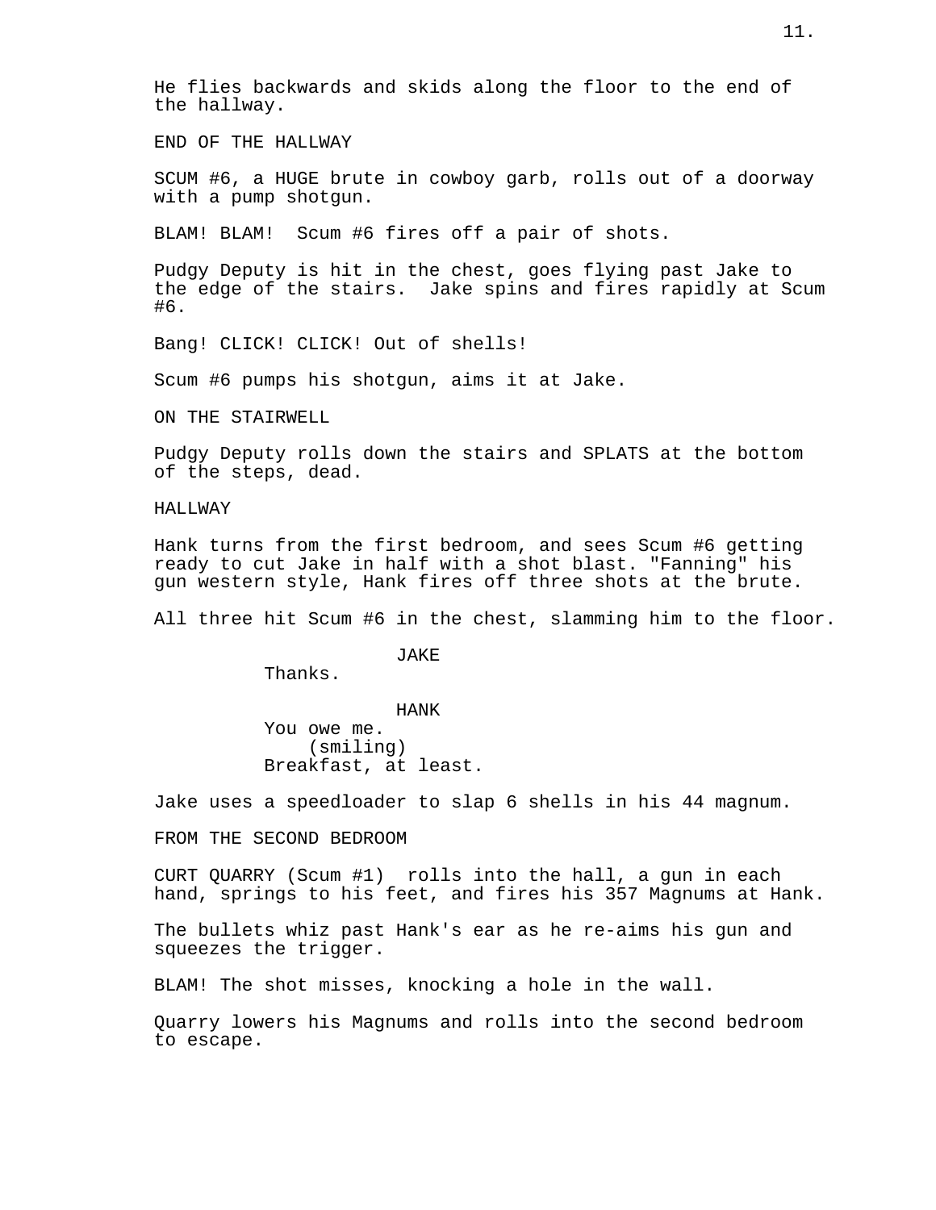He flies backwards and skids along the floor to the end of the hallway.

END OF THE HALLWAY

SCUM #6, a HUGE brute in cowboy garb, rolls out of a doorway with a pump shotgun.

BLAM! BLAM!  Scum #6 fires off a pair of shots.

Pudgy Deputy is hit in the chest, goes flying past Jake to the edge of the stairs.  Jake spins and fires rapidly at Scum #6.

Bang! CLICK! CLICK! Out of shells!

Scum #6 pumps his shotgun, aims it at Jake.

ON THE STAIRWELL

Pudgy Deputy rolls down the stairs and SPLATS at the bottom of the steps, dead.

HALLWAY

Hank turns from the first bedroom, and sees Scum #6 getting ready to cut Jake in half with a shot blast. "Fanning" his gun western style, Hank fires off three shots at the brute.

All three hit Scum #6 in the chest, slamming him to the floor.

JAKE

Thanks.

HANK

You owe me.

(smiling)

Breakfast, at least.

Jake uses a speedloader to slap 6 shells in his 44 magnum.

FROM THE SECOND BEDROOM

CURT QUARRY (Scum #1)  rolls into the hall, a gun in each hand, springs to his feet, and fires his 357 Magnums at Hank.

The bullets whiz past Hank's ear as he re-aims his gun and squeezes the trigger.

BLAM! The shot misses, knocking a hole in the wall.

Quarry lowers his Magnums and rolls into the second bedroom to escape.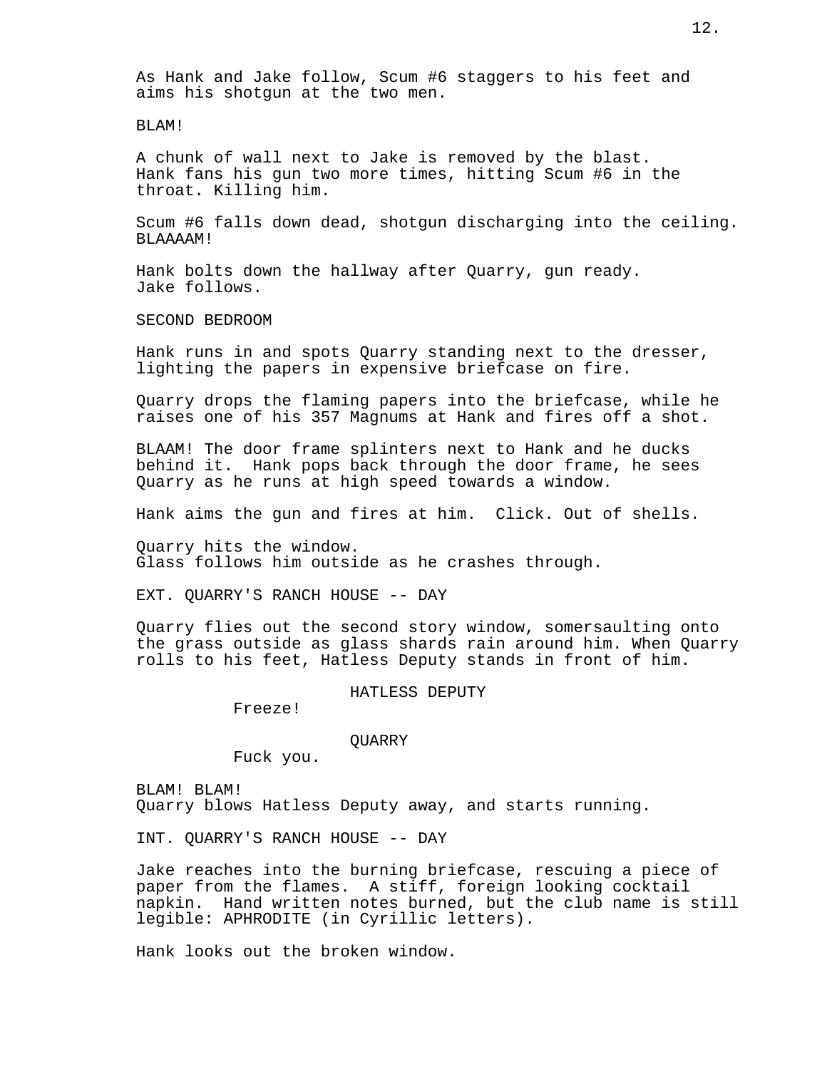As Hank and Jake follow, Scum #6 staggers to his feet and aims his shotgun at the two men.

BLAM!

A chunk of wall next to Jake is removed by the blast. Hank fans his gun two more times, hitting Scum #6 in the throat. Killing him.

Scum #6 falls down dead, shotgun discharging into the ceiling. BLAAAAM!

Hank bolts down the hallway after Quarry, gun ready. Jake follows.

SECOND BEDROOM

Hank runs in and spots Quarry standing next to the dresser, lighting the papers in expensive briefcase on fire.

Quarry drops the flaming papers into the briefcase, while he raises one of his 357 Magnums at Hank and fires off a shot.

BLAAM! The door frame splinters next to Hank and he ducks behind it. Hank pops back through the door frame, he sees Quarry as he runs at high speed towards a window.

Hank aims the gun and fires at him. Click. Out of shells.

Quarry hits the window.
Glass follows him outside as he crashes through.

EXT. QUARRY'S RANCH HOUSE -- DAY

Quarry flies out the second story window, somersaulting onto the grass outside as glass shards rain around him. When Quarry rolls to his feet, Hatless Deputy stands in front of him.

HATLESS DEPUTY
Freeze!

QUARRY
Fuck you.

BLAM! BLAM!
Quarry blows Hatless Deputy away, and starts running.

INT. QUARRY'S RANCH HOUSE -- DAY

Jake reaches into the burning briefcase, rescuing a piece of paper from the flames. A stiff, foreign looking cocktail napkin. Hand written notes burned, but the club name is still legible: APHRODITE (in Cyrillic letters).

Hank looks out the broken window.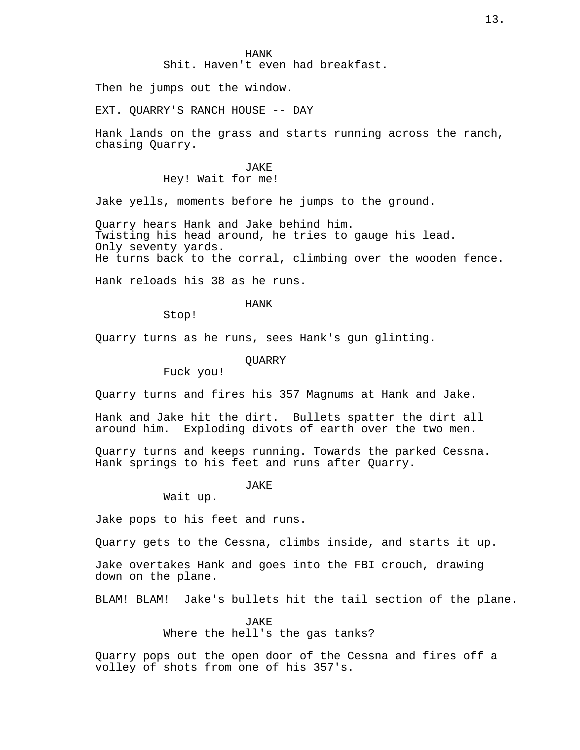HANK

Shit. Haven't even had breakfast.

Then he jumps out the window.

EXT. QUARRY'S RANCH HOUSE -- DAY

Hank lands on the grass and starts running across the ranch, chasing Quarry.

JAKE

Hey! Wait for me!

Jake yells, moments before he jumps to the ground.

Quarry hears Hank and Jake behind him.
Twisting his head around, he tries to gauge his lead.
Only seventy yards.
He turns back to the corral, climbing over the wooden fence.

Hank reloads his 38 as he runs.

HANK

Stop!

Quarry turns as he runs, sees Hank's gun glinting.

QUARRY

Fuck you!

Quarry turns and fires his 357 Magnums at Hank and Jake.

Hank and Jake hit the dirt. Bullets spatter the dirt all around him. Exploding divots of earth over the two men.

Quarry turns and keeps running. Towards the parked Cessna.
Hank springs to his feet and runs after Quarry.

JAKE

Wait up.

Jake pops to his feet and runs.

Quarry gets to the Cessna, climbs inside, and starts it up.

Jake overtakes Hank and goes into the FBI crouch, drawing down on the plane.

BLAM! BLAM! Jake's bullets hit the tail section of the plane.

JAKE

Where the hell's the gas tanks?

Quarry pops out the open door of the Cessna and fires off a volley of shots from one of his 357's.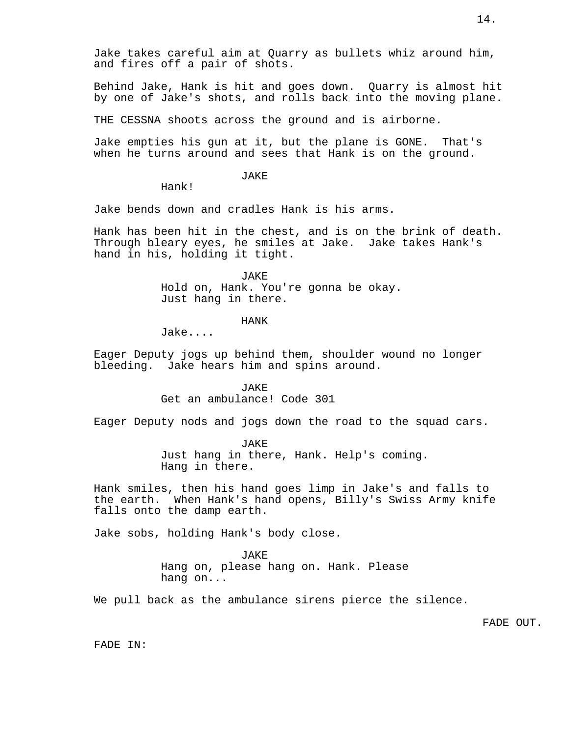Jake takes careful aim at Quarry as bullets whiz around him, and fires off a pair of shots.

Behind Jake, Hank is hit and goes down. Quarry is almost hit by one of Jake's shots, and rolls back into the moving plane.

THE CESSNA shoots across the ground and is airborne.

Jake empties his gun at it, but the plane is GONE. That's when he turns around and sees that Hank is on the ground.

JAKE
Hank!

Jake bends down and cradles Hank is his arms.

Hank has been hit in the chest, and is on the brink of death. Through bleary eyes, he smiles at Jake. Jake takes Hank's hand in his, holding it tight.

JAKE
Hold on, Hank. You're gonna be okay. Just hang in there.

HANK
Jake....

Eager Deputy jogs up behind them, shoulder wound no longer bleeding. Jake hears him and spins around.

JAKE
Get an ambulance! Code 301

Eager Deputy nods and jogs down the road to the squad cars.

JAKE
Just hang in there, Hank. Help's coming. Hang in there.

Hank smiles, then his hand goes limp in Jake's and falls to the earth. When Hank's hand opens, Billy's Swiss Army knife falls onto the damp earth.

Jake sobs, holding Hank's body close.

JAKE
Hang on, please hang on. Hank. Please hang on...

We pull back as the ambulance sirens pierce the silence.

FADE OUT.

FADE IN: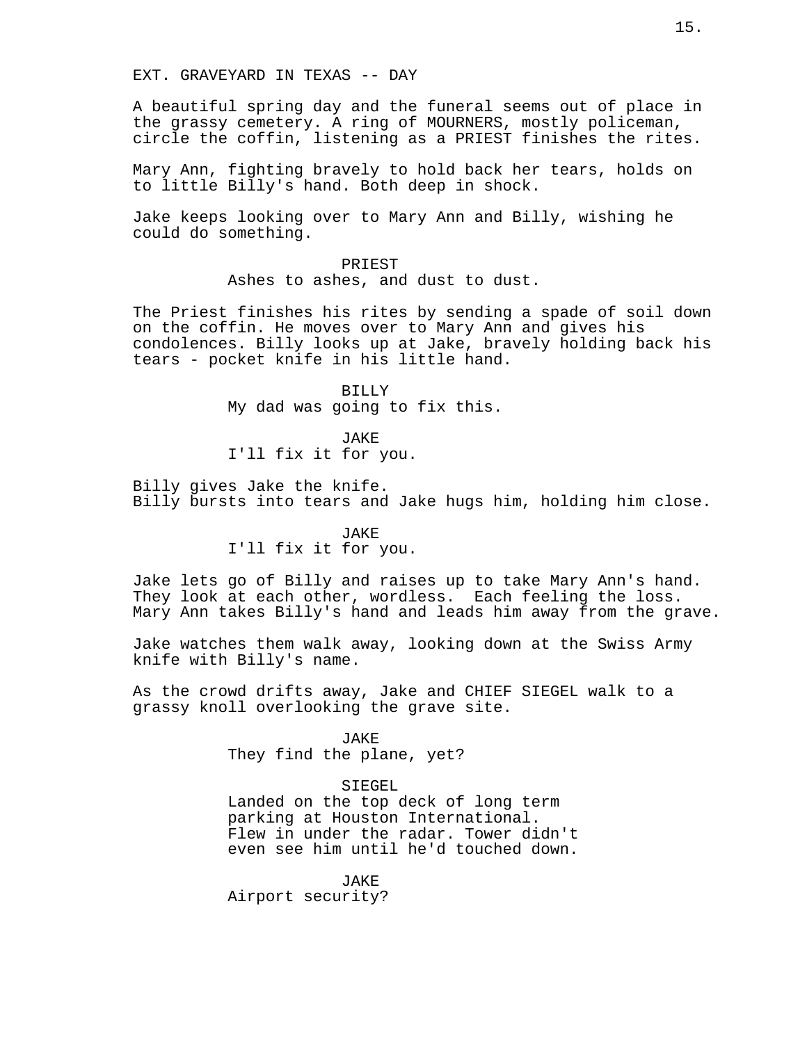EXT. GRAVEYARD IN TEXAS -- DAY

A beautiful spring day and the funeral seems out of place in the grassy cemetery. A ring of MOURNERS, mostly policeman, circle the coffin, listening as a PRIEST finishes the rites.

Mary Ann, fighting bravely to hold back her tears, holds on to little Billy's hand. Both deep in shock.

Jake keeps looking over to Mary Ann and Billy, wishing he could do something.

PRIEST
Ashes to ashes, and dust to dust.

The Priest finishes his rites by sending a spade of soil down on the coffin. He moves over to Mary Ann and gives his condolences. Billy looks up at Jake, bravely holding back his tears - pocket knife in his little hand.

BILLY
My dad was going to fix this.

JAKE
I'll fix it for you.

Billy gives Jake the knife.
Billy bursts into tears and Jake hugs him, holding him close.

JAKE
I'll fix it for you.

Jake lets go of Billy and raises up to take Mary Ann's hand. They look at each other, wordless. Each feeling the loss. Mary Ann takes Billy's hand and leads him away from the grave.

Jake watches them walk away, looking down at the Swiss Army knife with Billy's name.

As the crowd drifts away, Jake and CHIEF SIEGEL walk to a grassy knoll overlooking the grave site.

JAKE
They find the plane, yet?

SIEGEL
Landed on the top deck of long term parking at Houston International. Flew in under the radar. Tower didn't even see him until he'd touched down.

JAKE
Airport security?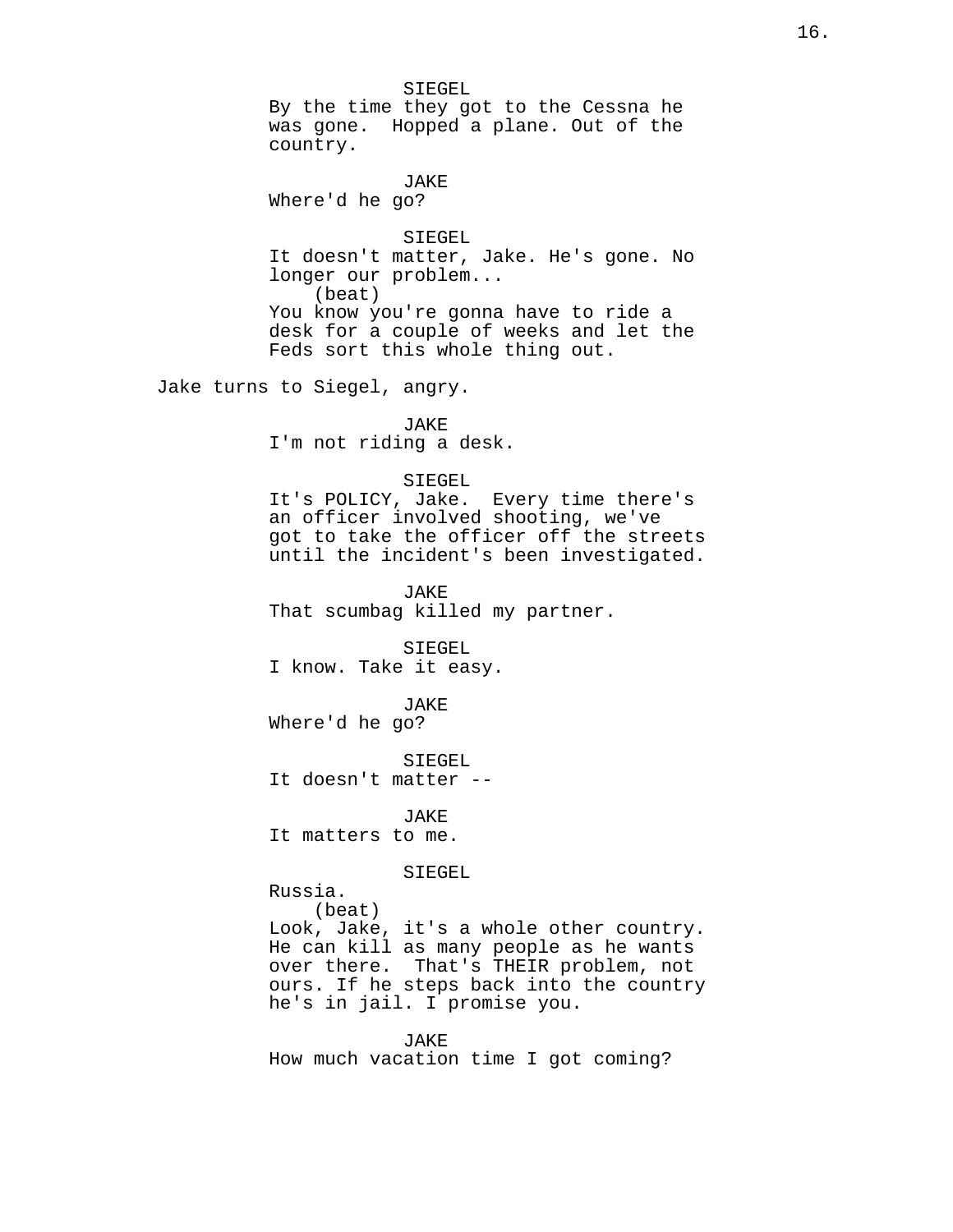SIEGEL
By the time they got to the Cessna he was gone.  Hopped a plane. Out of the country.

JAKE
Where'd he go?

SIEGEL
It doesn't matter, Jake. He's gone. No longer our problem...
(beat)
You know you're gonna have to ride a desk for a couple of weeks and let the Feds sort this whole thing out.

Jake turns to Siegel, angry.

JAKE
I'm not riding a desk.

SIEGEL
It's POLICY, Jake.  Every time there's an officer involved shooting, we've got to take the officer off the streets until the incident's been investigated.

JAKE
That scumbag killed my partner.

SIEGEL
I know. Take it easy.

JAKE
Where'd he go?

SIEGEL
It doesn't matter --

JAKE
It matters to me.

SIEGEL
Russia.
(beat)
Look, Jake, it's a whole other country. He can kill as many people as he wants over there.  That's THEIR problem, not ours. If he steps back into the country he's in jail. I promise you.

JAKE
How much vacation time I got coming?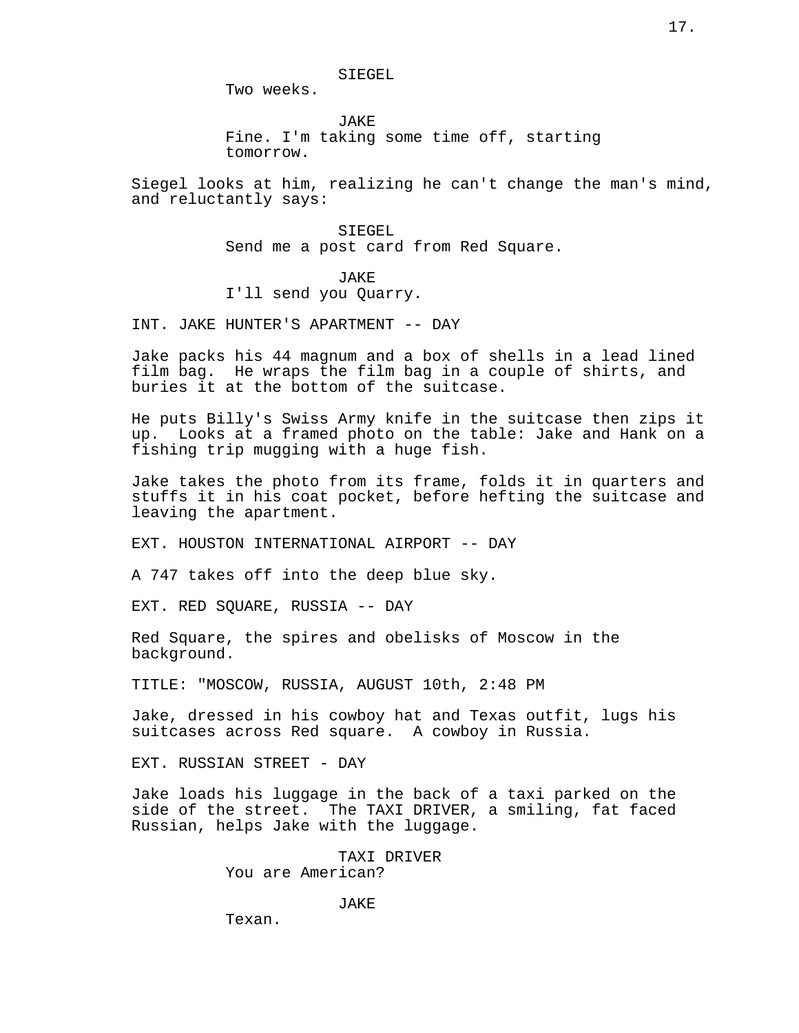SIEGEL
Two weeks.

JAKE
Fine. I'm taking some time off, starting tomorrow.

Siegel looks at him, realizing he can't change the man's mind, and reluctantly says:

SIEGEL
Send me a post card from Red Square.

JAKE
I'll send you Quarry.

INT. JAKE HUNTER'S APARTMENT -- DAY

Jake packs his 44 magnum and a box of shells in a lead lined film bag. He wraps the film bag in a couple of shirts, and buries it at the bottom of the suitcase.

He puts Billy's Swiss Army knife in the suitcase then zips it up. Looks at a framed photo on the table: Jake and Hank on a fishing trip mugging with a huge fish.

Jake takes the photo from its frame, folds it in quarters and stuffs it in his coat pocket, before hefting the suitcase and leaving the apartment.

EXT. HOUSTON INTERNATIONAL AIRPORT -- DAY

A 747 takes off into the deep blue sky.

EXT. RED SQUARE, RUSSIA -- DAY

Red Square, the spires and obelisks of Moscow in the background.

TITLE: "MOSCOW, RUSSIA, AUGUST 10th, 2:48 PM

Jake, dressed in his cowboy hat and Texas outfit, lugs his suitcases across Red square. A cowboy in Russia.

EXT. RUSSIAN STREET - DAY

Jake loads his luggage in the back of a taxi parked on the side of the street. The TAXI DRIVER, a smiling, fat faced Russian, helps Jake with the luggage.

TAXI DRIVER
You are American?

JAKE
Texan.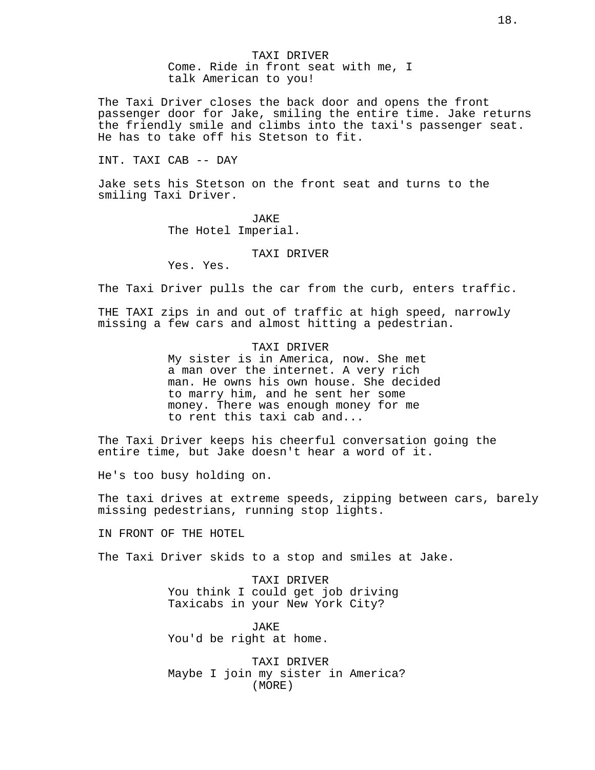TAXI DRIVER
Come. Ride in front seat with me, I talk American to you!

The Taxi Driver closes the back door and opens the front passenger door for Jake, smiling the entire time. Jake returns the friendly smile and climbs into the taxi's passenger seat. He has to take off his Stetson to fit.

INT. TAXI CAB -- DAY

Jake sets his Stetson on the front seat and turns to the smiling Taxi Driver.

JAKE
The Hotel Imperial.

TAXI DRIVER
Yes. Yes.

The Taxi Driver pulls the car from the curb, enters traffic.

THE TAXI zips in and out of traffic at high speed, narrowly missing a few cars and almost hitting a pedestrian.

TAXI DRIVER
My sister is in America, now. She met a man over the internet. A very rich man. He owns his own house. She decided to marry him, and he sent her some money. There was enough money for me to rent this taxi cab and...

The Taxi Driver keeps his cheerful conversation going the entire time, but Jake doesn't hear a word of it.

He's too busy holding on.

The taxi drives at extreme speeds, zipping between cars, barely missing pedestrians, running stop lights.

IN FRONT OF THE HOTEL

The Taxi Driver skids to a stop and smiles at Jake.

TAXI DRIVER
You think I could get job driving Taxicabs in your New York City?

JAKE
You'd be right at home.

TAXI DRIVER
Maybe I join my sister in America?
(MORE)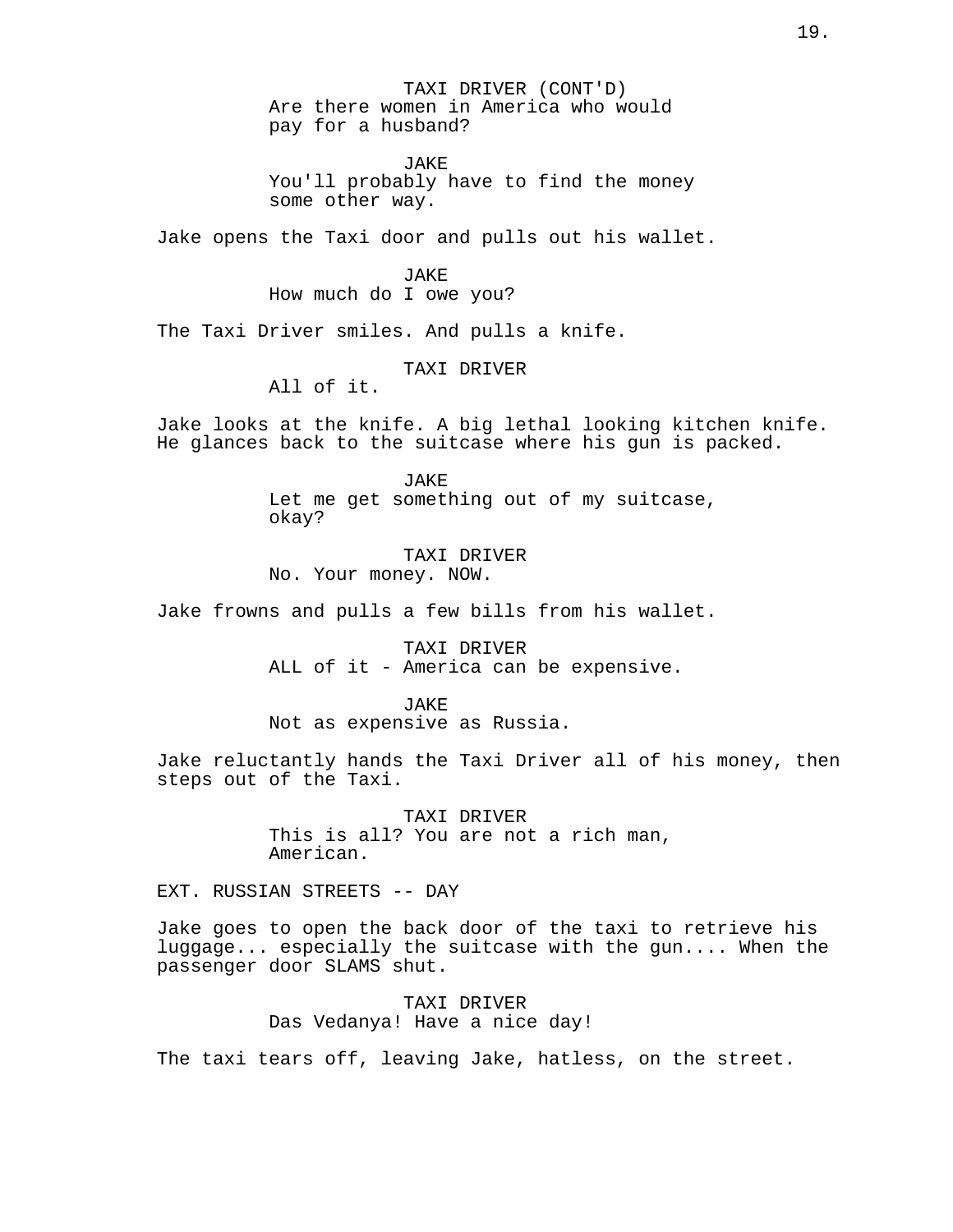TAXI DRIVER (CONT'D)
Are there women in America who would pay for a husband?

JAKE
You'll probably have to find the money some other way.

Jake opens the Taxi door and pulls out his wallet.

JAKE
How much do I owe you?

The Taxi Driver smiles. And pulls a knife.

TAXI DRIVER
All of it.

Jake looks at the knife. A big lethal looking kitchen knife. He glances back to the suitcase where his gun is packed.

JAKE
Let me get something out of my suitcase, okay?

TAXI DRIVER
No. Your money. NOW.

Jake frowns and pulls a few bills from his wallet.

TAXI DRIVER
ALL of it - America can be expensive.

JAKE
Not as expensive as Russia.

Jake reluctantly hands the Taxi Driver all of his money, then steps out of the Taxi.

TAXI DRIVER
This is all? You are not a rich man, American.

EXT. RUSSIAN STREETS -- DAY

Jake goes to open the back door of the taxi to retrieve his luggage... especially the suitcase with the gun.... When the passenger door SLAMS shut.

TAXI DRIVER
Das Vedanya! Have a nice day!

The taxi tears off, leaving Jake, hatless, on the street.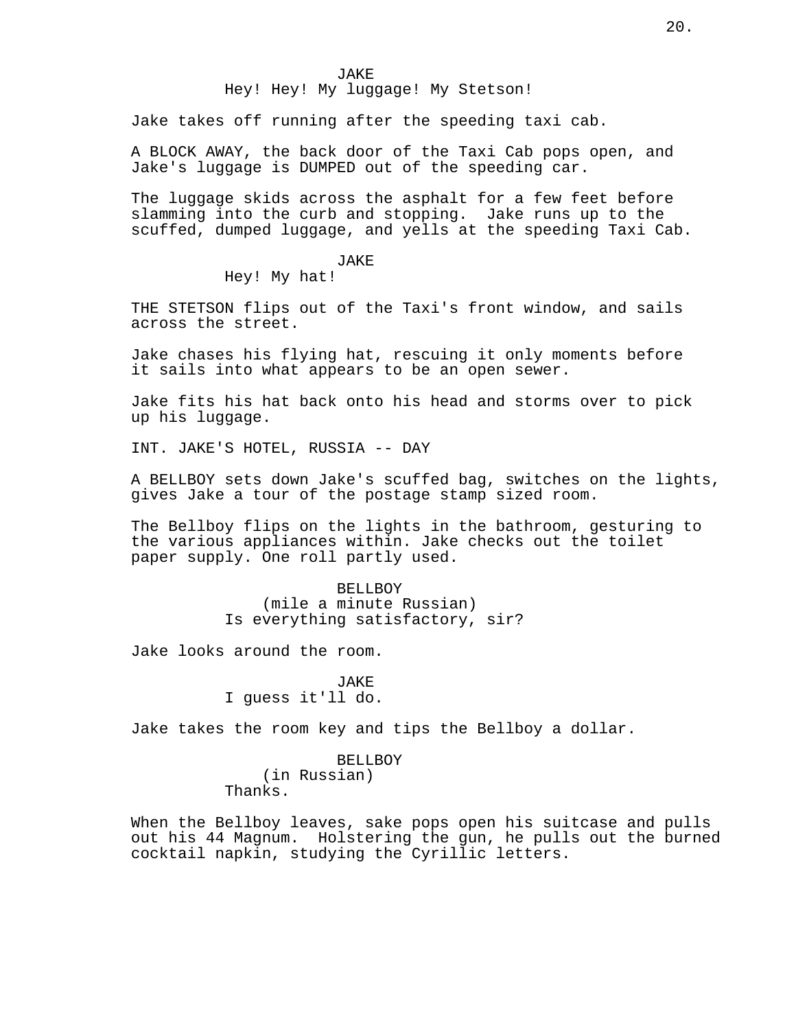JAKE
Hey! Hey! My luggage! My Stetson!

Jake takes off running after the speeding taxi cab.

A BLOCK AWAY, the back door of the Taxi Cab pops open, and Jake's luggage is DUMPED out of the speeding car.

The luggage skids across the asphalt for a few feet before slamming into the curb and stopping. Jake runs up to the scuffed, dumped luggage, and yells at the speeding Taxi Cab.

JAKE
Hey! My hat!

THE STETSON flips out of the Taxi's front window, and sails across the street.

Jake chases his flying hat, rescuing it only moments before it sails into what appears to be an open sewer.

Jake fits his hat back onto his head and storms over to pick up his luggage.

INT. JAKE'S HOTEL, RUSSIA -- DAY

A BELLBOY sets down Jake's scuffed bag, switches on the lights, gives Jake a tour of the postage stamp sized room.

The Bellboy flips on the lights in the bathroom, gesturing to the various appliances within. Jake checks out the toilet paper supply. One roll partly used.

BELLBOY
(mile a minute Russian)
Is everything satisfactory, sir?

Jake looks around the room.

JAKE
I guess it'll do.

Jake takes the room key and tips the Bellboy a dollar.

BELLBOY
(in Russian)
Thanks.

When the Bellboy leaves, sake pops open his suitcase and pulls out his 44 Magnum. Holstering the gun, he pulls out the burned cocktail napkin, studying the Cyrillic letters.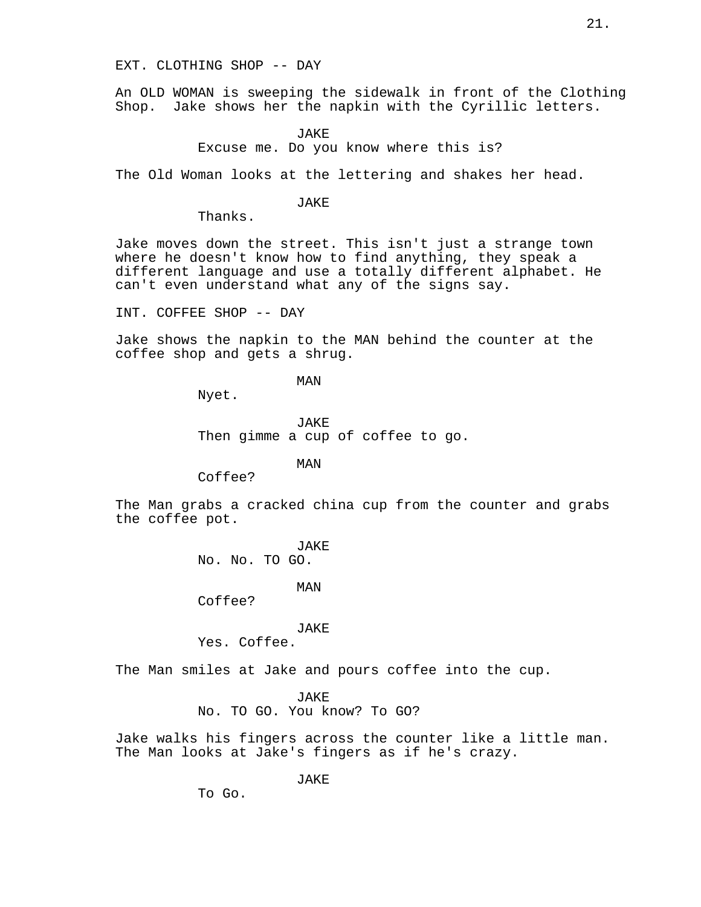EXT. CLOTHING SHOP -- DAY

An OLD WOMAN is sweeping the sidewalk in front of the Clothing Shop. Jake shows her the napkin with the Cyrillic letters.

JAKE
Excuse me. Do you know where this is?

The Old Woman looks at the lettering and shakes her head.

JAKE
Thanks.

Jake moves down the street. This isn't just a strange town where he doesn't know how to find anything, they speak a different language and use a totally different alphabet. He can't even understand what any of the signs say.

INT. COFFEE SHOP -- DAY

Jake shows the napkin to the MAN behind the counter at the coffee shop and gets a shrug.

MAN
Nyet.

JAKE
Then gimme a cup of coffee to go.

MAN
Coffee?

The Man grabs a cracked china cup from the counter and grabs the coffee pot.

JAKE
No. No. TO GO.

MAN
Coffee?

JAKE
Yes. Coffee.

The Man smiles at Jake and pours coffee into the cup.

JAKE
No. TO GO. You know? To GO?

Jake walks his fingers across the counter like a little man. The Man looks at Jake's fingers as if he's crazy.

JAKE
To Go.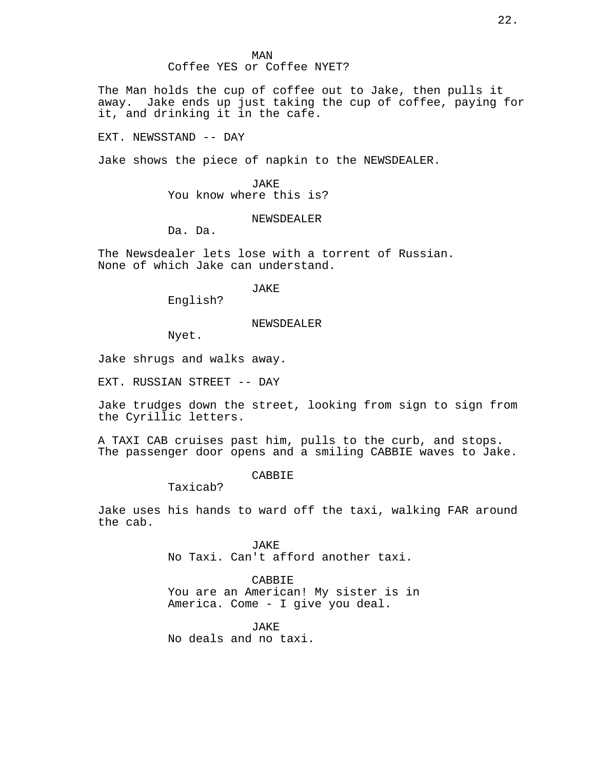MAN
Coffee YES or Coffee NYET?

The Man holds the cup of coffee out to Jake, then pulls it away. Jake ends up just taking the cup of coffee, paying for it, and drinking it in the cafe.

EXT. NEWSSTAND -- DAY

Jake shows the piece of napkin to the NEWSDEALER.

JAKE
You know where this is?

NEWSDEALER
Da. Da.

The Newsdealer lets lose with a torrent of Russian. None of which Jake can understand.

JAKE
English?

NEWSDEALER
Nyet.

Jake shrugs and walks away.

EXT. RUSSIAN STREET -- DAY

Jake trudges down the street, looking from sign to sign from the Cyrillic letters.

A TAXI CAB cruises past him, pulls to the curb, and stops. The passenger door opens and a smiling CABBIE waves to Jake.

CABBIE
Taxicab?

Jake uses his hands to ward off the taxi, walking FAR around the cab.

JAKE
No Taxi. Can't afford another taxi.

CABBIE
You are an American! My sister is in America. Come - I give you deal.

JAKE
No deals and no taxi.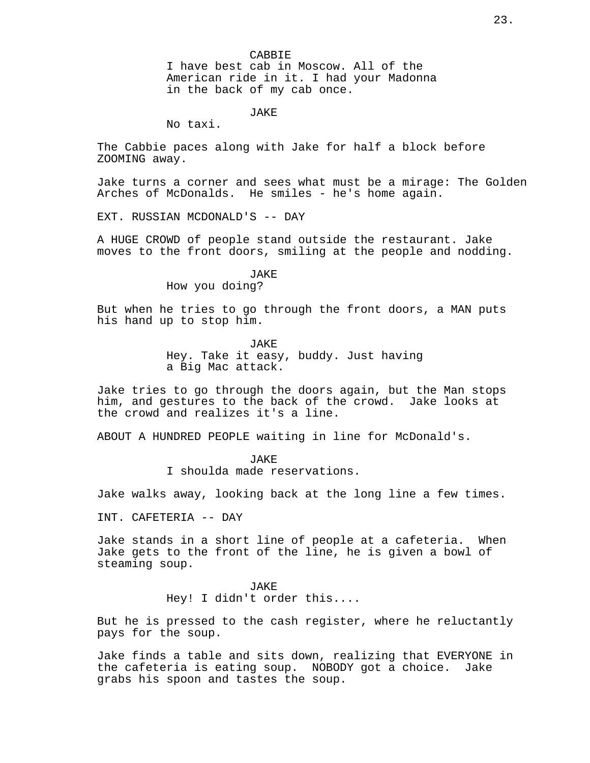CABBIE
I have best cab in Moscow. All of the American ride in it. I had your Madonna in the back of my cab once.

JAKE
No taxi.

The Cabbie paces along with Jake for half a block before ZOOMING away.

Jake turns a corner and sees what must be a mirage: The Golden Arches of McDonalds. He smiles - he's home again.

EXT. RUSSIAN MCDONALD'S -- DAY

A HUGE CROWD of people stand outside the restaurant. Jake moves to the front doors, smiling at the people and nodding.

JAKE
How you doing?

But when he tries to go through the front doors, a MAN puts his hand up to stop him.

JAKE
Hey. Take it easy, buddy. Just having a Big Mac attack.

Jake tries to go through the doors again, but the Man stops him, and gestures to the back of the crowd. Jake looks at the crowd and realizes it's a line.

ABOUT A HUNDRED PEOPLE waiting in line for McDonald's.

JAKE
I shoulda made reservations.

Jake walks away, looking back at the long line a few times.

INT. CAFETERIA -- DAY

Jake stands in a short line of people at a cafeteria. When Jake gets to the front of the line, he is given a bowl of steaming soup.

JAKE
Hey! I didn't order this....

But he is pressed to the cash register, where he reluctantly pays for the soup.

Jake finds a table and sits down, realizing that EVERYONE in the cafeteria is eating soup. NOBODY got a choice. Jake grabs his spoon and tastes the soup.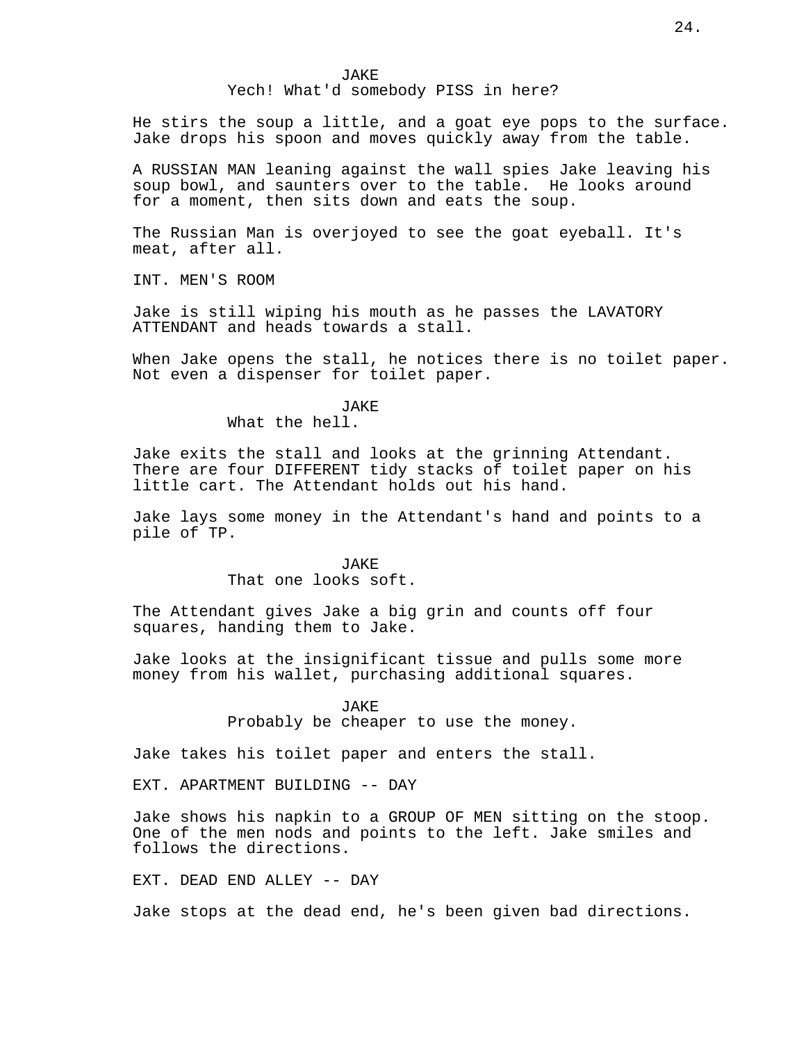JAKE
Yech! What'd somebody PISS in here?

He stirs the soup a little, and a goat eye pops to the surface. Jake drops his spoon and moves quickly away from the table.

A RUSSIAN MAN leaning against the wall spies Jake leaving his soup bowl, and saunters over to the table. He looks around for a moment, then sits down and eats the soup.

The Russian Man is overjoyed to see the goat eyeball. It's meat, after all.

INT. MEN'S ROOM

Jake is still wiping his mouth as he passes the LAVATORY ATTENDANT and heads towards a stall.

When Jake opens the stall, he notices there is no toilet paper. Not even a dispenser for toilet paper.

JAKE
What the hell.

Jake exits the stall and looks at the grinning Attendant. There are four DIFFERENT tidy stacks of toilet paper on his little cart. The Attendant holds out his hand.

Jake lays some money in the Attendant's hand and points to a pile of TP.

JAKE
That one looks soft.

The Attendant gives Jake a big grin and counts off four squares, handing them to Jake.

Jake looks at the insignificant tissue and pulls some more money from his wallet, purchasing additional squares.

JAKE
Probably be cheaper to use the money.

Jake takes his toilet paper and enters the stall.

EXT. APARTMENT BUILDING -- DAY

Jake shows his napkin to a GROUP OF MEN sitting on the stoop. One of the men nods and points to the left. Jake smiles and follows the directions.

EXT. DEAD END ALLEY -- DAY

Jake stops at the dead end, he's been given bad directions.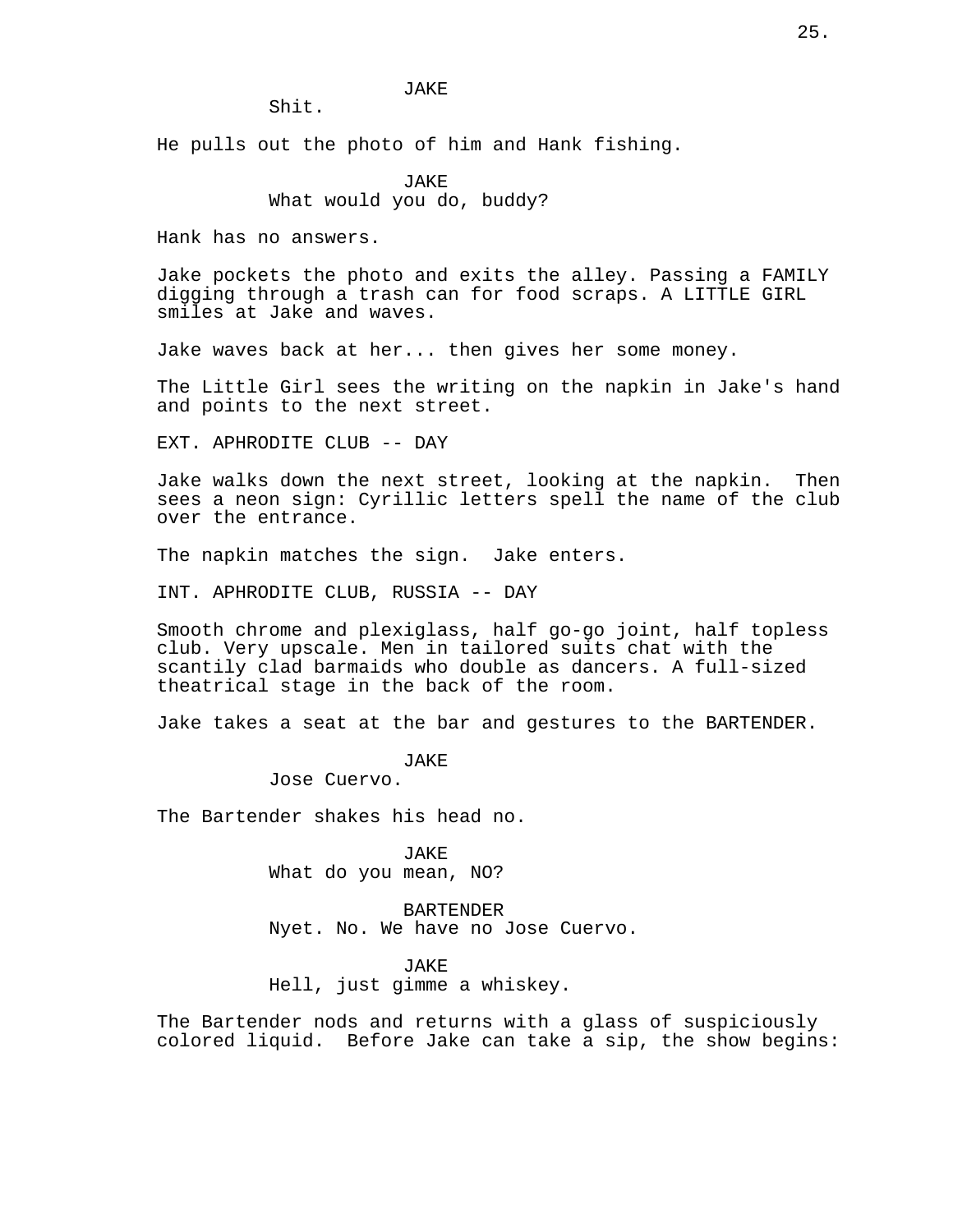JAKE
Shit.

He pulls out the photo of him and Hank fishing.

JAKE
What would you do, buddy?

Hank has no answers.

Jake pockets the photo and exits the alley. Passing a FAMILY digging through a trash can for food scraps. A LITTLE GIRL smiles at Jake and waves.

Jake waves back at her... then gives her some money.

The Little Girl sees the writing on the napkin in Jake's hand and points to the next street.

EXT. APHRODITE CLUB -- DAY

Jake walks down the next street, looking at the napkin. Then sees a neon sign: Cyrillic letters spell the name of the club over the entrance.

The napkin matches the sign. Jake enters.

INT. APHRODITE CLUB, RUSSIA -- DAY

Smooth chrome and plexiglass, half go-go joint, half topless club. Very upscale. Men in tailored suits chat with the scantily clad barmaids who double as dancers. A full-sized theatrical stage in the back of the room.

Jake takes a seat at the bar and gestures to the BARTENDER.

JAKE
Jose Cuervo.

The Bartender shakes his head no.

JAKE
What do you mean, NO?

BARTENDER
Nyet. No. We have no Jose Cuervo.

JAKE
Hell, just gimme a whiskey.

The Bartender nods and returns with a glass of suspiciously colored liquid. Before Jake can take a sip, the show begins: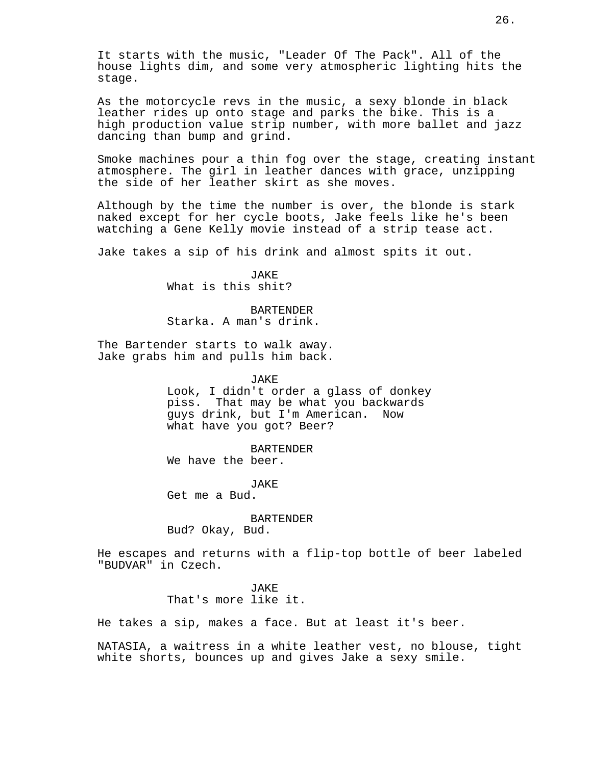It starts with the music, "Leader Of The Pack". All of the house lights dim, and some very atmospheric lighting hits the stage.

As the motorcycle revs in the music, a sexy blonde in black leather rides up onto stage and parks the bike. This is a high production value strip number, with more ballet and jazz dancing than bump and grind.

Smoke machines pour a thin fog over the stage, creating instant atmosphere. The girl in leather dances with grace, unzipping the side of her leather skirt as she moves.

Although by the time the number is over, the blonde is stark naked except for her cycle boots, Jake feels like he's been watching a Gene Kelly movie instead of a strip tease act.

Jake takes a sip of his drink and almost spits it out.

JAKE
What is this shit?

BARTENDER
Starka. A man's drink.

The Bartender starts to walk away.
Jake grabs him and pulls him back.

JAKE
Look, I didn't order a glass of donkey piss. That may be what you backwards guys drink, but I'm American. Now what have you got? Beer?

BARTENDER
We have the beer.

JAKE
Get me a Bud.

BARTENDER
Bud? Okay, Bud.

He escapes and returns with a flip-top bottle of beer labeled "BUDVAR" in Czech.

JAKE
That's more like it.

He takes a sip, makes a face. But at least it's beer.

NATASIA, a waitress in a white leather vest, no blouse, tight white shorts, bounces up and gives Jake a sexy smile.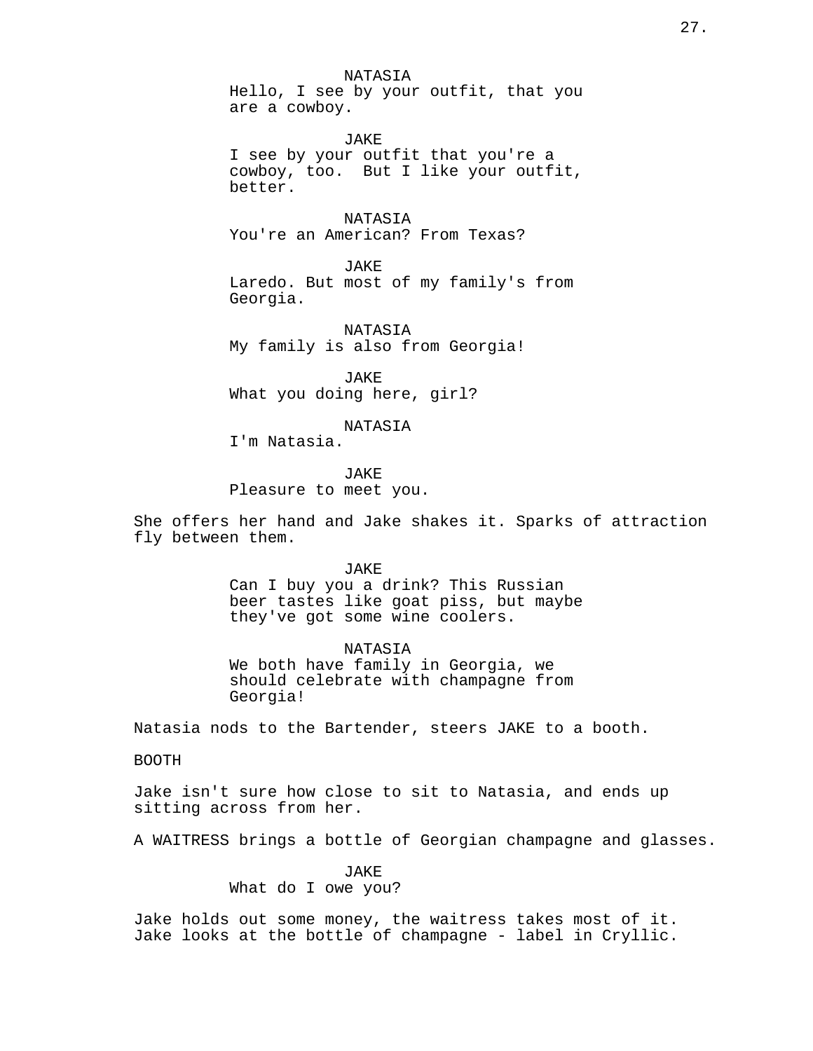NATASIA
Hello, I see by your outfit, that you are a cowboy.

JAKE
I see by your outfit that you're a cowboy, too.  But I like your outfit, better.

NATASIA
You're an American? From Texas?

JAKE
Laredo. But most of my family's from Georgia.

NATASIA
My family is also from Georgia!

JAKE
What you doing here, girl?

NATASIA
I'm Natasia.

JAKE
Pleasure to meet you.

She offers her hand and Jake shakes it. Sparks of attraction fly between them.

JAKE
Can I buy you a drink? This Russian beer tastes like goat piss, but maybe they've got some wine coolers.

NATASIA
We both have family in Georgia, we should celebrate with champagne from Georgia!

Natasia nods to the Bartender, steers JAKE to a booth.

BOOTH

Jake isn't sure how close to sit to Natasia, and ends up sitting across from her.

A WAITRESS brings a bottle of Georgian champagne and glasses.

JAKE
What do I owe you?

Jake holds out some money, the waitress takes most of it. Jake looks at the bottle of champagne - label in Cryllic.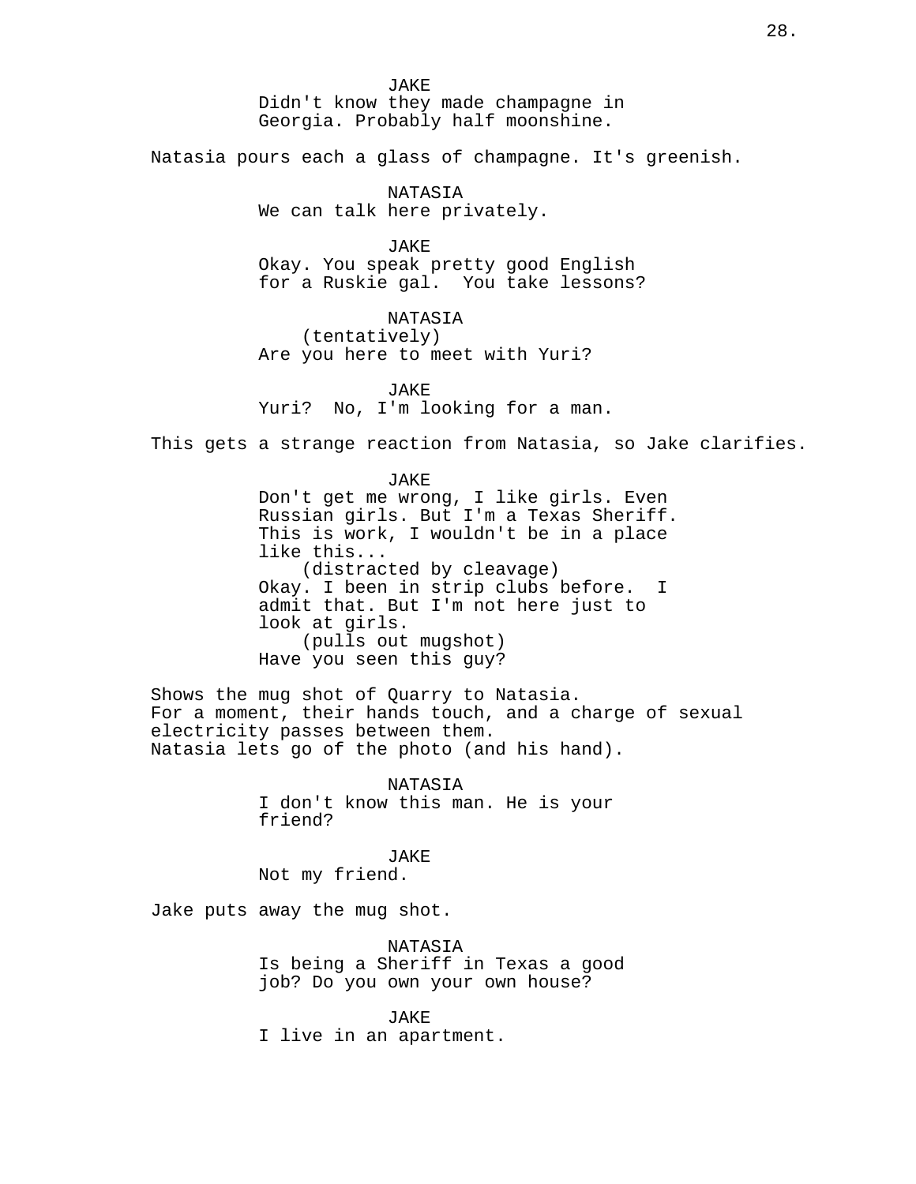JAKE
Didn't know they made champagne in Georgia. Probably half moonshine.

Natasia pours each a glass of champagne. It's greenish.

NATASIA
We can talk here privately.

JAKE
Okay. You speak pretty good English for a Ruskie gal.  You take lessons?

NATASIA
(tentatively)
Are you here to meet with Yuri?

JAKE
Yuri?  No, I'm looking for a man.

This gets a strange reaction from Natasia, so Jake clarifies.

JAKE
Don't get me wrong, I like girls. Even Russian girls. But I'm a Texas Sheriff. This is work, I wouldn't be in a place like this...
(distracted by cleavage)
Okay. I been in strip clubs before.  I admit that. But I'm not here just to look at girls.
(pulls out mugshot)
Have you seen this guy?

Shows the mug shot of Quarry to Natasia.
For a moment, their hands touch, and a charge of sexual electricity passes between them.
Natasia lets go of the photo (and his hand).

NATASIA
I don't know this man. He is your friend?

JAKE
Not my friend.

Jake puts away the mug shot.

NATASIA
Is being a Sheriff in Texas a good job? Do you own your own house?

JAKE
I live in an apartment.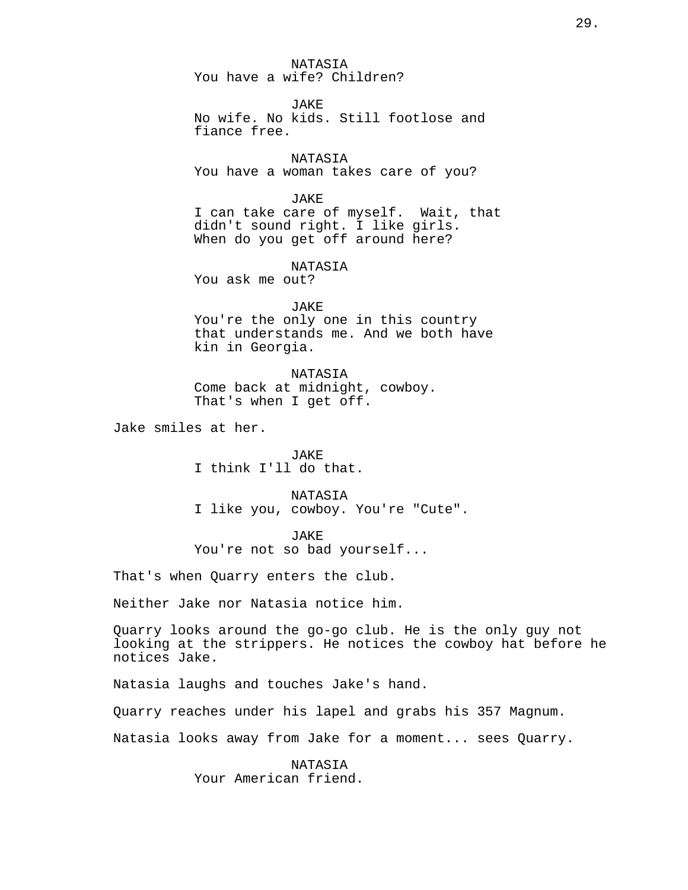NATASIA
You have a wife? Children?

JAKE
No wife. No kids. Still footlose and fiance free.

NATASIA
You have a woman takes care of you?

JAKE
I can take care of myself. Wait, that didn't sound right. I like girls. When do you get off around here?

NATASIA
You ask me out?

JAKE
You're the only one in this country that understands me. And we both have kin in Georgia.

NATASIA
Come back at midnight, cowboy. That's when I get off.

Jake smiles at her.

JAKE
I think I'll do that.

NATASIA
I like you, cowboy. You're "Cute".

JAKE
You're not so bad yourself...

That's when Quarry enters the club.

Neither Jake nor Natasia notice him.

Quarry looks around the go-go club. He is the only guy not looking at the strippers. He notices the cowboy hat before he notices Jake.

Natasia laughs and touches Jake's hand.

Quarry reaches under his lapel and grabs his 357 Magnum.

Natasia looks away from Jake for a moment... sees Quarry.

NATASIA
Your American friend.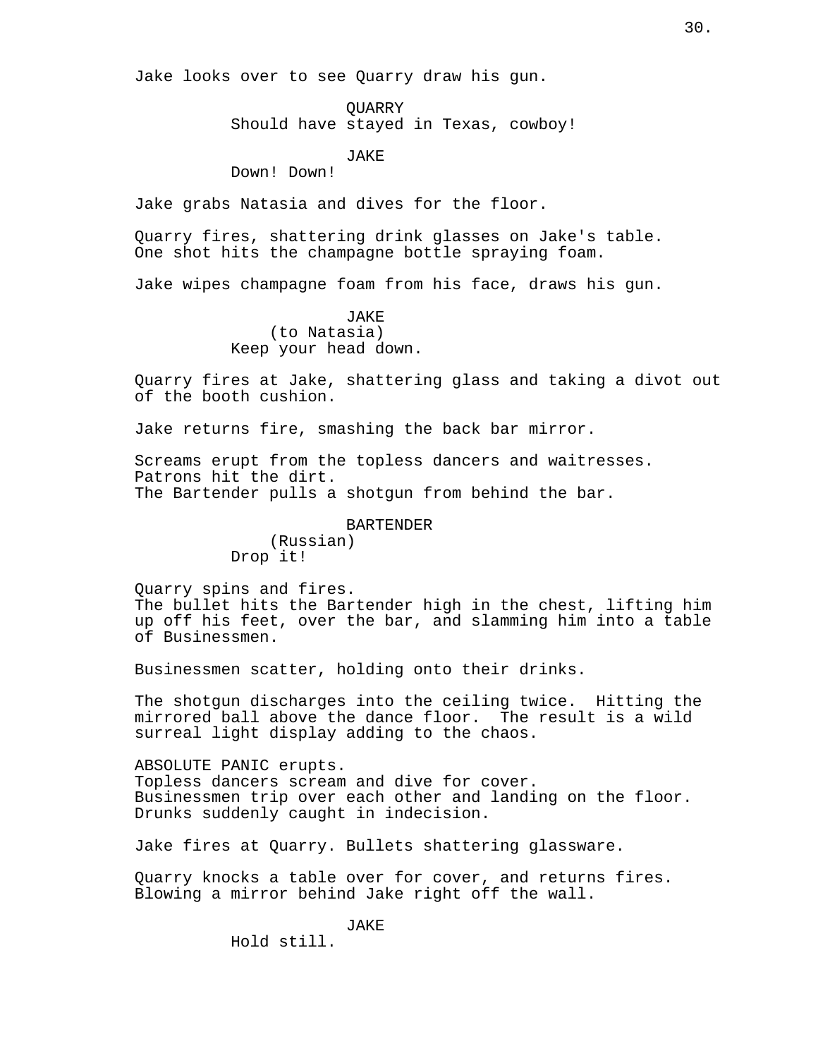Jake looks over to see Quarry draw his gun.

QUARRY
Should have stayed in Texas, cowboy!

JAKE
Down! Down!

Jake grabs Natasia and dives for the floor.

Quarry fires, shattering drink glasses on Jake's table.
One shot hits the champagne bottle spraying foam.

Jake wipes champagne foam from his face, draws his gun.

JAKE
(to Natasia)
Keep your head down.

Quarry fires at Jake, shattering glass and taking a divot out of the booth cushion.

Jake returns fire, smashing the back bar mirror.

Screams erupt from the topless dancers and waitresses.
Patrons hit the dirt.
The Bartender pulls a shotgun from behind the bar.

BARTENDER
(Russian)
Drop it!

Quarry spins and fires.
The bullet hits the Bartender high in the chest, lifting him up off his feet, over the bar, and slamming him into a table of Businessmen.

Businessmen scatter, holding onto their drinks.

The shotgun discharges into the ceiling twice. Hitting the mirrored ball above the dance floor. The result is a wild surreal light display adding to the chaos.

ABSOLUTE PANIC erupts.
Topless dancers scream and dive for cover.
Businessmen trip over each other and landing on the floor.
Drunks suddenly caught in indecision.

Jake fires at Quarry. Bullets shattering glassware.

Quarry knocks a table over for cover, and returns fires.
Blowing a mirror behind Jake right off the wall.

JAKE
Hold still.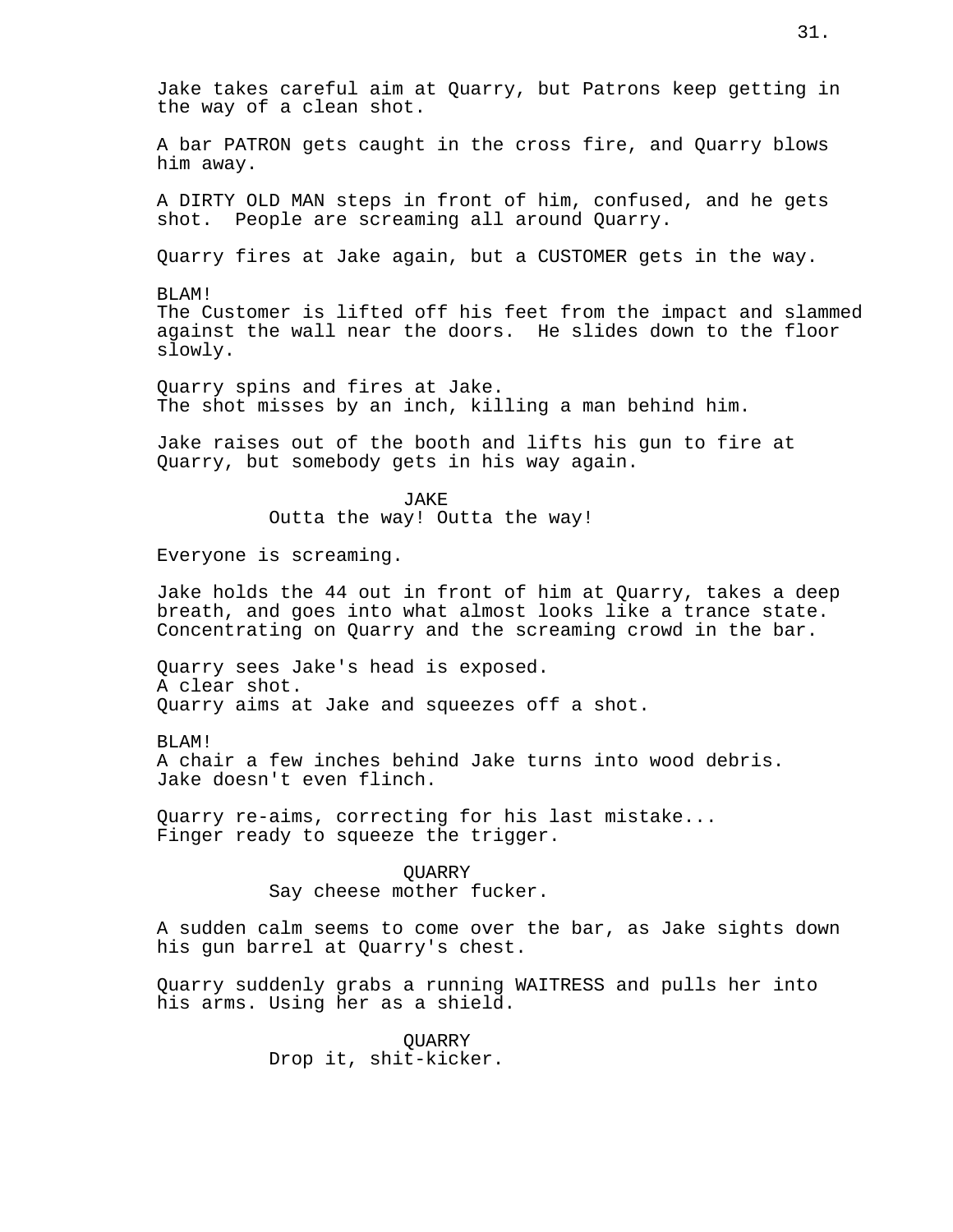Jake takes careful aim at Quarry, but Patrons keep getting in the way of a clean shot.

A bar PATRON gets caught in the cross fire, and Quarry blows him away.

A DIRTY OLD MAN steps in front of him, confused, and he gets shot. People are screaming all around Quarry.

Quarry fires at Jake again, but a CUSTOMER gets in the way.

BLAM!
The Customer is lifted off his feet from the impact and slammed against the wall near the doors. He slides down to the floor slowly.

Quarry spins and fires at Jake.
The shot misses by an inch, killing a man behind him.

Jake raises out of the booth and lifts his gun to fire at Quarry, but somebody gets in his way again.

JAKE
Outta the way! Outta the way!

Everyone is screaming.

Jake holds the 44 out in front of him at Quarry, takes a deep breath, and goes into what almost looks like a trance state. Concentrating on Quarry and the screaming crowd in the bar.

Quarry sees Jake's head is exposed.
A clear shot.
Quarry aims at Jake and squeezes off a shot.

BLAM!
A chair a few inches behind Jake turns into wood debris.
Jake doesn't even flinch.

Quarry re-aims, correcting for his last mistake...
Finger ready to squeeze the trigger.

QUARRY
Say cheese mother fucker.

A sudden calm seems to come over the bar, as Jake sights down his gun barrel at Quarry's chest.

Quarry suddenly grabs a running WAITRESS and pulls her into his arms. Using her as a shield.

QUARRY
Drop it, shit-kicker.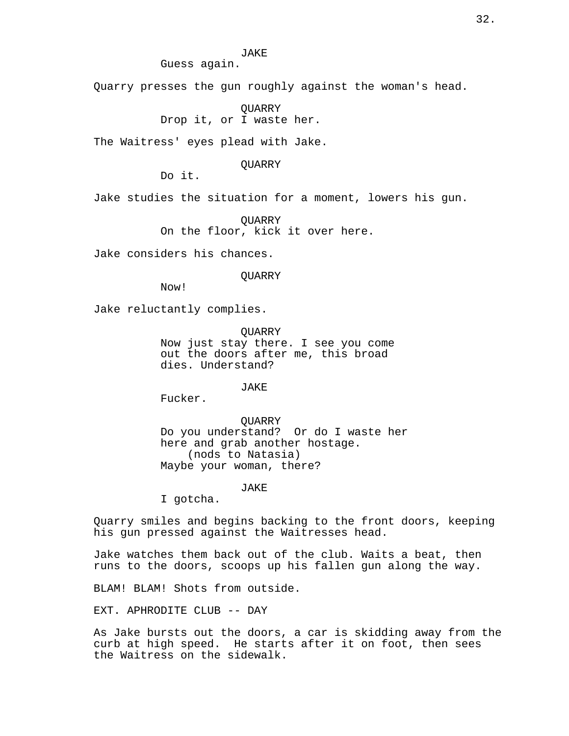JAKE
Guess again.

Quarry presses the gun roughly against the woman's head.

QUARRY
Drop it, or I waste her.

The Waitress' eyes plead with Jake.

QUARRY
Do it.

Jake studies the situation for a moment, lowers his gun.

QUARRY
On the floor, kick it over here.

Jake considers his chances.

QUARRY
Now!

Jake reluctantly complies.

QUARRY
Now just stay there. I see you come out the doors after me, this broad dies. Understand?

JAKE
Fucker.

QUARRY
Do you understand? Or do I waste her here and grab another hostage.
(nods to Natasia)
Maybe your woman, there?

JAKE
I gotcha.

Quarry smiles and begins backing to the front doors, keeping his gun pressed against the Waitresses head.

Jake watches them back out of the club. Waits a beat, then runs to the doors, scoops up his fallen gun along the way.

BLAM! BLAM! Shots from outside.

EXT. APHRODITE CLUB -- DAY

As Jake bursts out the doors, a car is skidding away from the curb at high speed. He starts after it on foot, then sees the Waitress on the sidewalk.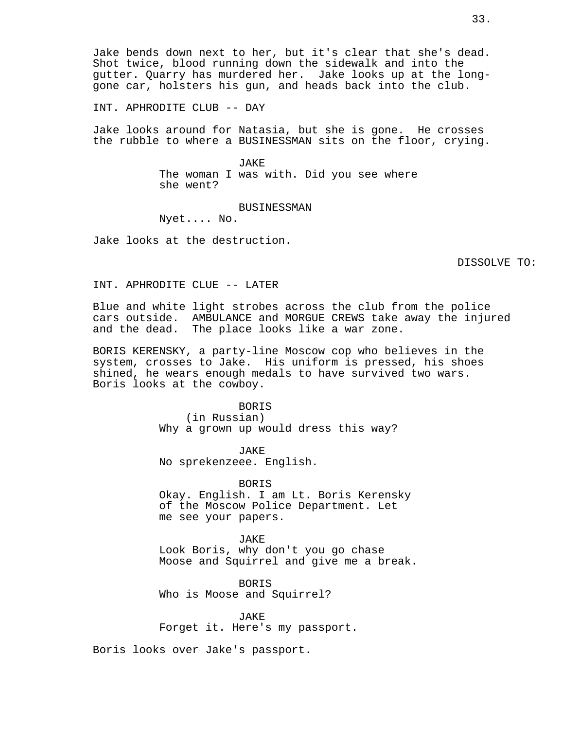Jake bends down next to her, but it's clear that she's dead. Shot twice, blood running down the sidewalk and into the gutter. Quarry has murdered her. Jake looks up at the long-gone car, holsters his gun, and heads back into the club.

INT. APHRODITE CLUB -- DAY

Jake looks around for Natasia, but she is gone. He crosses the rubble to where a BUSINESSMAN sits on the floor, crying.

JAKE
The woman I was with. Did you see where she went?

BUSINESSMAN
Nyet.... No.

Jake looks at the destruction.

DISSOLVE TO:

INT. APHRODITE CLUE -- LATER

Blue and white light strobes across the club from the police cars outside. AMBULANCE and MORGUE CREWS take away the injured and the dead. The place looks like a war zone.

BORIS KERENSKY, a party-line Moscow cop who believes in the system, crosses to Jake. His uniform is pressed, his shoes shined, he wears enough medals to have survived two wars. Boris looks at the cowboy.

BORIS
(in Russian)
Why a grown up would dress this way?

JAKE
No sprekenzeee. English.

BORIS
Okay. English. I am Lt. Boris Kerensky of the Moscow Police Department. Let me see your papers.

JAKE
Look Boris, why don't you go chase Moose and Squirrel and give me a break.

BORIS
Who is Moose and Squirrel?

JAKE
Forget it. Here's my passport.

Boris looks over Jake's passport.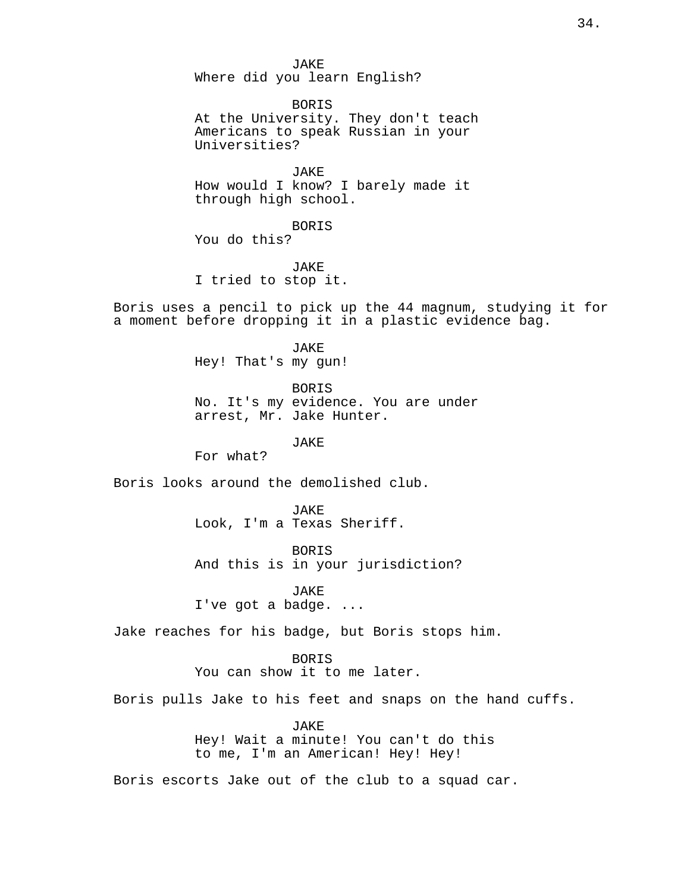JAKE
Where did you learn English?

BORIS
At the University. They don't teach Americans to speak Russian in your Universities?

JAKE
How would I know? I barely made it through high school.

BORIS
You do this?

JAKE
I tried to stop it.

Boris uses a pencil to pick up the 44 magnum, studying it for a moment before dropping it in a plastic evidence bag.

JAKE
Hey! That's my gun!

BORIS
No. It's my evidence. You are under arrest, Mr. Jake Hunter.

JAKE
For what?

Boris looks around the demolished club.

JAKE
Look, I'm a Texas Sheriff.

BORIS
And this is in your jurisdiction?

JAKE
I've got a badge. ...

Jake reaches for his badge, but Boris stops him.

BORIS
You can show it to me later.

Boris pulls Jake to his feet and snaps on the hand cuffs.

JAKE
Hey! Wait a minute! You can't do this to me, I'm an American! Hey! Hey!

Boris escorts Jake out of the club to a squad car.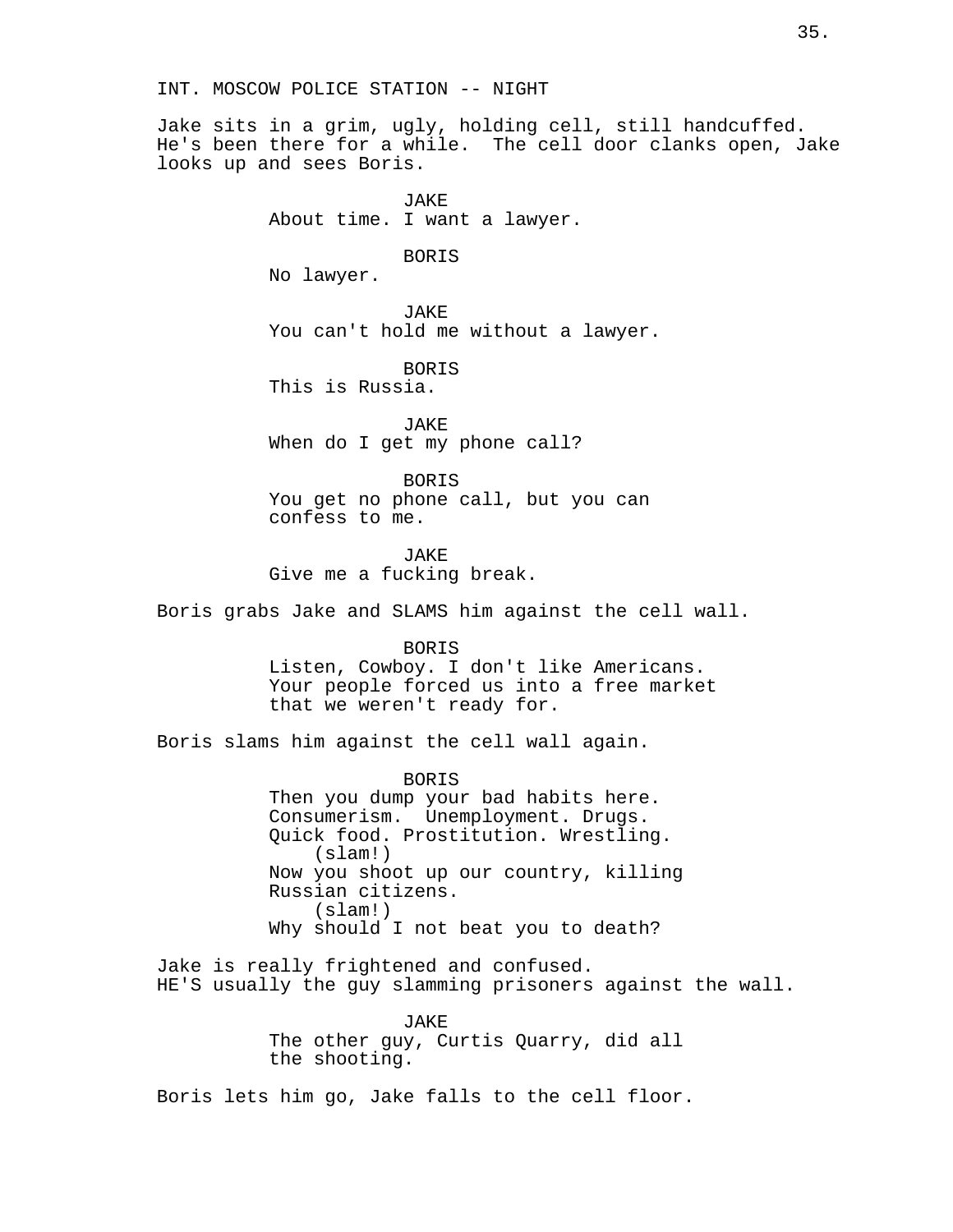INT. MOSCOW POLICE STATION -- NIGHT

Jake sits in a grim, ugly, holding cell, still handcuffed. He's been there for a while. The cell door clanks open, Jake looks up and sees Boris.

JAKE
About time. I want a lawyer.

BORIS
No lawyer.

JAKE
You can't hold me without a lawyer.

BORIS
This is Russia.

JAKE
When do I get my phone call?

BORIS
You get no phone call, but you can confess to me.

JAKE
Give me a fucking break.

Boris grabs Jake and SLAMS him against the cell wall.

BORIS
Listen, Cowboy. I don't like Americans. Your people forced us into a free market that we weren't ready for.

Boris slams him against the cell wall again.

BORIS
Then you dump your bad habits here. Consumerism. Unemployment. Drugs. Quick food. Prostitution. Wrestling.
(slam!)
Now you shoot up our country, killing Russian citizens.
(slam!)
Why should I not beat you to death?

Jake is really frightened and confused.
HE'S usually the guy slamming prisoners against the wall.

JAKE
The other guy, Curtis Quarry, did all the shooting.

Boris lets him go, Jake falls to the cell floor.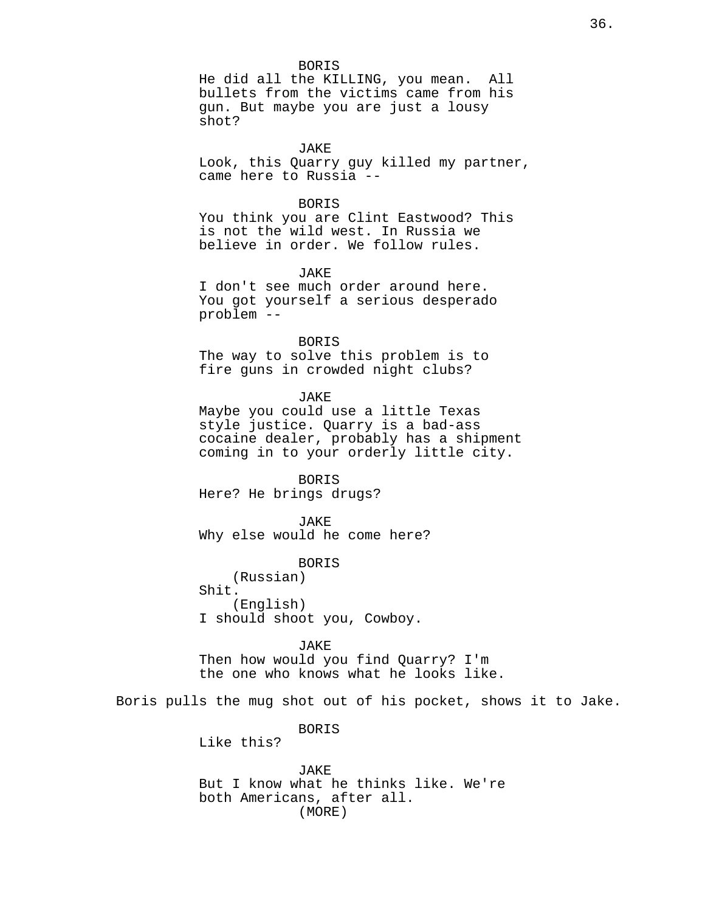BORIS
He did all the KILLING, you mean. All bullets from the victims came from his gun. But maybe you are just a lousy shot?

JAKE
Look, this Quarry guy killed my partner, came here to Russia --

BORIS
You think you are Clint Eastwood? This is not the wild west. In Russia we believe in order. We follow rules.

JAKE
I don't see much order around here. You got yourself a serious desperado problem --

BORIS
The way to solve this problem is to fire guns in crowded night clubs?

JAKE
Maybe you could use a little Texas style justice. Quarry is a bad-ass cocaine dealer, probably has a shipment coming in to your orderly little city.

BORIS
Here? He brings drugs?

JAKE
Why else would he come here?

BORIS
(Russian)
Shit.
(English)
I should shoot you, Cowboy.

JAKE
Then how would you find Quarry? I'm the one who knows what he looks like.

Boris pulls the mug shot out of his pocket, shows it to Jake.

BORIS
Like this?

JAKE
But I know what he thinks like. We're both Americans, after all.
(MORE)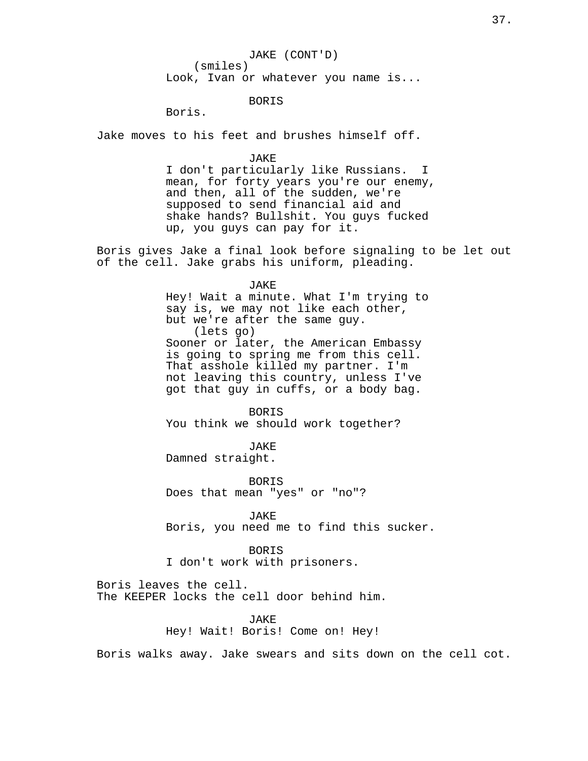JAKE (CONT'D)
(smiles)
Look, Ivan or whatever you name is...

BORIS
Boris.

Jake moves to his feet and brushes himself off.

JAKE
I don't particularly like Russians. I mean, for forty years you're our enemy, and then, all of the sudden, we're supposed to send financial aid and shake hands? Bullshit. You guys fucked up, you guys can pay for it.

Boris gives Jake a final look before signaling to be let out of the cell. Jake grabs his uniform, pleading.

JAKE
Hey! Wait a minute. What I'm trying to say is, we may not like each other, but we're after the same guy.
(lets go)
Sooner or later, the American Embassy is going to spring me from this cell. That asshole killed my partner. I'm not leaving this country, unless I've got that guy in cuffs, or a body bag.

BORIS
You think we should work together?

JAKE
Damned straight.

BORIS
Does that mean "yes" or "no"?

JAKE
Boris, you need me to find this sucker.

BORIS
I don't work with prisoners.

Boris leaves the cell.
The KEEPER locks the cell door behind him.

JAKE
Hey! Wait! Boris! Come on! Hey!

Boris walks away. Jake swears and sits down on the cell cot.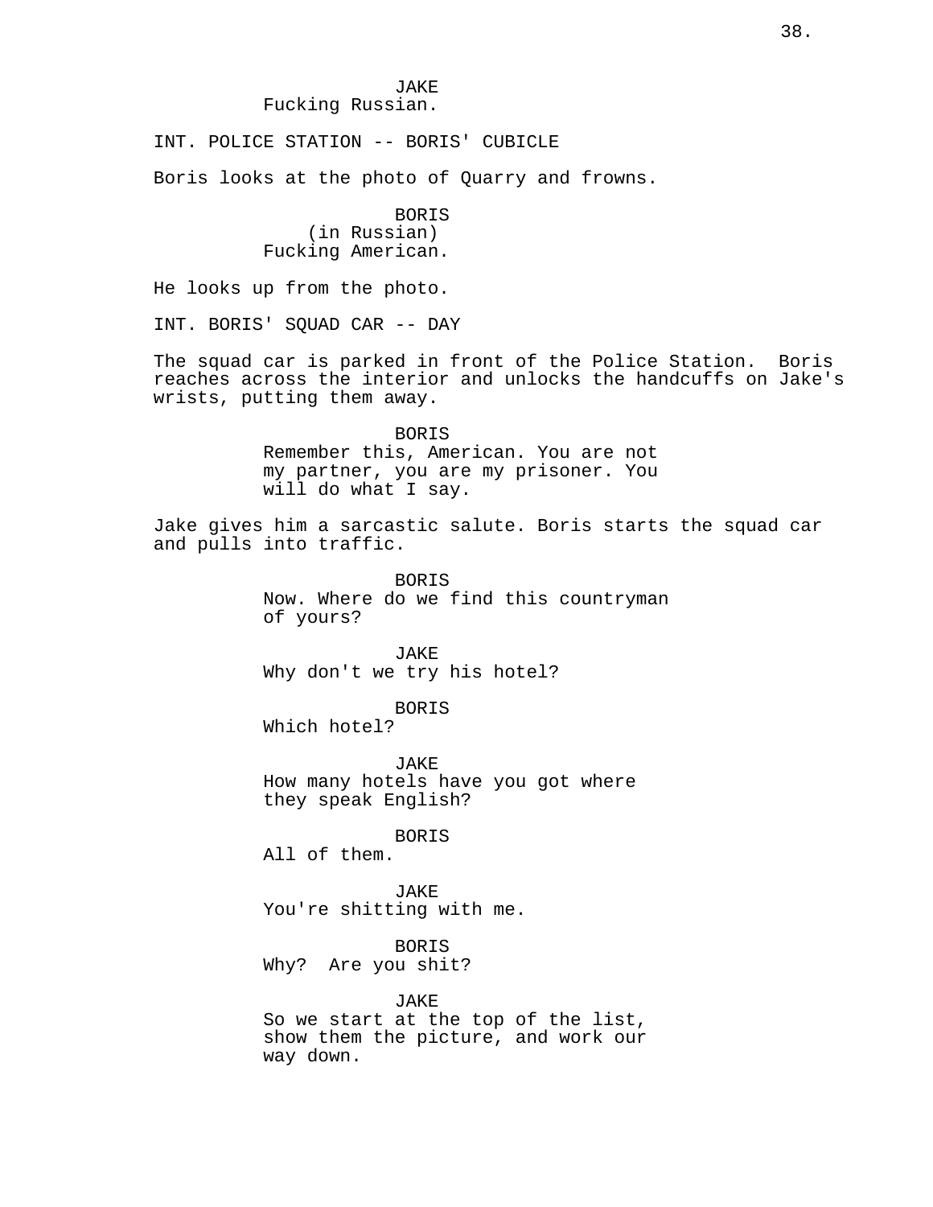JAKE
Fucking Russian.

INT. POLICE STATION -- BORIS' CUBICLE

Boris looks at the photo of Quarry and frowns.

BORIS
(in Russian)
Fucking American.

He looks up from the photo.

INT. BORIS' SQUAD CAR -- DAY

The squad car is parked in front of the Police Station. Boris reaches across the interior and unlocks the handcuffs on Jake's wrists, putting them away.

BORIS
Remember this, American. You are not my partner, you are my prisoner. You will do what I say.

Jake gives him a sarcastic salute. Boris starts the squad car and pulls into traffic.

BORIS
Now. Where do we find this countryman of yours?

JAKE
Why don't we try his hotel?

BORIS
Which hotel?

JAKE
How many hotels have you got where they speak English?

BORIS
All of them.

JAKE
You're shitting with me.

BORIS
Why? Are you shit?

JAKE
So we start at the top of the list, show them the picture, and work our way down.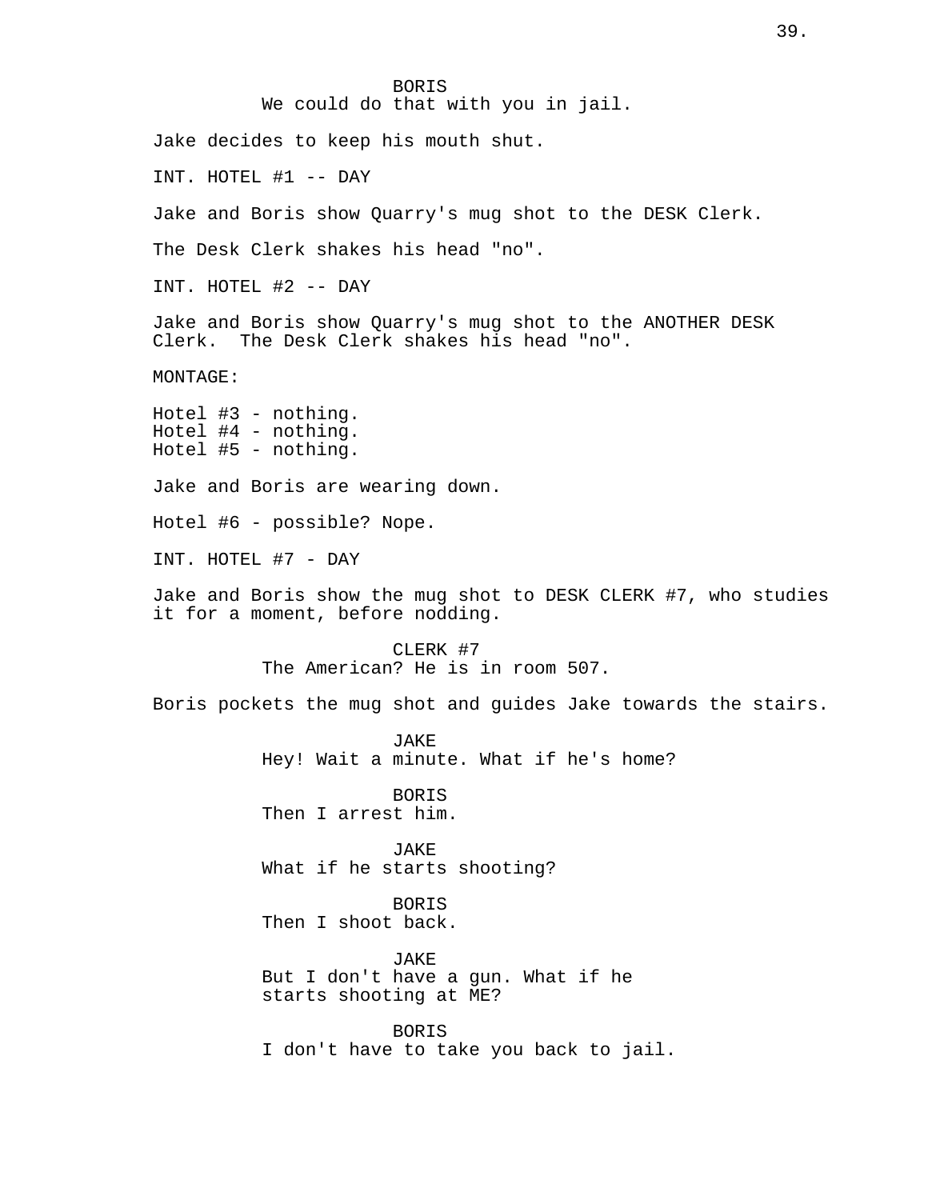BORIS
We could do that with you in jail.

Jake decides to keep his mouth shut.

INT. HOTEL #1 -- DAY

Jake and Boris show Quarry's mug shot to the DESK Clerk.

The Desk Clerk shakes his head "no".

INT. HOTEL #2 -- DAY

Jake and Boris show Quarry's mug shot to the ANOTHER DESK Clerk. The Desk Clerk shakes his head "no".

MONTAGE:

Hotel #3 - nothing.
Hotel #4 - nothing.
Hotel #5 - nothing.

Jake and Boris are wearing down.

Hotel #6 - possible? Nope.

INT. HOTEL #7 - DAY

Jake and Boris show the mug shot to DESK CLERK #7, who studies it for a moment, before nodding.

CLERK #7
The American? He is in room 507.

Boris pockets the mug shot and guides Jake towards the stairs.

JAKE
Hey! Wait a minute. What if he's home?

BORIS
Then I arrest him.

JAKE
What if he starts shooting?

BORIS
Then I shoot back.

JAKE
But I don't have a gun. What if he starts shooting at ME?

BORIS
I don't have to take you back to jail.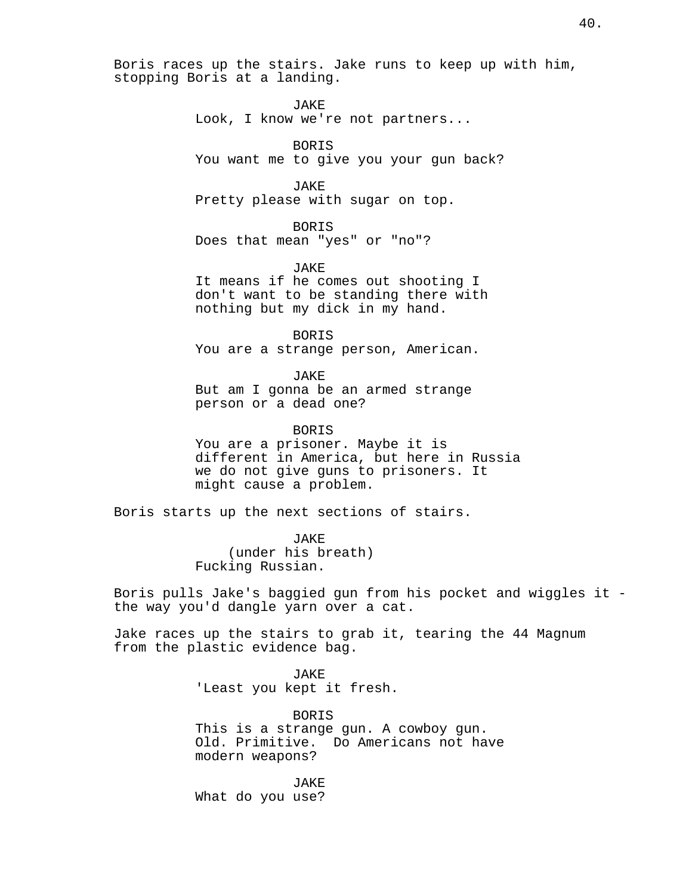Boris races up the stairs. Jake runs to keep up with him, stopping Boris at a landing.

JAKE
Look, I know we're not partners...

BORIS
You want me to give you your gun back?

JAKE
Pretty please with sugar on top.

BORIS
Does that mean "yes" or "no"?

JAKE
It means if he comes out shooting I don't want to be standing there with nothing but my dick in my hand.

BORIS
You are a strange person, American.

JAKE
But am I gonna be an armed strange person or a dead one?

BORIS
You are a prisoner. Maybe it is different in America, but here in Russia we do not give guns to prisoners. It might cause a problem.

Boris starts up the next sections of stairs.

JAKE
(under his breath)
Fucking Russian.

Boris pulls Jake's baggied gun from his pocket and wiggles it - the way you'd dangle yarn over a cat.

Jake races up the stairs to grab it, tearing the 44 Magnum from the plastic evidence bag.

JAKE
'Least you kept it fresh.

BORIS
This is a strange gun. A cowboy gun. Old. Primitive. Do Americans not have modern weapons?

JAKE
What do you use?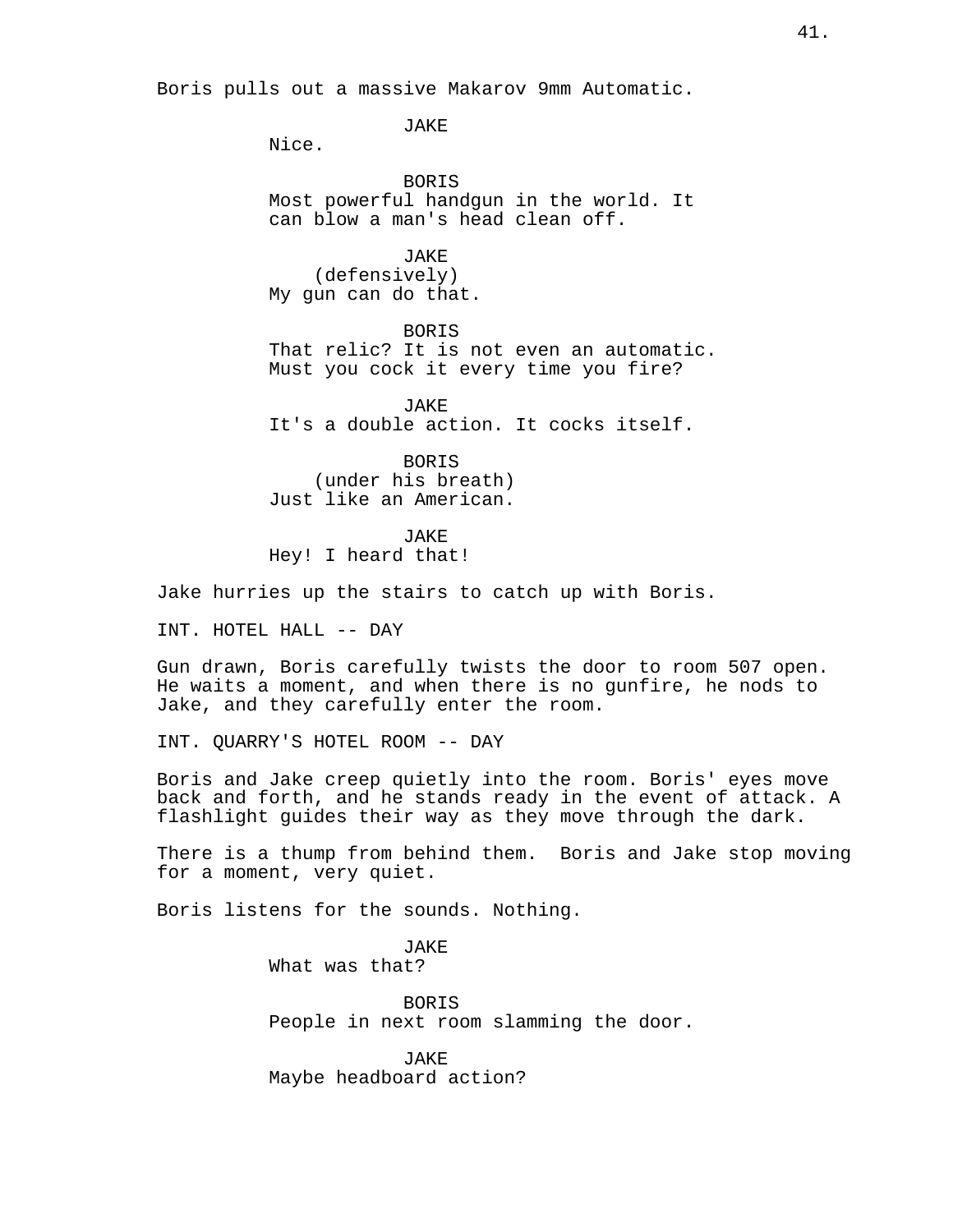Boris pulls out a massive Makarov 9mm Automatic.

JAKE
Nice.

BORIS
Most powerful handgun in the world. It can blow a man's head clean off.

JAKE
(defensively)
My gun can do that.

BORIS
That relic? It is not even an automatic. Must you cock it every time you fire?

JAKE
It's a double action. It cocks itself.

BORIS
(under his breath)
Just like an American.

JAKE
Hey! I heard that!

Jake hurries up the stairs to catch up with Boris.

INT. HOTEL HALL -- DAY

Gun drawn, Boris carefully twists the door to room 507 open. He waits a moment, and when there is no gunfire, he nods to Jake, and they carefully enter the room.

INT. QUARRY'S HOTEL ROOM -- DAY

Boris and Jake creep quietly into the room. Boris' eyes move back and forth, and he stands ready in the event of attack. A flashlight guides their way as they move through the dark.

There is a thump from behind them. Boris and Jake stop moving for a moment, very quiet.

Boris listens for the sounds. Nothing.

JAKE
What was that?

BORIS
People in next room slamming the door.

JAKE
Maybe headboard action?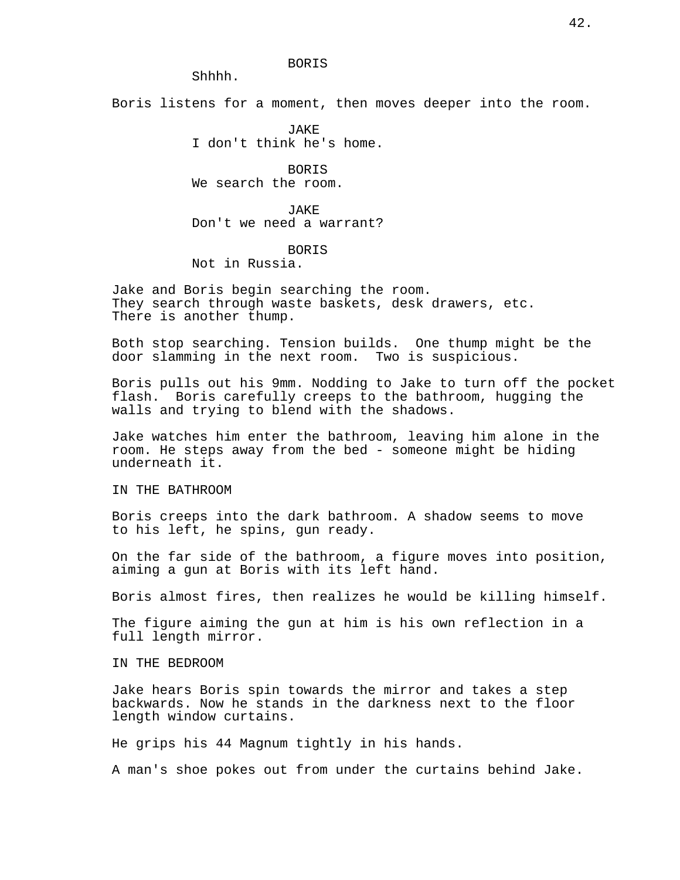BORIS

Shhhh.

Boris listens for a moment, then moves deeper into the room.

JAKE

I don't think he's home.

BORIS

We search the room.

JAKE

Don't we need a warrant?

BORIS

Not in Russia.

Jake and Boris begin searching the room.
They search through waste baskets, desk drawers, etc.
There is another thump.

Both stop searching. Tension builds. One thump might be the door slamming in the next room. Two is suspicious.

Boris pulls out his 9mm. Nodding to Jake to turn off the pocket flash. Boris carefully creeps to the bathroom, hugging the walls and trying to blend with the shadows.

Jake watches him enter the bathroom, leaving him alone in the room. He steps away from the bed - someone might be hiding underneath it.

IN THE BATHROOM

Boris creeps into the dark bathroom. A shadow seems to move to his left, he spins, gun ready.

On the far side of the bathroom, a figure moves into position, aiming a gun at Boris with its left hand.

Boris almost fires, then realizes he would be killing himself.

The figure aiming the gun at him is his own reflection in a full length mirror.

IN THE BEDROOM

Jake hears Boris spin towards the mirror and takes a step backwards. Now he stands in the darkness next to the floor length window curtains.

He grips his 44 Magnum tightly in his hands.

A man's shoe pokes out from under the curtains behind Jake.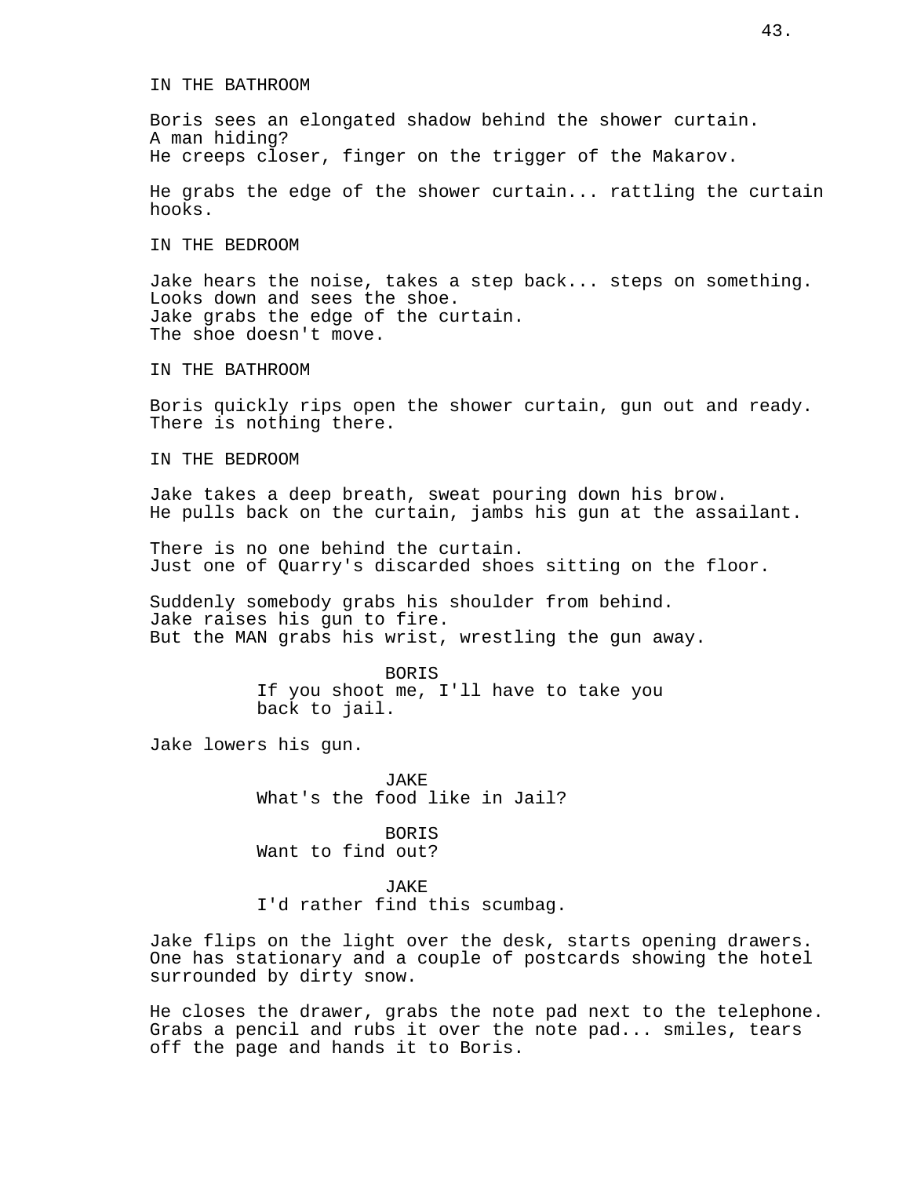IN THE BATHROOM

Boris sees an elongated shadow behind the shower curtain.
A man hiding?
He creeps closer, finger on the trigger of the Makarov.

He grabs the edge of the shower curtain... rattling the curtain hooks.

IN THE BEDROOM

Jake hears the noise, takes a step back... steps on something.
Looks down and sees the shoe.
Jake grabs the edge of the curtain.
The shoe doesn't move.

IN THE BATHROOM

Boris quickly rips open the shower curtain, gun out and ready.
There is nothing there.

IN THE BEDROOM

Jake takes a deep breath, sweat pouring down his brow.
He pulls back on the curtain, jambs his gun at the assailant.

There is no one behind the curtain.
Just one of Quarry's discarded shoes sitting on the floor.

Suddenly somebody grabs his shoulder from behind.
Jake raises his gun to fire.
But the MAN grabs his wrist, wrestling the gun away.

BORIS
If you shoot me, I'll have to take you back to jail.

Jake lowers his gun.

JAKE
What's the food like in Jail?

BORIS
Want to find out?

JAKE
I'd rather find this scumbag.

Jake flips on the light over the desk, starts opening drawers.
One has stationary and a couple of postcards showing the hotel surrounded by dirty snow.

He closes the drawer, grabs the note pad next to the telephone.
Grabs a pencil and rubs it over the note pad... smiles, tears off the page and hands it to Boris.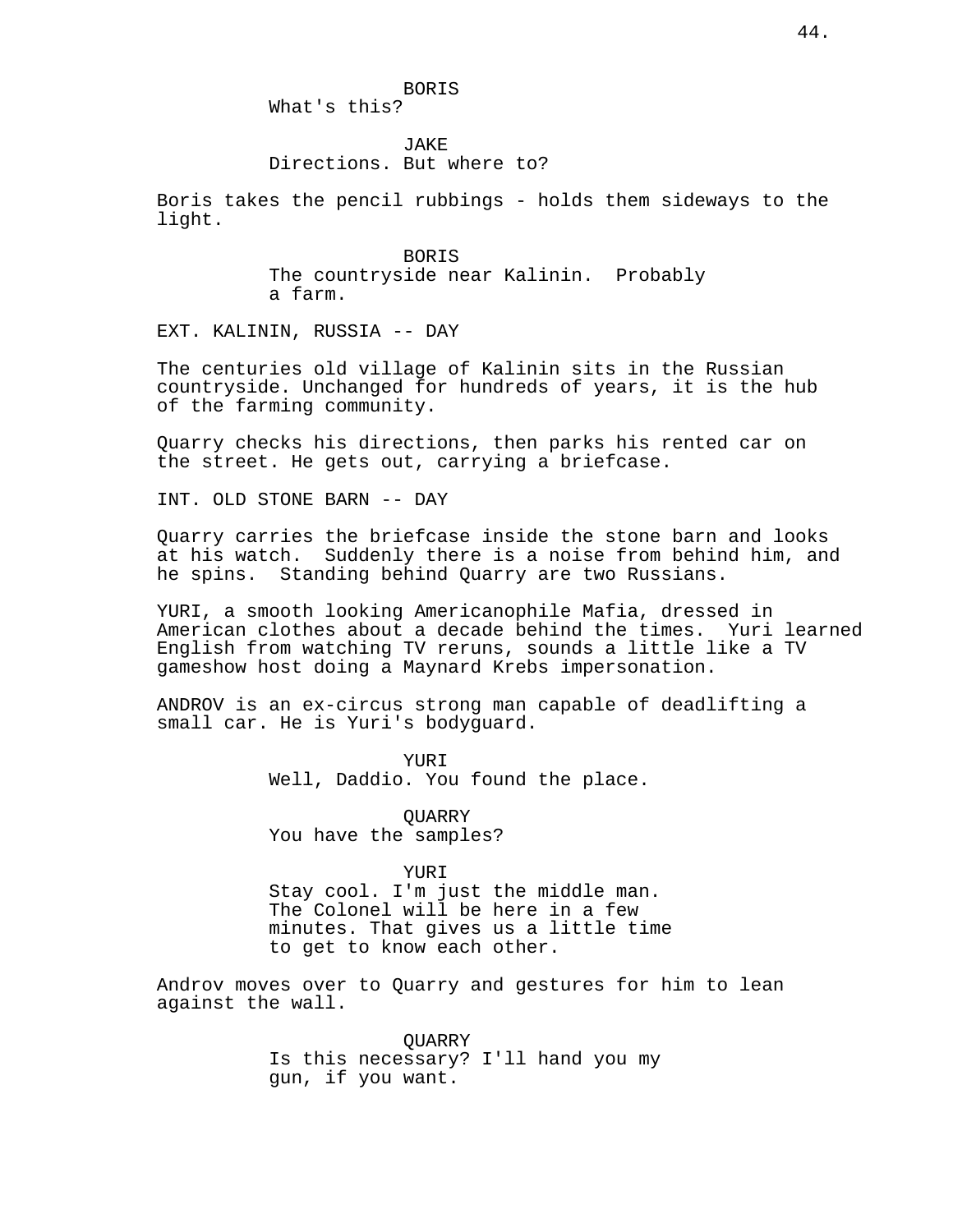BORIS
What's this?

JAKE
Directions. But where to?

Boris takes the pencil rubbings - holds them sideways to the light.

BORIS
The countryside near Kalinin. Probably a farm.

EXT. KALININ, RUSSIA -- DAY

The centuries old village of Kalinin sits in the Russian countryside. Unchanged for hundreds of years, it is the hub of the farming community.

Quarry checks his directions, then parks his rented car on the street. He gets out, carrying a briefcase.

INT. OLD STONE BARN -- DAY

Quarry carries the briefcase inside the stone barn and looks at his watch. Suddenly there is a noise from behind him, and he spins. Standing behind Quarry are two Russians.

YURI, a smooth looking Americanophile Mafia, dressed in American clothes about a decade behind the times. Yuri learned English from watching TV reruns, sounds a little like a TV gameshow host doing a Maynard Krebs impersonation.

ANDROV is an ex-circus strong man capable of deadlifting a small car. He is Yuri's bodyguard.

YURI
Well, Daddio. You found the place.

QUARRY
You have the samples?

YURI
Stay cool. I'm just the middle man. The Colonel will be here in a few minutes. That gives us a little time to get to know each other.

Androv moves over to Quarry and gestures for him to lean against the wall.

QUARRY
Is this necessary? I'll hand you my gun, if you want.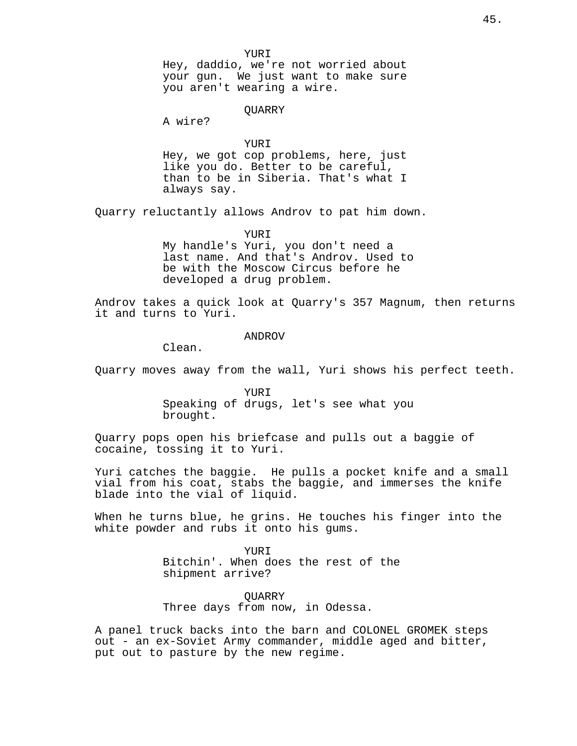YURI
Hey, daddio, we're not worried about your gun.  We just want to make sure you aren't wearing a wire.

QUARRY
A wire?

YURI
Hey, we got cop problems, here, just like you do. Better to be careful, than to be in Siberia. That's what I always say.

Quarry reluctantly allows Androv to pat him down.

YURI
My handle's Yuri, you don't need a last name. And that's Androv. Used to be with the Moscow Circus before he developed a drug problem.

Androv takes a quick look at Quarry's 357 Magnum, then returns it and turns to Yuri.

ANDROV
Clean.

Quarry moves away from the wall, Yuri shows his perfect teeth.

YURI
Speaking of drugs, let's see what you brought.

Quarry pops open his briefcase and pulls out a baggie of cocaine, tossing it to Yuri.

Yuri catches the baggie.  He pulls a pocket knife and a small vial from his coat, stabs the baggie, and immerses the knife blade into the vial of liquid.

When he turns blue, he grins. He touches his finger into the white powder and rubs it onto his gums.

YURI
Bitchin'. When does the rest of the shipment arrive?

QUARRY
Three days from now, in Odessa.

A panel truck backs into the barn and COLONEL GROMEK steps out - an ex-Soviet Army commander, middle aged and bitter, put out to pasture by the new regime.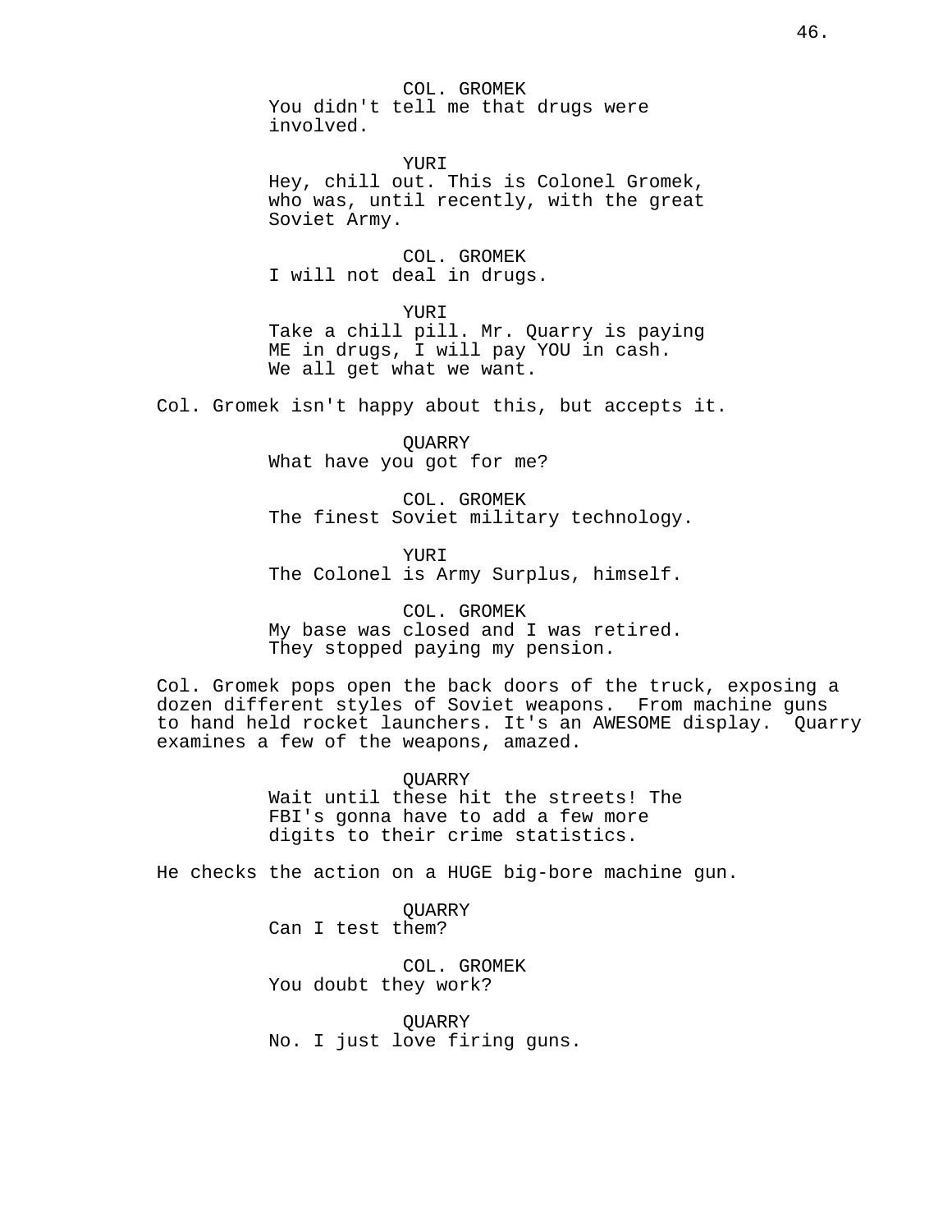COL. GROMEK
You didn't tell me that drugs were involved.

YURI
Hey, chill out. This is Colonel Gromek, who was, until recently, with the great Soviet Army.

COL. GROMEK
I will not deal in drugs.

YURI
Take a chill pill. Mr. Quarry is paying ME in drugs, I will pay YOU in cash. We all get what we want.

Col. Gromek isn't happy about this, but accepts it.

QUARRY
What have you got for me?

COL. GROMEK
The finest Soviet military technology.

YURI
The Colonel is Army Surplus, himself.

COL. GROMEK
My base was closed and I was retired. They stopped paying my pension.

Col. Gromek pops open the back doors of the truck, exposing a dozen different styles of Soviet weapons. From machine guns to hand held rocket launchers. It's an AWESOME display. Quarry examines a few of the weapons, amazed.

QUARRY
Wait until these hit the streets! The FBI's gonna have to add a few more digits to their crime statistics.

He checks the action on a HUGE big-bore machine gun.

QUARRY
Can I test them?

COL. GROMEK
You doubt they work?

QUARRY
No. I just love firing guns.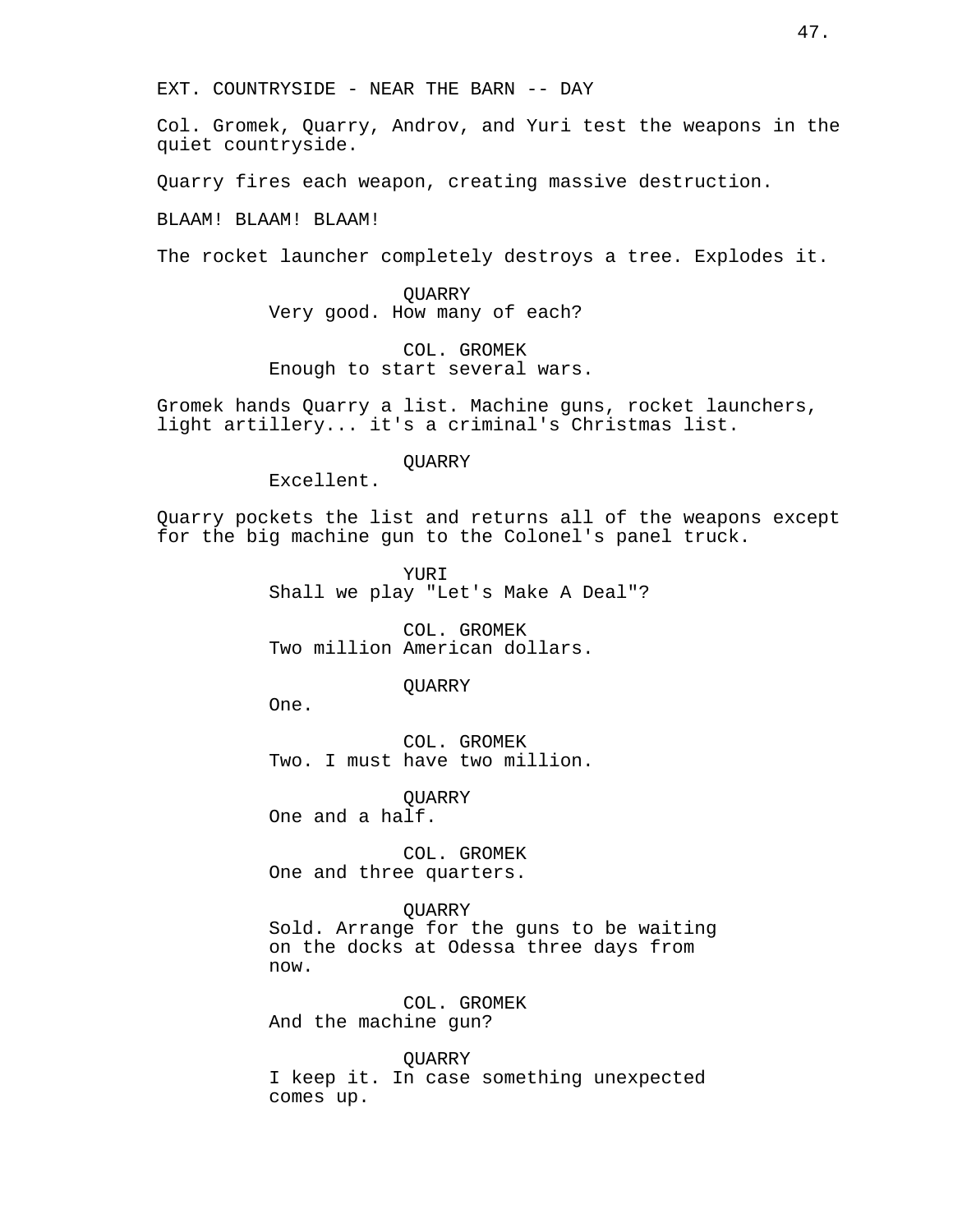EXT. COUNTRYSIDE - NEAR THE BARN -- DAY

Col. Gromek, Quarry, Androv, and Yuri test the weapons in the quiet countryside.

Quarry fires each weapon, creating massive destruction.

BLAAM! BLAAM! BLAAM!

The rocket launcher completely destroys a tree. Explodes it.

QUARRY
Very good. How many of each?

COL. GROMEK
Enough to start several wars.

Gromek hands Quarry a list. Machine guns, rocket launchers, light artillery... it's a criminal's Christmas list.

QUARRY
Excellent.

Quarry pockets the list and returns all of the weapons except for the big machine gun to the Colonel's panel truck.

YURI
Shall we play "Let's Make A Deal"?

COL. GROMEK
Two million American dollars.

QUARRY
One.

COL. GROMEK
Two. I must have two million.

QUARRY
One and a half.

COL. GROMEK
One and three quarters.

QUARRY
Sold. Arrange for the guns to be waiting on the docks at Odessa three days from now.

COL. GROMEK
And the machine gun?

QUARRY
I keep it. In case something unexpected comes up.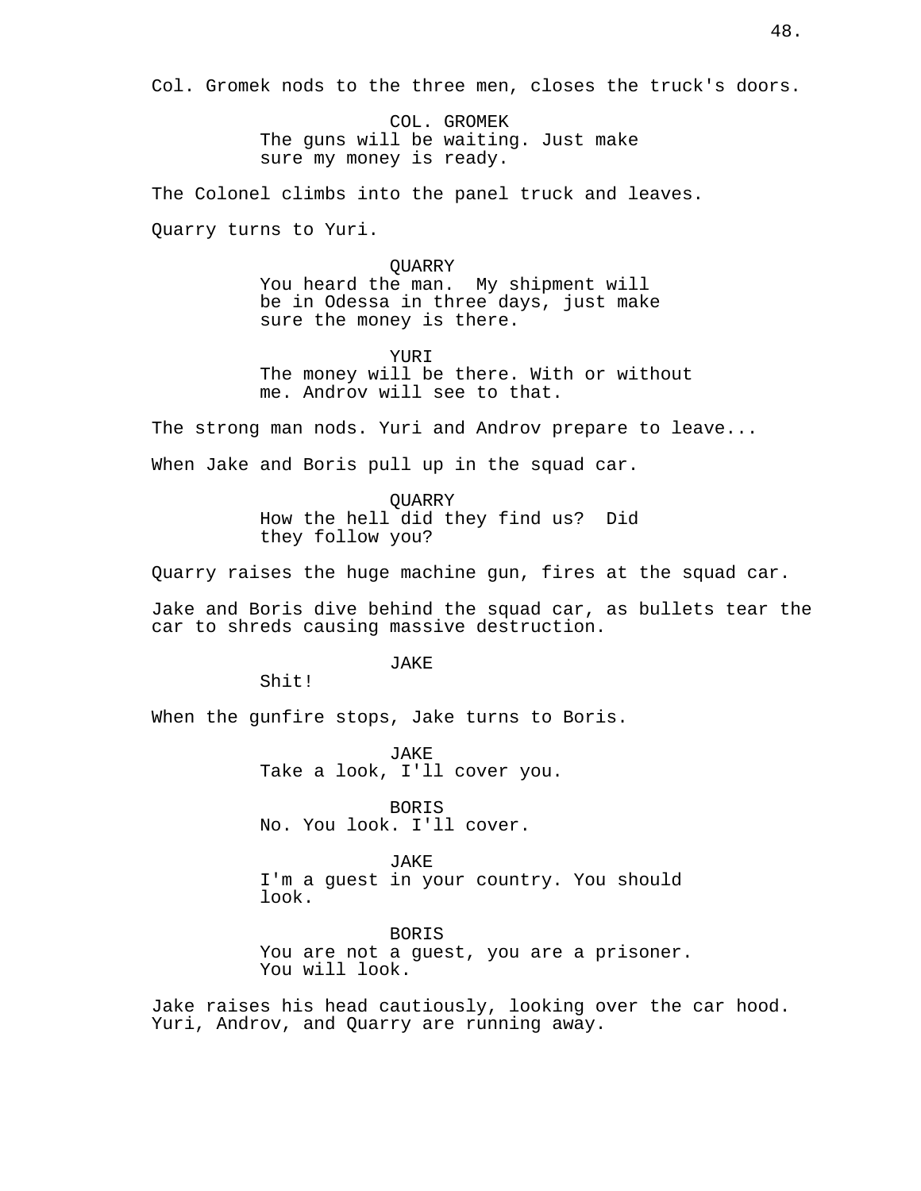Col. Gromek nods to the three men, closes the truck's doors.

COL. GROMEK
The guns will be waiting. Just make sure my money is ready.

The Colonel climbs into the panel truck and leaves.

Quarry turns to Yuri.

QUARRY
You heard the man. My shipment will be in Odessa in three days, just make sure the money is there.

YURI
The money will be there. With or without me. Androv will see to that.

The strong man nods. Yuri and Androv prepare to leave...

When Jake and Boris pull up in the squad car.

QUARRY
How the hell did they find us? Did they follow you?

Quarry raises the huge machine gun, fires at the squad car.

Jake and Boris dive behind the squad car, as bullets tear the car to shreds causing massive destruction.

JAKE
Shit!

When the gunfire stops, Jake turns to Boris.

JAKE
Take a look, I'll cover you.

BORIS
No. You look. I'll cover.

JAKE
I'm a guest in your country. You should look.

BORIS
You are not a guest, you are a prisoner. You will look.

Jake raises his head cautiously, looking over the car hood. Yuri, Androv, and Quarry are running away.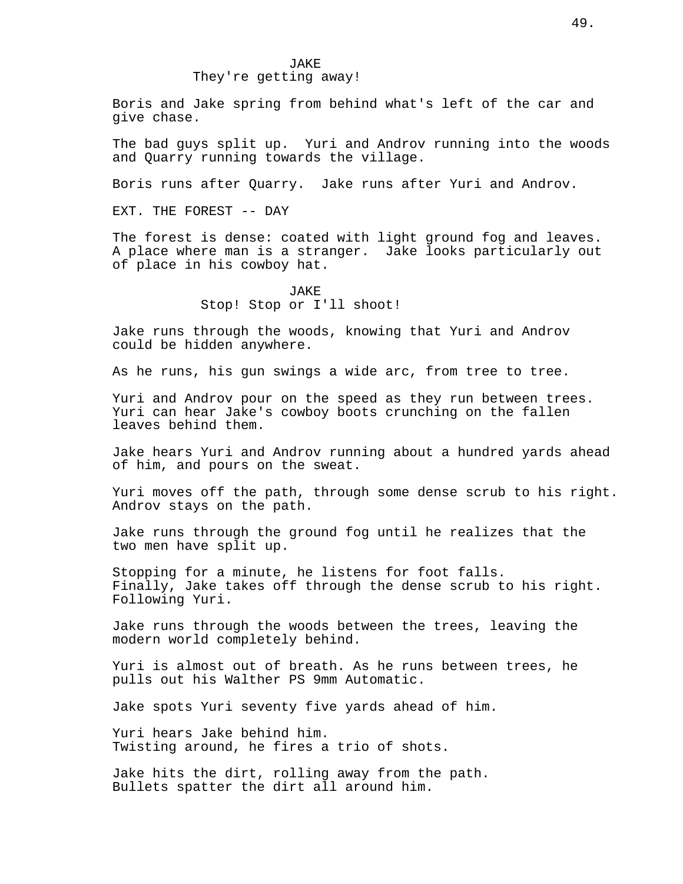JAKE
They're getting away!

Boris and Jake spring from behind what's left of the car and give chase.

The bad guys split up. Yuri and Androv running into the woods and Quarry running towards the village.

Boris runs after Quarry. Jake runs after Yuri and Androv.

EXT. THE FOREST -- DAY

The forest is dense: coated with light ground fog and leaves. A place where man is a stranger. Jake looks particularly out of place in his cowboy hat.

JAKE
Stop! Stop or I'll shoot!

Jake runs through the woods, knowing that Yuri and Androv could be hidden anywhere.

As he runs, his gun swings a wide arc, from tree to tree.

Yuri and Androv pour on the speed as they run between trees. Yuri can hear Jake's cowboy boots crunching on the fallen leaves behind them.

Jake hears Yuri and Androv running about a hundred yards ahead of him, and pours on the sweat.

Yuri moves off the path, through some dense scrub to his right. Androv stays on the path.

Jake runs through the ground fog until he realizes that the two men have split up.

Stopping for a minute, he listens for foot falls.
Finally, Jake takes off through the dense scrub to his right. Following Yuri.

Jake runs through the woods between the trees, leaving the modern world completely behind.

Yuri is almost out of breath. As he runs between trees, he pulls out his Walther PS 9mm Automatic.

Jake spots Yuri seventy five yards ahead of him.

Yuri hears Jake behind him.
Twisting around, he fires a trio of shots.

Jake hits the dirt, rolling away from the path.
Bullets spatter the dirt all around him.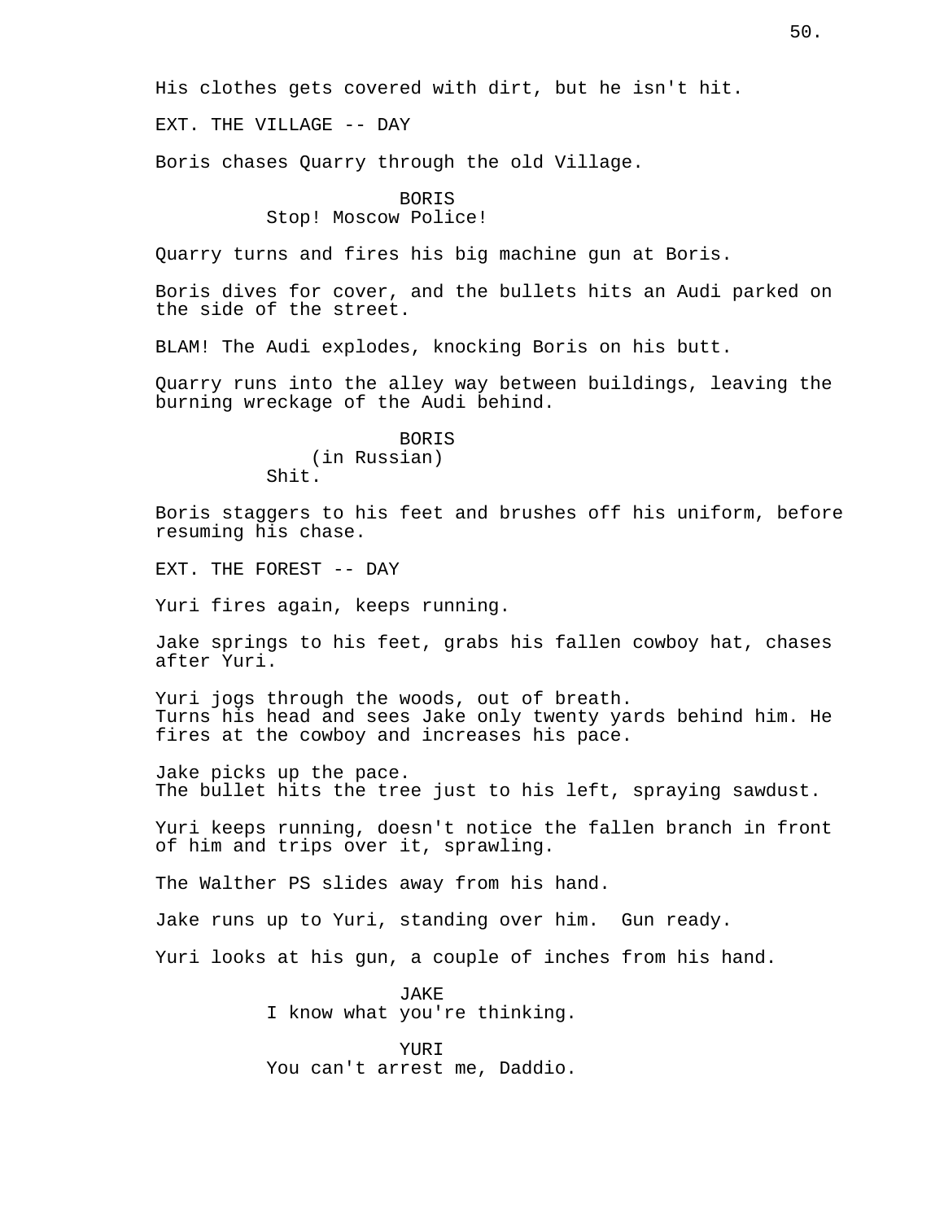His clothes gets covered with dirt, but he isn't hit.

EXT. THE VILLAGE -- DAY

Boris chases Quarry through the old Village.

BORIS
Stop! Moscow Police!

Quarry turns and fires his big machine gun at Boris.

Boris dives for cover, and the bullets hits an Audi parked on the side of the street.

BLAM! The Audi explodes, knocking Boris on his butt.

Quarry runs into the alley way between buildings, leaving the burning wreckage of the Audi behind.

BORIS
(in Russian)
Shit.

Boris staggers to his feet and brushes off his uniform, before resuming his chase.

EXT. THE FOREST -- DAY

Yuri fires again, keeps running.

Jake springs to his feet, grabs his fallen cowboy hat, chases after Yuri.

Yuri jogs through the woods, out of breath.
Turns his head and sees Jake only twenty yards behind him. He fires at the cowboy and increases his pace.

Jake picks up the pace.
The bullet hits the tree just to his left, spraying sawdust.

Yuri keeps running, doesn't notice the fallen branch in front of him and trips over it, sprawling.

The Walther PS slides away from his hand.

Jake runs up to Yuri, standing over him. Gun ready.

Yuri looks at his gun, a couple of inches from his hand.

JAKE
I know what you're thinking.

YURI
You can't arrest me, Daddio.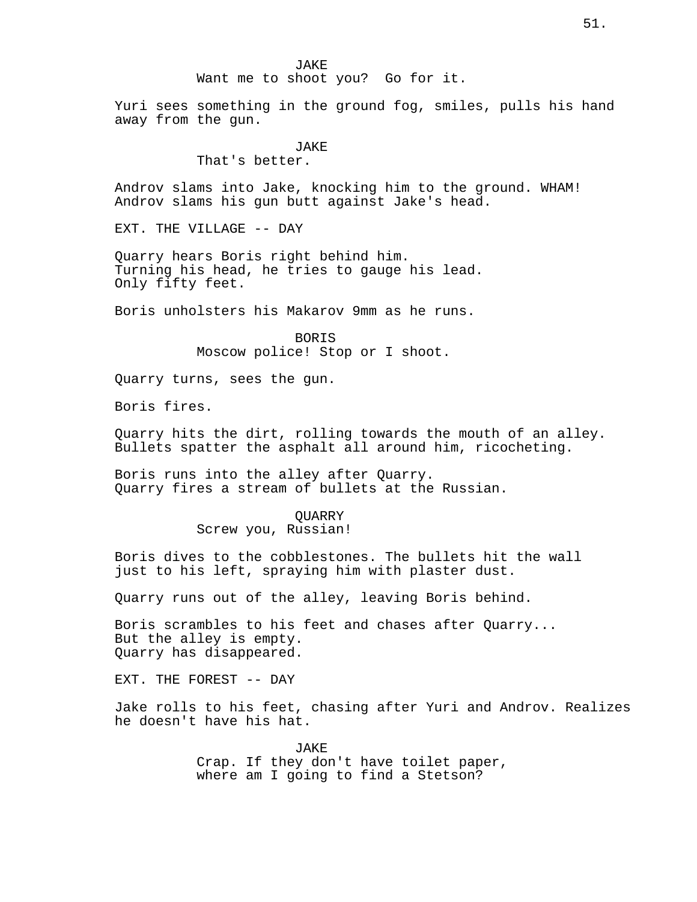JAKE
Want me to shoot you?  Go for it.

Yuri sees something in the ground fog, smiles, pulls his hand away from the gun.

JAKE
That's better.

Androv slams into Jake, knocking him to the ground. WHAM! Androv slams his gun butt against Jake's head.

EXT. THE VILLAGE -- DAY

Quarry hears Boris right behind him.
Turning his head, he tries to gauge his lead.
Only fifty feet.

Boris unholsters his Makarov 9mm as he runs.

BORIS
Moscow police! Stop or I shoot.

Quarry turns, sees the gun.

Boris fires.

Quarry hits the dirt, rolling towards the mouth of an alley. Bullets spatter the asphalt all around him, ricocheting.

Boris runs into the alley after Quarry.
Quarry fires a stream of bullets at the Russian.

QUARRY
Screw you, Russian!

Boris dives to the cobblestones. The bullets hit the wall just to his left, spraying him with plaster dust.

Quarry runs out of the alley, leaving Boris behind.

Boris scrambles to his feet and chases after Quarry...
But the alley is empty.
Quarry has disappeared.

EXT. THE FOREST -- DAY

Jake rolls to his feet, chasing after Yuri and Androv. Realizes he doesn't have his hat.

JAKE
Crap. If they don't have toilet paper, where am I going to find a Stetson?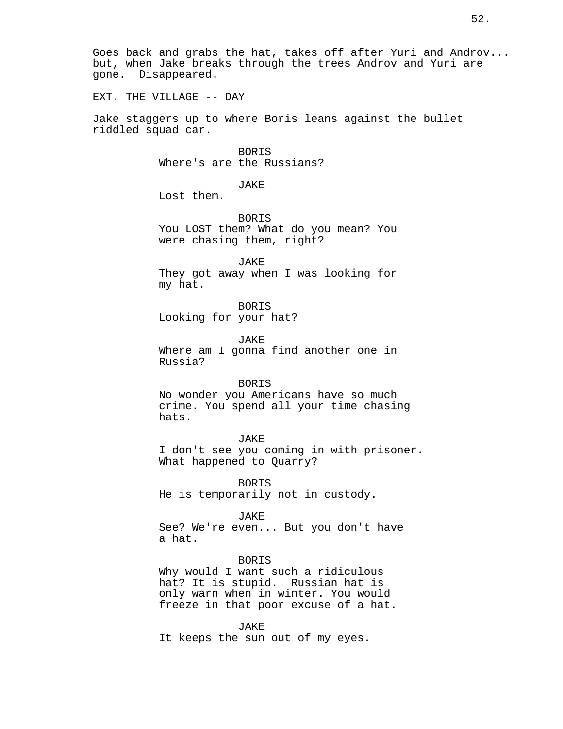Goes back and grabs the hat, takes off after Yuri and Androv... but, when Jake breaks through the trees Androv and Yuri are gone. Disappeared.

EXT. THE VILLAGE -- DAY

Jake staggers up to where Boris leans against the bullet riddled squad car.

BORIS
Where's are the Russians?

JAKE
Lost them.

BORIS
You LOST them? What do you mean? You were chasing them, right?

JAKE
They got away when I was looking for my hat.

BORIS
Looking for your hat?

JAKE
Where am I gonna find another one in Russia?

BORIS
No wonder you Americans have so much crime. You spend all your time chasing hats.

JAKE
I don't see you coming in with prisoner. What happened to Quarry?

BORIS
He is temporarily not in custody.

JAKE
See? We're even... But you don't have a hat.

BORIS
Why would I want such a ridiculous hat? It is stupid. Russian hat is only warn when in winter. You would freeze in that poor excuse of a hat.

JAKE
It keeps the sun out of my eyes.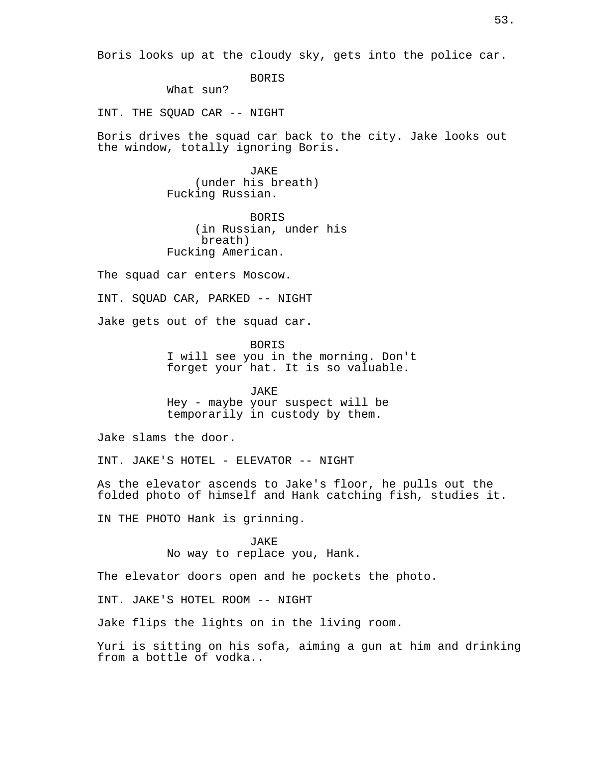Boris looks up at the cloudy sky, gets into the police car.

BORIS
What sun?

INT. THE SQUAD CAR -- NIGHT

Boris drives the squad car back to the city. Jake looks out the window, totally ignoring Boris.

JAKE
(under his breath)
Fucking Russian.

BORIS
(in Russian, under his breath)
Fucking American.

The squad car enters Moscow.

INT. SQUAD CAR, PARKED -- NIGHT

Jake gets out of the squad car.

BORIS
I will see you in the morning. Don't forget your hat. It is so valuable.

JAKE
Hey - maybe your suspect will be temporarily in custody by them.

Jake slams the door.

INT. JAKE'S HOTEL - ELEVATOR -- NIGHT

As the elevator ascends to Jake's floor, he pulls out the folded photo of himself and Hank catching fish, studies it.

IN THE PHOTO Hank is grinning.

JAKE
No way to replace you, Hank.

The elevator doors open and he pockets the photo.

INT. JAKE'S HOTEL ROOM -- NIGHT

Jake flips the lights on in the living room.

Yuri is sitting on his sofa, aiming a gun at him and drinking from a bottle of vodka..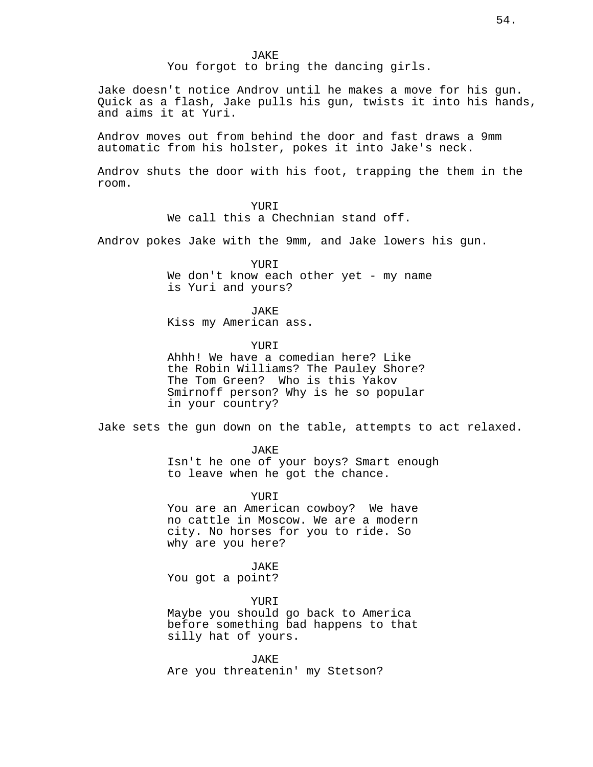JAKE
You forgot to bring the dancing girls.

Jake doesn't notice Androv until he makes a move for his gun. Quick as a flash, Jake pulls his gun, twists it into his hands, and aims it at Yuri.

Androv moves out from behind the door and fast draws a 9mm automatic from his holster, pokes it into Jake's neck.

Androv shuts the door with his foot, trapping the them in the room.

YURI
We call this a Chechnian stand off.

Androv pokes Jake with the 9mm, and Jake lowers his gun.

YURI
We don't know each other yet - my name is Yuri and yours?

JAKE
Kiss my American ass.

YURI
Ahhh! We have a comedian here? Like the Robin Williams? The Pauley Shore? The Tom Green? Who is this Yakov Smirnoff person? Why is he so popular in your country?

Jake sets the gun down on the table, attempts to act relaxed.

JAKE
Isn't he one of your boys? Smart enough to leave when he got the chance.

YURI
You are an American cowboy? We have no cattle in Moscow. We are a modern city. No horses for you to ride. So why are you here?

JAKE
You got a point?

YURI
Maybe you should go back to America before something bad happens to that silly hat of yours.

JAKE
Are you threatenin' my Stetson?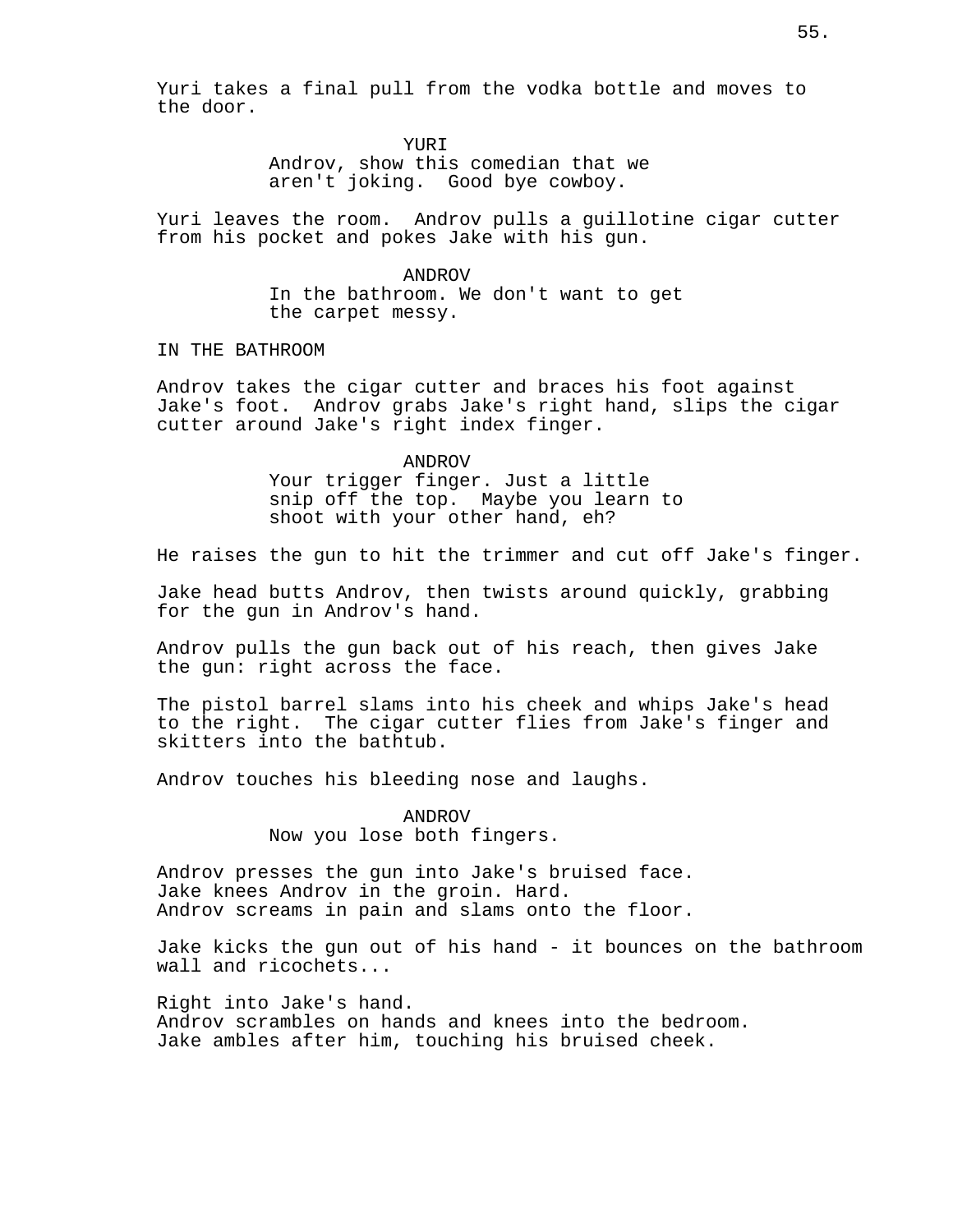Yuri takes a final pull from the vodka bottle and moves to the door.

YURI
Androv, show this comedian that we aren't joking. Good bye cowboy.

Yuri leaves the room. Androv pulls a guillotine cigar cutter from his pocket and pokes Jake with his gun.

ANDROV
In the bathroom. We don't want to get the carpet messy.

IN THE BATHROOM

Androv takes the cigar cutter and braces his foot against Jake's foot. Androv grabs Jake's right hand, slips the cigar cutter around Jake's right index finger.

ANDROV
Your trigger finger. Just a little snip off the top. Maybe you learn to shoot with your other hand, eh?

He raises the gun to hit the trimmer and cut off Jake's finger.

Jake head butts Androv, then twists around quickly, grabbing for the gun in Androv's hand.

Androv pulls the gun back out of his reach, then gives Jake the gun: right across the face.

The pistol barrel slams into his cheek and whips Jake's head to the right. The cigar cutter flies from Jake's finger and skitters into the bathtub.

Androv touches his bleeding nose and laughs.

ANDROV
Now you lose both fingers.

Androv presses the gun into Jake's bruised face.
Jake knees Androv in the groin. Hard.
Androv screams in pain and slams onto the floor.

Jake kicks the gun out of his hand - it bounces on the bathroom wall and ricochets...

Right into Jake's hand.
Androv scrambles on hands and knees into the bedroom.
Jake ambles after him, touching his bruised cheek.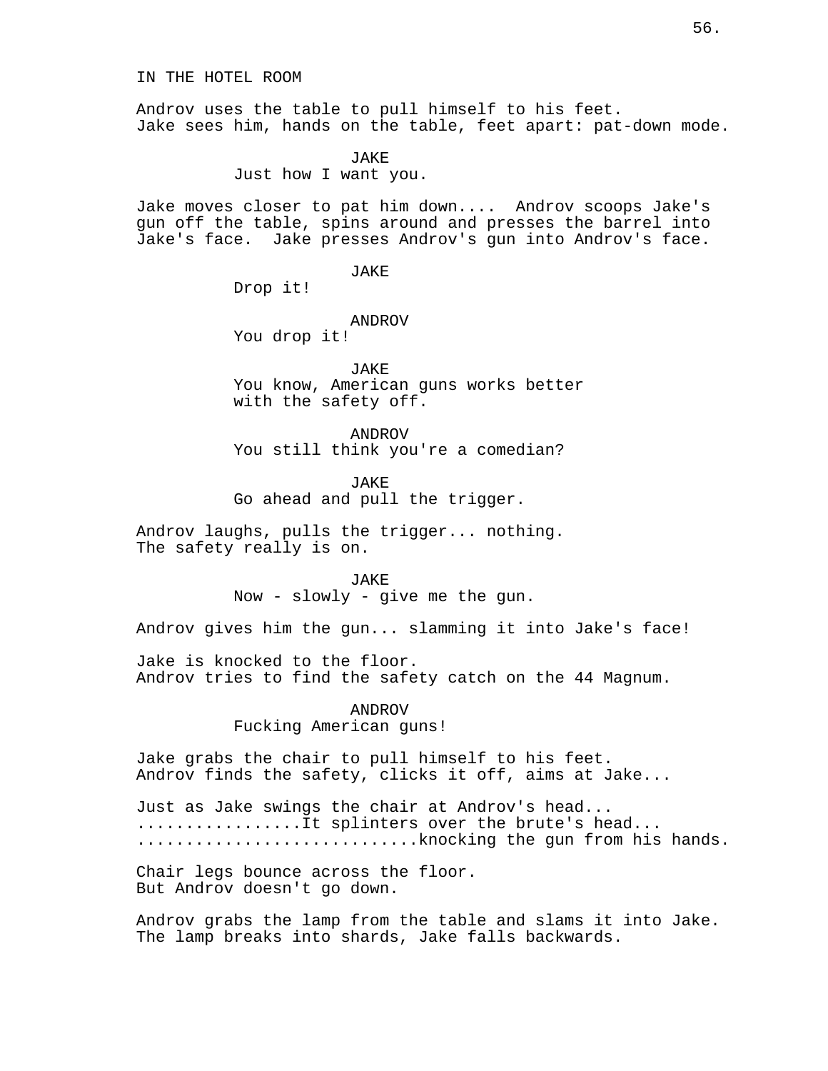IN THE HOTEL ROOM

Androv uses the table to pull himself to his feet.
Jake sees him, hands on the table, feet apart: pat-down mode.

JAKE
Just how I want you.

Jake moves closer to pat him down.... Androv scoops Jake's gun off the table, spins around and presses the barrel into Jake's face. Jake presses Androv's gun into Androv's face.

JAKE
Drop it!

ANDROV
You drop it!

JAKE
You know, American guns works better with the safety off.

ANDROV
You still think you're a comedian?

JAKE
Go ahead and pull the trigger.

Androv laughs, pulls the trigger... nothing.
The safety really is on.

JAKE
Now - slowly - give me the gun.

Androv gives him the gun... slamming it into Jake's face!

Jake is knocked to the floor.
Androv tries to find the safety catch on the 44 Magnum.

ANDROV
Fucking American guns!

Jake grabs the chair to pull himself to his feet.
Androv finds the safety, clicks it off, aims at Jake...

Just as Jake swings the chair at Androv's head...
.................It splinters over the brute's head...
.............................knocking the gun from his hands.

Chair legs bounce across the floor.
But Androv doesn't go down.

Androv grabs the lamp from the table and slams it into Jake.
The lamp breaks into shards, Jake falls backwards.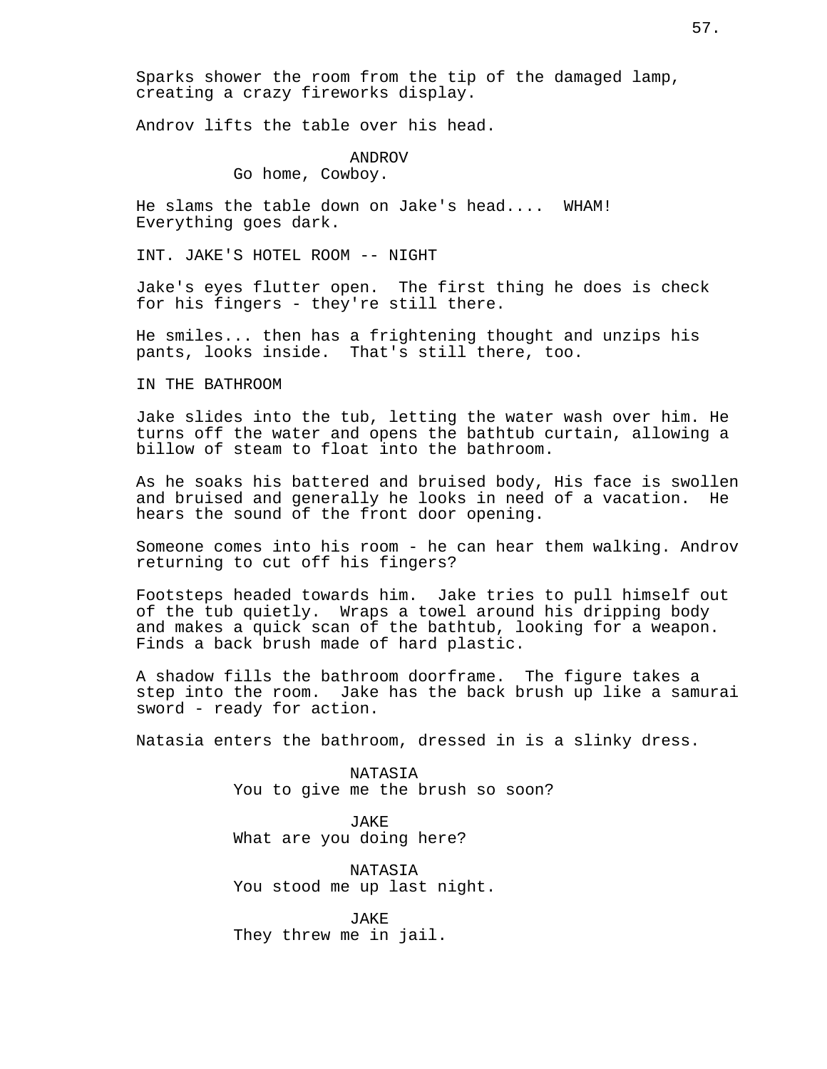Sparks shower the room from the tip of the damaged lamp, creating a crazy fireworks display.

Androv lifts the table over his head.

ANDROV
Go home, Cowboy.

He slams the table down on Jake's head.... WHAM! Everything goes dark.

INT. JAKE'S HOTEL ROOM -- NIGHT

Jake's eyes flutter open. The first thing he does is check for his fingers - they're still there.

He smiles... then has a frightening thought and unzips his pants, looks inside. That's still there, too.

IN THE BATHROOM

Jake slides into the tub, letting the water wash over him. He turns off the water and opens the bathtub curtain, allowing a billow of steam to float into the bathroom.

As he soaks his battered and bruised body, His face is swollen and bruised and generally he looks in need of a vacation. He hears the sound of the front door opening.

Someone comes into his room - he can hear them walking. Androv returning to cut off his fingers?

Footsteps headed towards him. Jake tries to pull himself out of the tub quietly. Wraps a towel around his dripping body and makes a quick scan of the bathtub, looking for a weapon. Finds a back brush made of hard plastic.

A shadow fills the bathroom doorframe. The figure takes a step into the room. Jake has the back brush up like a samurai sword - ready for action.

Natasia enters the bathroom, dressed in is a slinky dress.

NATASIA
You to give me the brush so soon?

JAKE
What are you doing here?

NATASIA
You stood me up last night.

JAKE
They threw me in jail.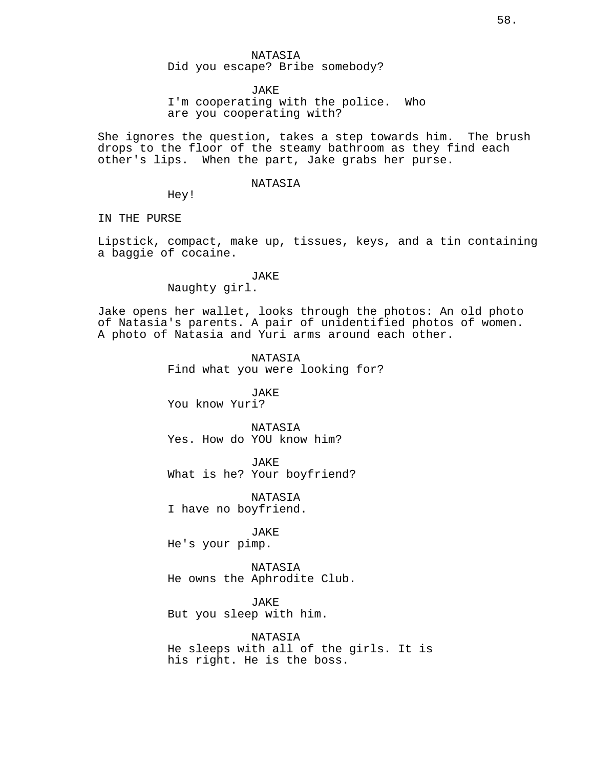NATASIA
Did you escape? Bribe somebody?

JAKE
I'm cooperating with the police. Who are you cooperating with?

She ignores the question, takes a step towards him. The brush drops to the floor of the steamy bathroom as they find each other's lips. When the part, Jake grabs her purse.

NATASIA
Hey!

IN THE PURSE

Lipstick, compact, make up, tissues, keys, and a tin containing a baggie of cocaine.

JAKE
Naughty girl.

Jake opens her wallet, looks through the photos: An old photo of Natasia's parents. A pair of unidentified photos of women. A photo of Natasia and Yuri arms around each other.

NATASIA
Find what you were looking for?

JAKE
You know Yuri?

NATASIA
Yes. How do YOU know him?

JAKE
What is he? Your boyfriend?

NATASIA
I have no boyfriend.

JAKE
He's your pimp.

NATASIA
He owns the Aphrodite Club.

JAKE
But you sleep with him.

NATASIA
He sleeps with all of the girls. It is his right. He is the boss.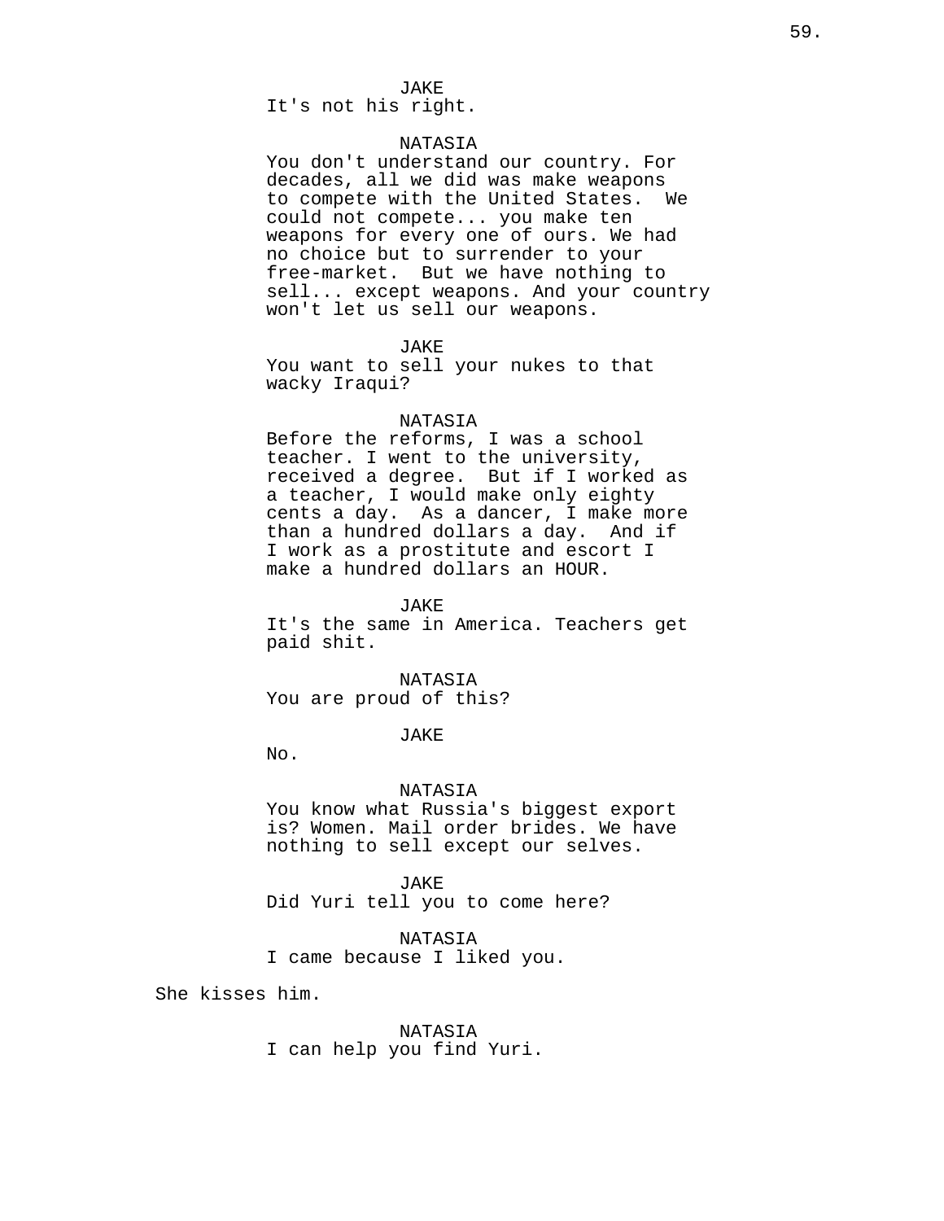JAKE
It's not his right.

NATASIA
You don't understand our country. For decades, all we did was make weapons to compete with the United States.  We could not compete... you make ten weapons for every one of ours. We had no choice but to surrender to your free-market.  But we have nothing to sell... except weapons. And your country won't let us sell our weapons.

JAKE
You want to sell your nukes to that wacky Iraqui?

NATASIA
Before the reforms, I was a school teacher. I went to the university, received a degree.  But if I worked as a teacher, I would make only eighty cents a day.  As a dancer, I make more than a hundred dollars a day.  And if I work as a prostitute and escort I make a hundred dollars an HOUR.

JAKE
It's the same in America. Teachers get paid shit.

NATASIA
You are proud of this?

JAKE
No.

NATASIA
You know what Russia's biggest export is? Women. Mail order brides. We have nothing to sell except our selves.

JAKE
Did Yuri tell you to come here?

NATASIA
I came because I liked you.

She kisses him.

NATASIA
I can help you find Yuri.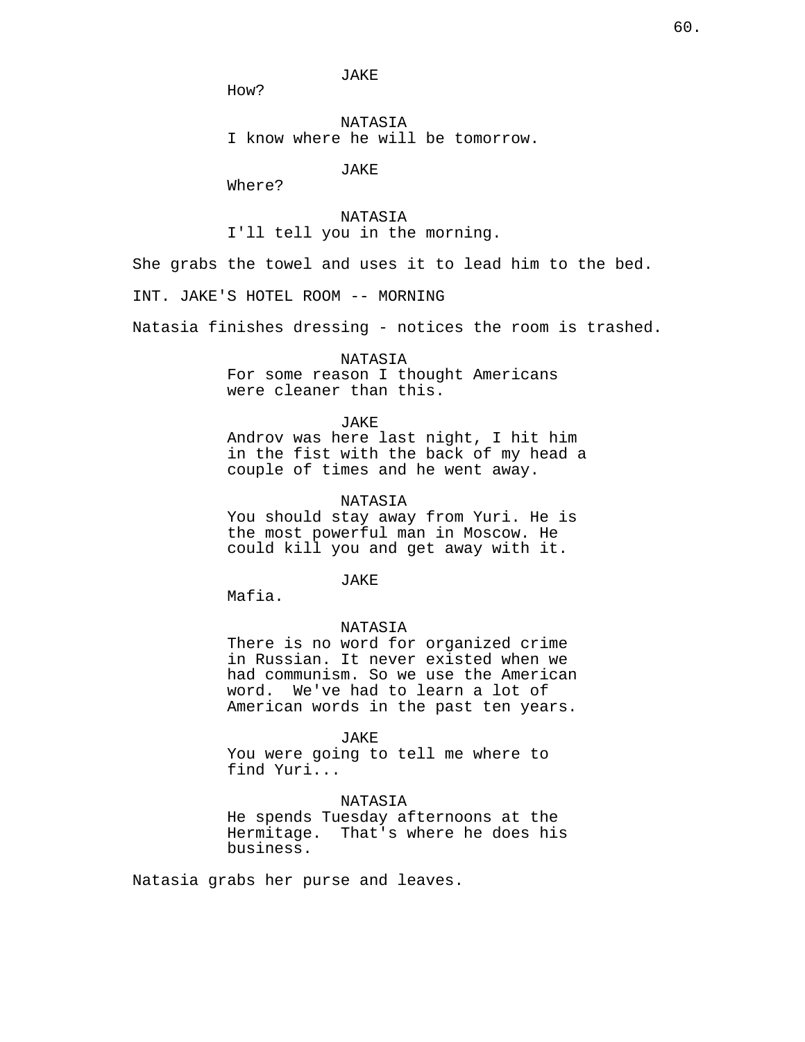JAKE
How?

NATASIA
I know where he will be tomorrow.

JAKE
Where?

NATASIA
I'll tell you in the morning.

She grabs the towel and uses it to lead him to the bed.

INT. JAKE'S HOTEL ROOM -- MORNING

Natasia finishes dressing - notices the room is trashed.

NATASIA
For some reason I thought Americans were cleaner than this.

JAKE
Androv was here last night, I hit him in the fist with the back of my head a couple of times and he went away.

NATASIA
You should stay away from Yuri. He is the most powerful man in Moscow. He could kill you and get away with it.

JAKE
Mafia.

NATASIA
There is no word for organized crime in Russian. It never existed when we had communism. So we use the American word. We've had to learn a lot of American words in the past ten years.

JAKE
You were going to tell me where to find Yuri...

NATASIA
He spends Tuesday afternoons at the Hermitage. That's where he does his business.

Natasia grabs her purse and leaves.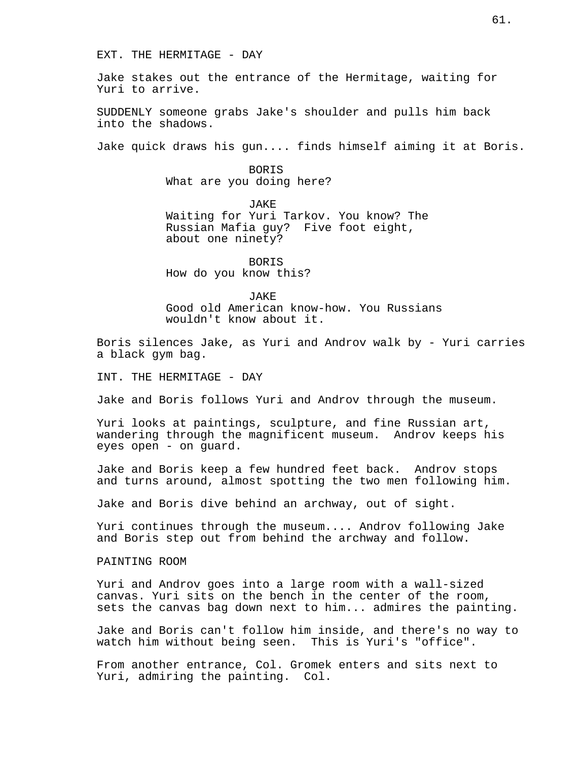EXT. THE HERMITAGE - DAY

Jake stakes out the entrance of the Hermitage, waiting for Yuri to arrive.

SUDDENLY someone grabs Jake's shoulder and pulls him back into the shadows.

Jake quick draws his gun.... finds himself aiming it at Boris.

BORIS
What are you doing here?

JAKE
Waiting for Yuri Tarkov. You know? The Russian Mafia guy? Five foot eight, about one ninety?

BORIS
How do you know this?

JAKE
Good old American know-how. You Russians wouldn't know about it.

Boris silences Jake, as Yuri and Androv walk by - Yuri carries a black gym bag.

INT. THE HERMITAGE - DAY

Jake and Boris follows Yuri and Androv through the museum.

Yuri looks at paintings, sculpture, and fine Russian art, wandering through the magnificent museum. Androv keeps his eyes open - on guard.

Jake and Boris keep a few hundred feet back. Androv stops and turns around, almost spotting the two men following him.

Jake and Boris dive behind an archway, out of sight.

Yuri continues through the museum.... Androv following Jake and Boris step out from behind the archway and follow.

PAINTING ROOM

Yuri and Androv goes into a large room with a wall-sized canvas. Yuri sits on the bench in the center of the room, sets the canvas bag down next to him... admires the painting.

Jake and Boris can't follow him inside, and there's no way to watch him without being seen. This is Yuri's "office".

From another entrance, Col. Gromek enters and sits next to Yuri, admiring the painting. Col.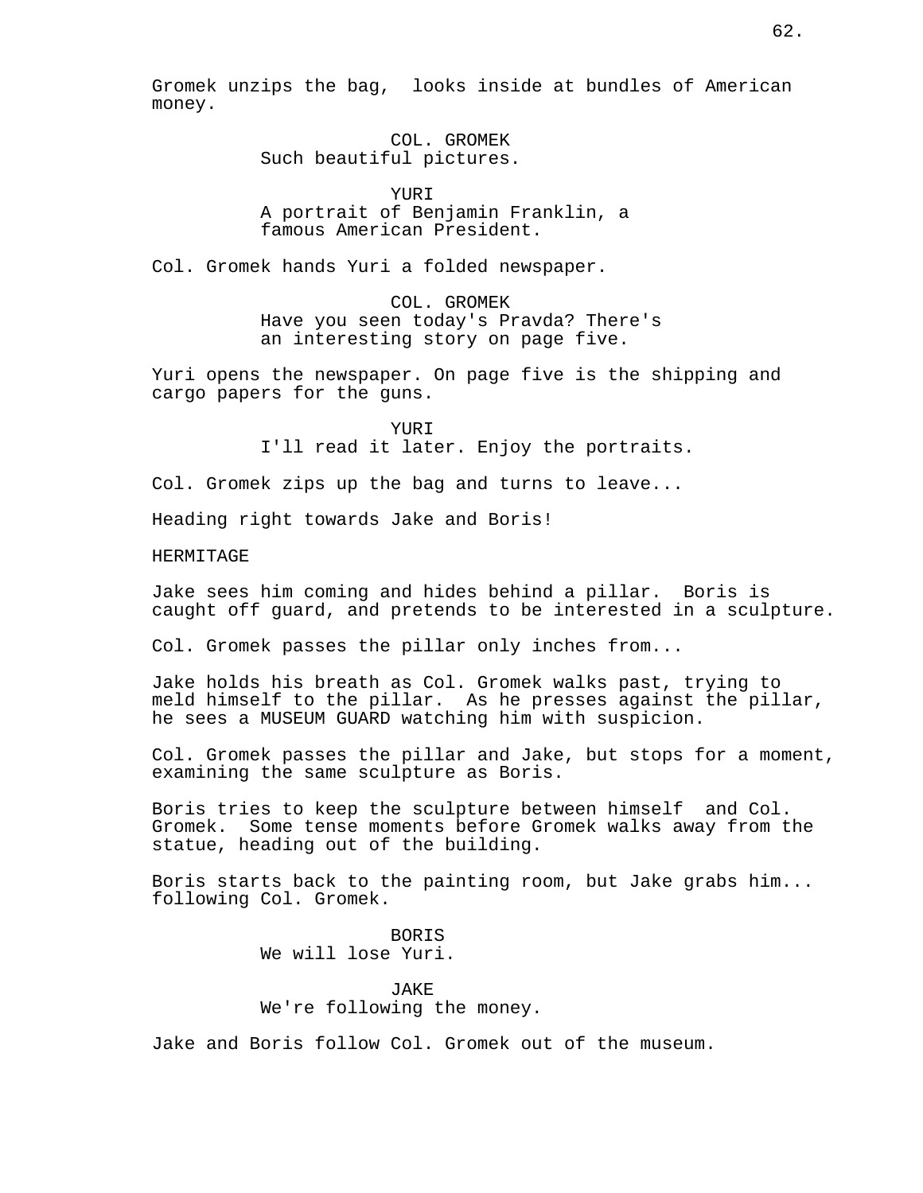Gromek unzips the bag,  looks inside at bundles of American money.

COL. GROMEK
Such beautiful pictures.

YURI
A portrait of Benjamin Franklin, a famous American President.

Col. Gromek hands Yuri a folded newspaper.

COL. GROMEK
Have you seen today's Pravda? There's an interesting story on page five.

Yuri opens the newspaper. On page five is the shipping and cargo papers for the guns.

YURI
I'll read it later. Enjoy the portraits.

Col. Gromek zips up the bag and turns to leave...

Heading right towards Jake and Boris!

HERMITAGE

Jake sees him coming and hides behind a pillar.  Boris is caught off guard, and pretends to be interested in a sculpture.

Col. Gromek passes the pillar only inches from...

Jake holds his breath as Col. Gromek walks past, trying to meld himself to the pillar.  As he presses against the pillar, he sees a MUSEUM GUARD watching him with suspicion.

Col. Gromek passes the pillar and Jake, but stops for a moment, examining the same sculpture as Boris.

Boris tries to keep the sculpture between himself  and Col. Gromek.  Some tense moments before Gromek walks away from the statue, heading out of the building.

Boris starts back to the painting room, but Jake grabs him... following Col. Gromek.

BORIS
We will lose Yuri.

JAKE
We're following the money.

Jake and Boris follow Col. Gromek out of the museum.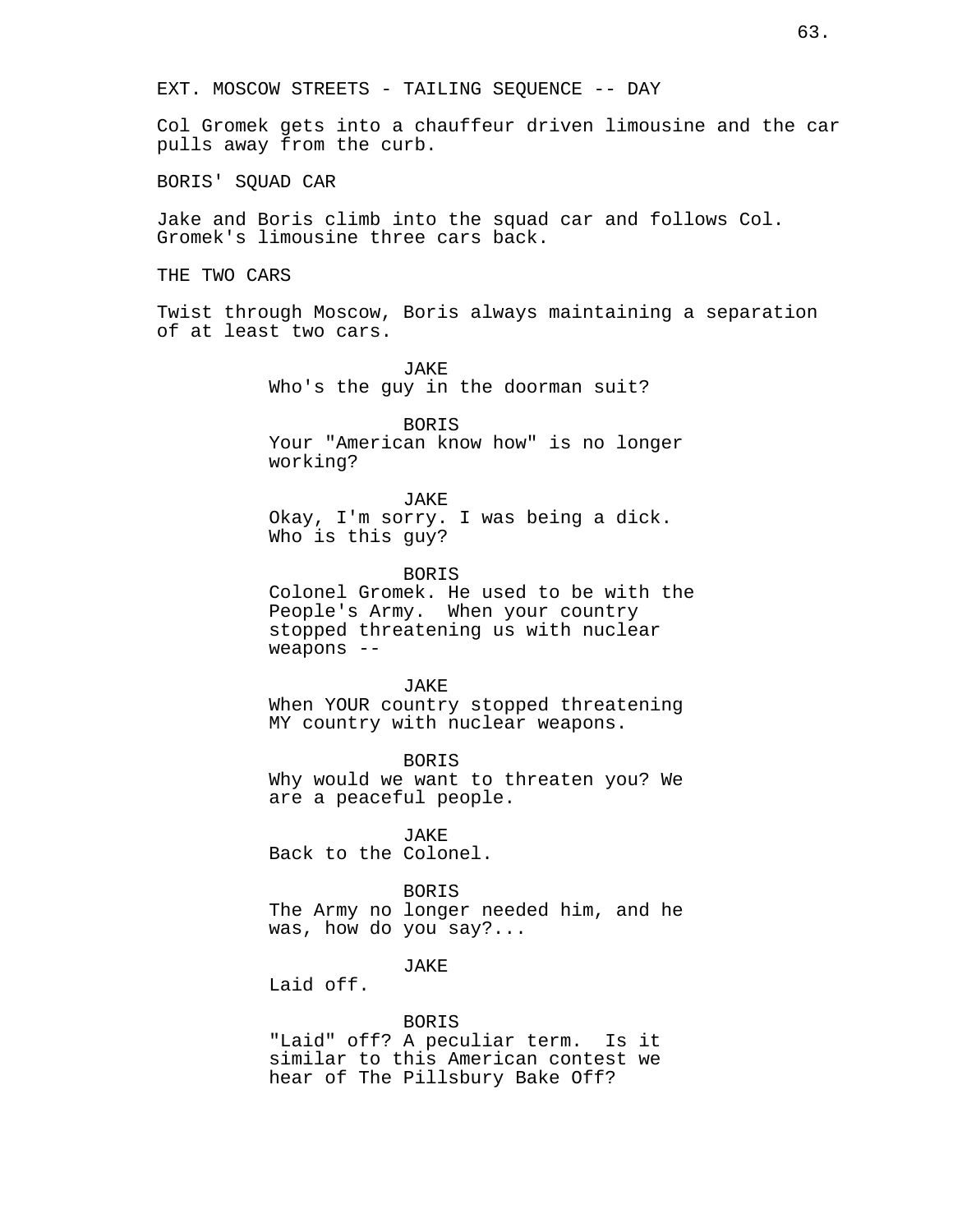EXT. MOSCOW STREETS - TAILING SEQUENCE -- DAY

Col Gromek gets into a chauffeur driven limousine and the car pulls away from the curb.

BORIS' SQUAD CAR

Jake and Boris climb into the squad car and follows Col. Gromek's limousine three cars back.

THE TWO CARS

Twist through Moscow, Boris always maintaining a separation of at least two cars.

JAKE
Who's the guy in the doorman suit?

BORIS
Your "American know how" is no longer working?

JAKE
Okay, I'm sorry. I was being a dick. Who is this guy?

BORIS
Colonel Gromek. He used to be with the People's Army. When your country stopped threatening us with nuclear weapons --

JAKE
When YOUR country stopped threatening MY country with nuclear weapons.

BORIS
Why would we want to threaten you? We are a peaceful people.

JAKE
Back to the Colonel.

BORIS
The Army no longer needed him, and he was, how do you say?...

JAKE
Laid off.

BORIS
"Laid" off? A peculiar term. Is it similar to this American contest we hear of The Pillsbury Bake Off?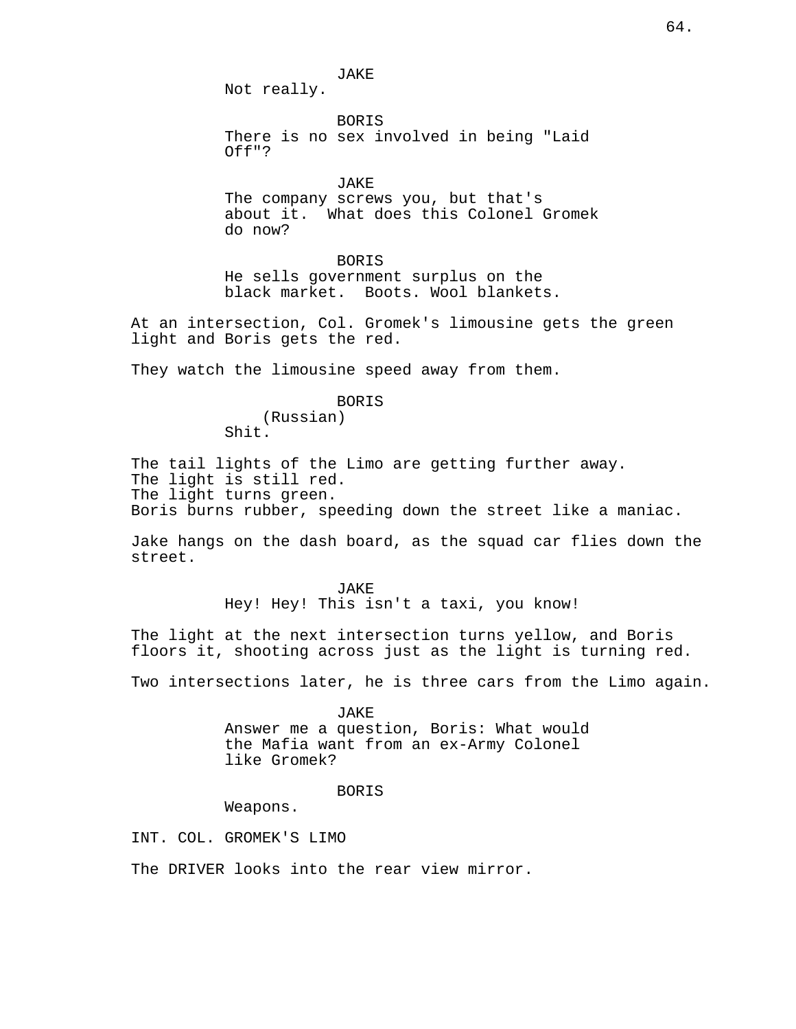JAKE
Not really.

BORIS
There is no sex involved in being "Laid Off"?

JAKE
The company screws you, but that's about it. What does this Colonel Gromek do now?

BORIS
He sells government surplus on the black market. Boots. Wool blankets.

At an intersection, Col. Gromek's limousine gets the green light and Boris gets the red.

They watch the limousine speed away from them.

BORIS
(Russian)
Shit.

The tail lights of the Limo are getting further away.
The light is still red.
The light turns green.
Boris burns rubber, speeding down the street like a maniac.

Jake hangs on the dash board, as the squad car flies down the street.

JAKE
Hey! Hey! This isn't a taxi, you know!

The light at the next intersection turns yellow, and Boris floors it, shooting across just as the light is turning red.

Two intersections later, he is three cars from the Limo again.

JAKE
Answer me a question, Boris: What would the Mafia want from an ex-Army Colonel like Gromek?

BORIS
Weapons.

INT. COL. GROMEK'S LIMO

The DRIVER looks into the rear view mirror.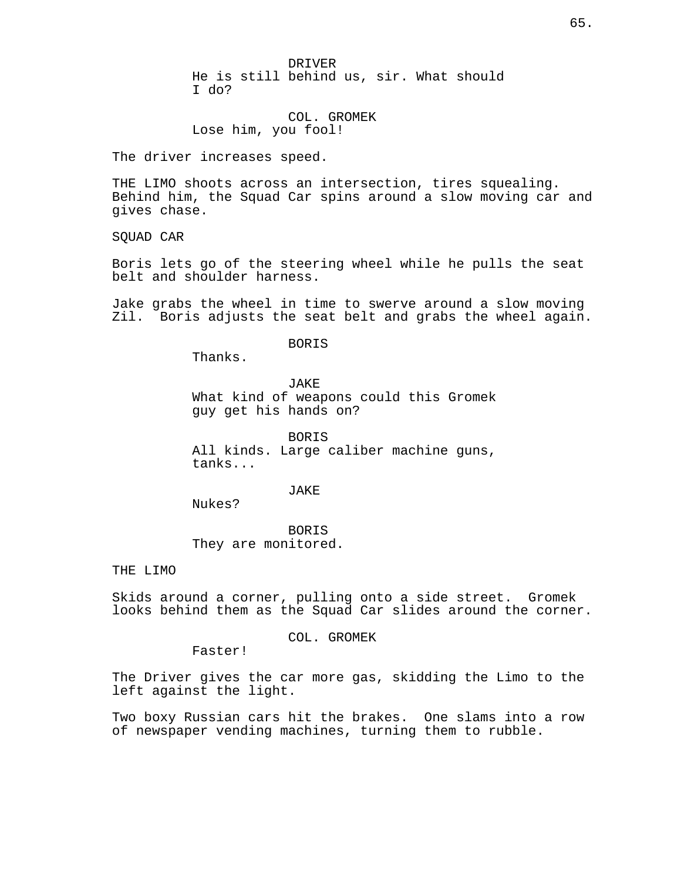DRIVER
He is still behind us, sir. What should I do?

COL. GROMEK
Lose him, you fool!

The driver increases speed.

THE LIMO shoots across an intersection, tires squealing. Behind him, the Squad Car spins around a slow moving car and gives chase.

SQUAD CAR

Boris lets go of the steering wheel while he pulls the seat belt and shoulder harness.

Jake grabs the wheel in time to swerve around a slow moving Zil.  Boris adjusts the seat belt and grabs the wheel again.

BORIS
Thanks.

JAKE
What kind of weapons could this Gromek guy get his hands on?

BORIS
All kinds. Large caliber machine guns, tanks...

JAKE
Nukes?

BORIS
They are monitored.

THE LIMO

Skids around a corner, pulling onto a side street.  Gromek looks behind them as the Squad Car slides around the corner.

COL. GROMEK
Faster!

The Driver gives the car more gas, skidding the Limo to the left against the light.

Two boxy Russian cars hit the brakes.  One slams into a row of newspaper vending machines, turning them to rubble.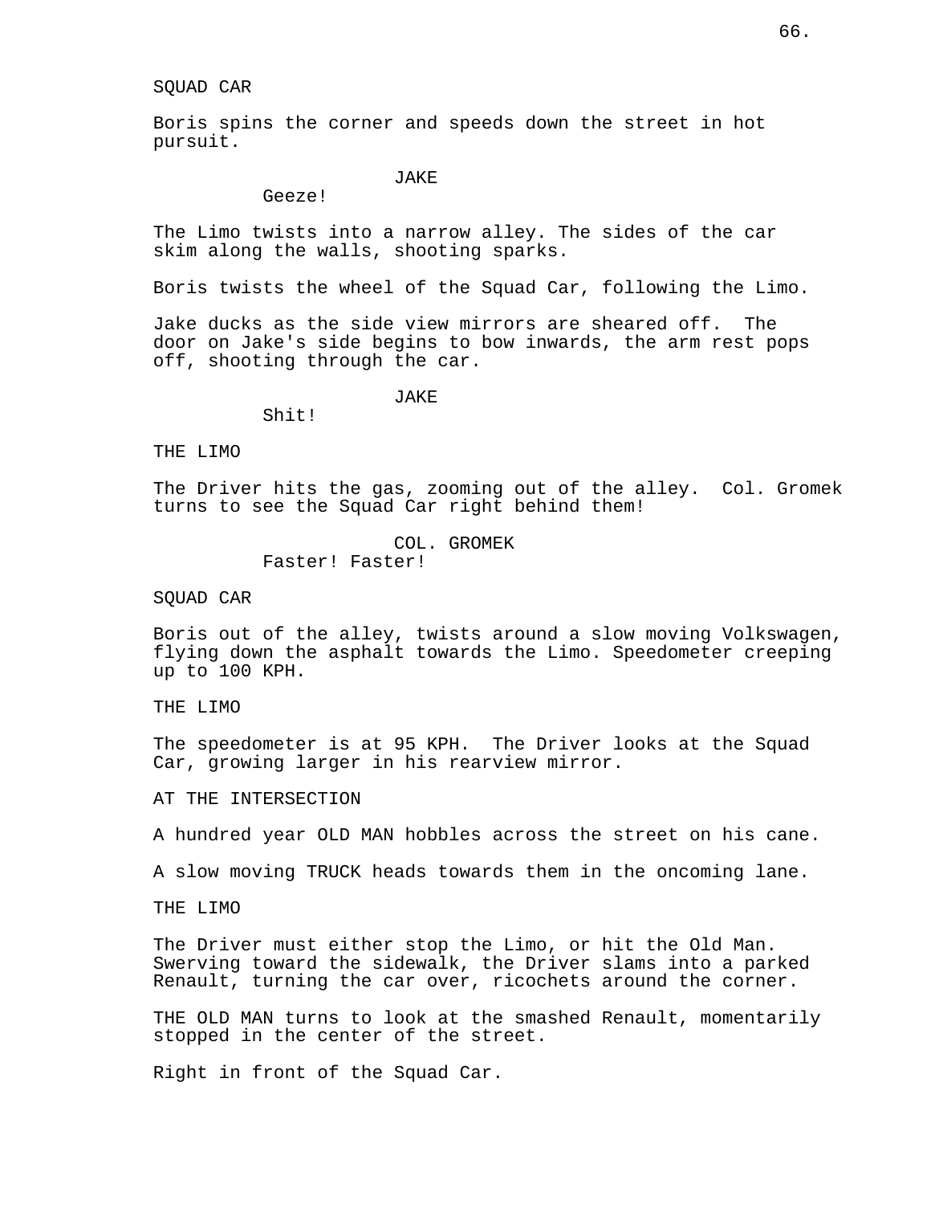SQUAD CAR

Boris spins the corner and speeds down the street in hot pursuit.

JAKE

Geeze!

The Limo twists into a narrow alley. The sides of the car skim along the walls, shooting sparks.

Boris twists the wheel of the Squad Car, following the Limo.

Jake ducks as the side view mirrors are sheared off. The door on Jake's side begins to bow inwards, the arm rest pops off, shooting through the car.

JAKE

Shit!

THE LIMO

The Driver hits the gas, zooming out of the alley. Col. Gromek turns to see the Squad Car right behind them!

COL. GROMEK

Faster! Faster!

SQUAD CAR

Boris out of the alley, twists around a slow moving Volkswagen, flying down the asphalt towards the Limo. Speedometer creeping up to 100 KPH.

THE LIMO

The speedometer is at 95 KPH. The Driver looks at the Squad Car, growing larger in his rearview mirror.

AT THE INTERSECTION

A hundred year OLD MAN hobbles across the street on his cane.

A slow moving TRUCK heads towards them in the oncoming lane.

THE LIMO

The Driver must either stop the Limo, or hit the Old Man. Swerving toward the sidewalk, the Driver slams into a parked Renault, turning the car over, ricochets around the corner.

THE OLD MAN turns to look at the smashed Renault, momentarily stopped in the center of the street.

Right in front of the Squad Car.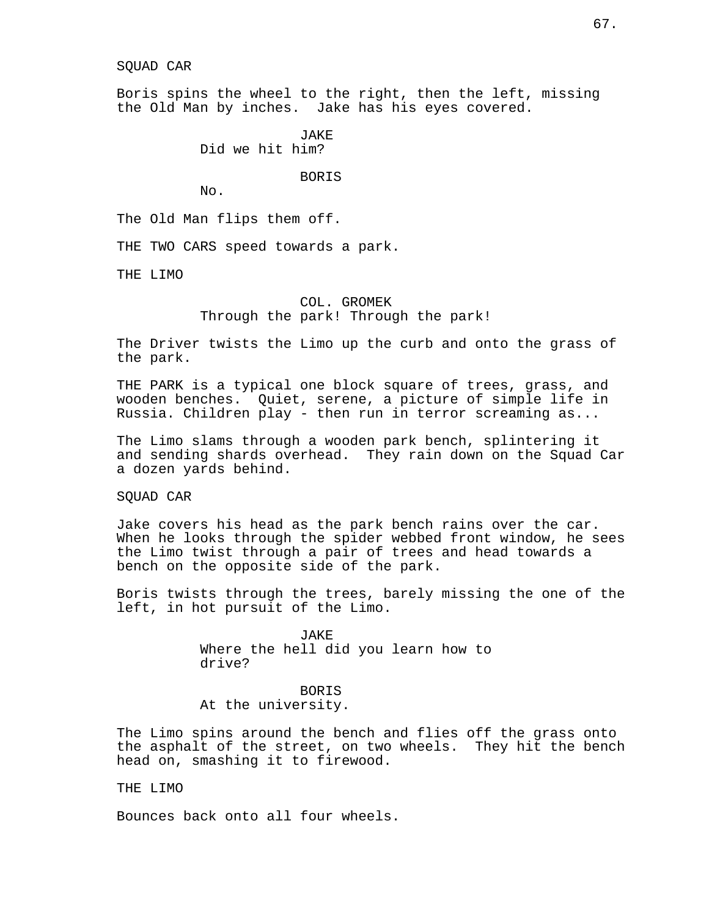SQUAD CAR

Boris spins the wheel to the right, then the left, missing the Old Man by inches. Jake has his eyes covered.

JAKE
Did we hit him?

BORIS
No.

The Old Man flips them off.

THE TWO CARS speed towards a park.

THE LIMO

COL. GROMEK
Through the park! Through the park!

The Driver twists the Limo up the curb and onto the grass of the park.

THE PARK is a typical one block square of trees, grass, and wooden benches. Quiet, serene, a picture of simple life in Russia. Children play - then run in terror screaming as...

The Limo slams through a wooden park bench, splintering it and sending shards overhead. They rain down on the Squad Car a dozen yards behind.

SQUAD CAR

Jake covers his head as the park bench rains over the car. When he looks through the spider webbed front window, he sees the Limo twist through a pair of trees and head towards a bench on the opposite side of the park.

Boris twists through the trees, barely missing the one of the left, in hot pursuit of the Limo.

JAKE
Where the hell did you learn how to drive?

BORIS
At the university.

The Limo spins around the bench and flies off the grass onto the asphalt of the street, on two wheels. They hit the bench head on, smashing it to firewood.

THE LIMO

Bounces back onto all four wheels.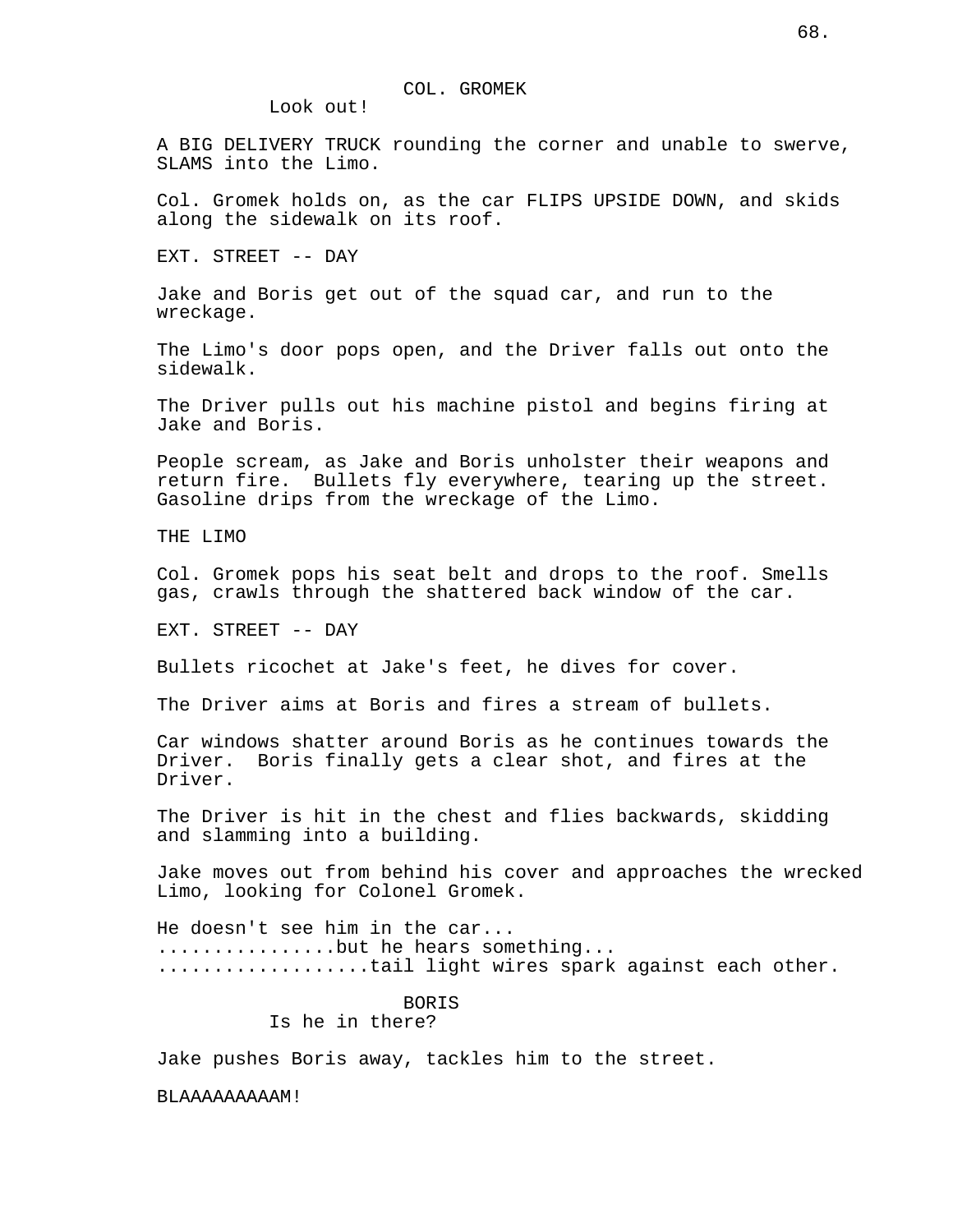COL. GROMEK

Look out!

A BIG DELIVERY TRUCK rounding the corner and unable to swerve, SLAMS into the Limo.

Col. Gromek holds on, as the car FLIPS UPSIDE DOWN, and skids along the sidewalk on its roof.

EXT. STREET -- DAY

Jake and Boris get out of the squad car, and run to the wreckage.

The Limo's door pops open, and the Driver falls out onto the sidewalk.

The Driver pulls out his machine pistol and begins firing at Jake and Boris.

People scream, as Jake and Boris unholster their weapons and return fire.  Bullets fly everywhere, tearing up the street. Gasoline drips from the wreckage of the Limo.

THE LIMO

Col. Gromek pops his seat belt and drops to the roof. Smells gas, crawls through the shattered back window of the car.

EXT. STREET -- DAY

Bullets ricochet at Jake's feet, he dives for cover.

The Driver aims at Boris and fires a stream of bullets.

Car windows shatter around Boris as he continues towards the Driver.  Boris finally gets a clear shot, and fires at the Driver.

The Driver is hit in the chest and flies backwards, skidding and slamming into a building.

Jake moves out from behind his cover and approaches the wrecked Limo, looking for Colonel Gromek.

He doesn't see him in the car...
................but he hears something...
...................tail light wires spark against each other.

BORIS

Is he in there?

Jake pushes Boris away, tackles him to the street.

BLAAAAAAAAAM!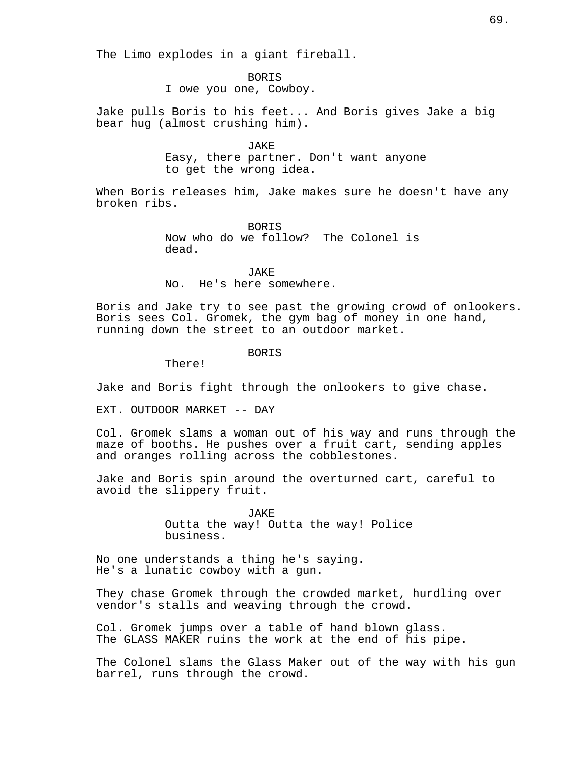The Limo explodes in a giant fireball.

BORIS
I owe you one, Cowboy.

Jake pulls Boris to his feet... And Boris gives Jake a big bear hug (almost crushing him).

JAKE
Easy, there partner. Don't want anyone to get the wrong idea.

When Boris releases him, Jake makes sure he doesn't have any broken ribs.

BORIS
Now who do we follow? The Colonel is dead.

JAKE
No. He's here somewhere.

Boris and Jake try to see past the growing crowd of onlookers. Boris sees Col. Gromek, the gym bag of money in one hand, running down the street to an outdoor market.

BORIS
There!

Jake and Boris fight through the onlookers to give chase.

EXT. OUTDOOR MARKET -- DAY

Col. Gromek slams a woman out of his way and runs through the maze of booths. He pushes over a fruit cart, sending apples and oranges rolling across the cobblestones.

Jake and Boris spin around the overturned cart, careful to avoid the slippery fruit.

JAKE
Outta the way! Outta the way! Police business.

No one understands a thing he's saying.
He's a lunatic cowboy with a gun.

They chase Gromek through the crowded market, hurdling over vendor's stalls and weaving through the crowd.

Col. Gromek jumps over a table of hand blown glass.
The GLASS MAKER ruins the work at the end of his pipe.

The Colonel slams the Glass Maker out of the way with his gun barrel, runs through the crowd.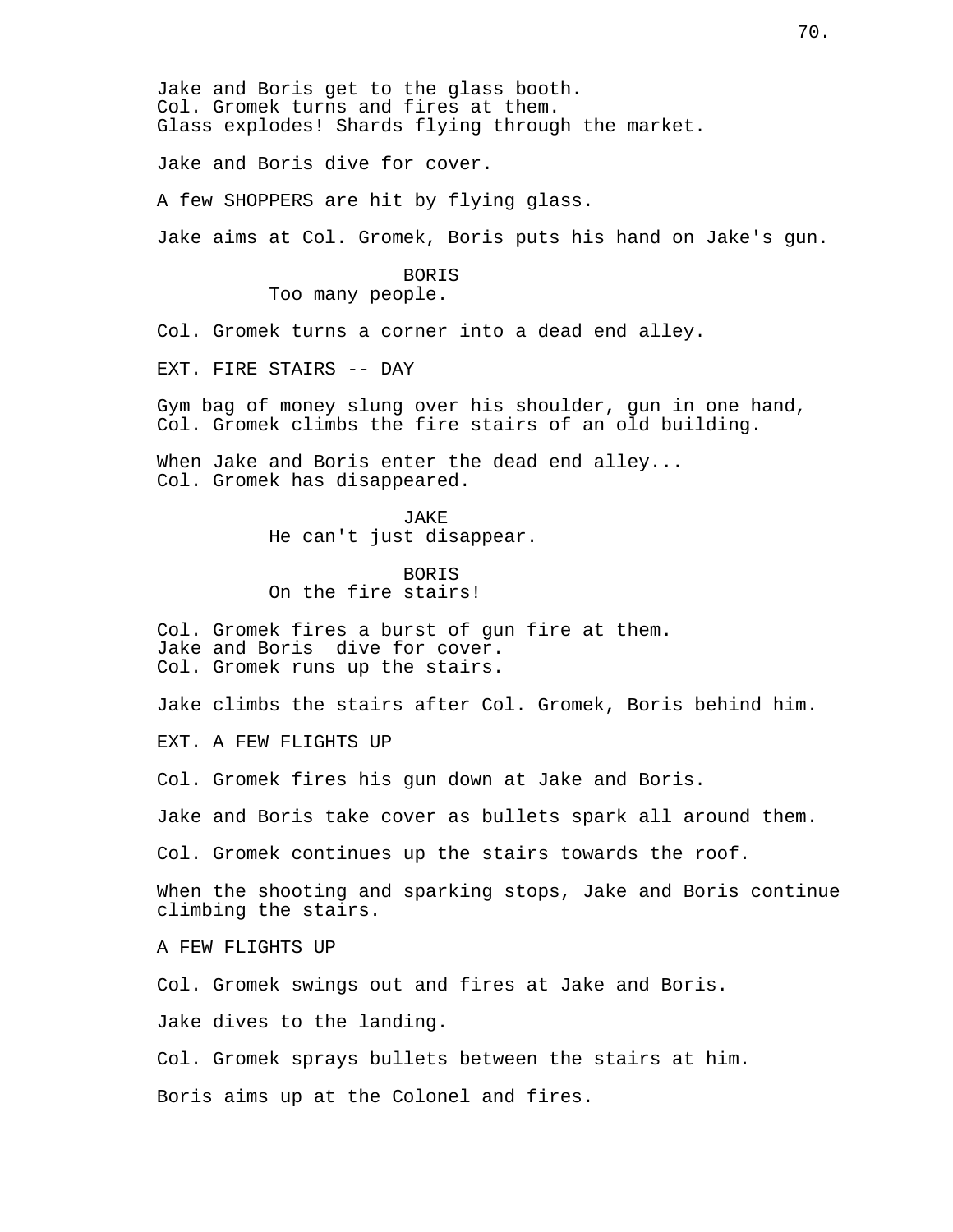Jake and Boris get to the glass booth.
Col. Gromek turns and fires at them.
Glass explodes! Shards flying through the market.

Jake and Boris dive for cover.

A few SHOPPERS are hit by flying glass.

Jake aims at Col. Gromek, Boris puts his hand on Jake's gun.

BORIS
Too many people.

Col. Gromek turns a corner into a dead end alley.

EXT. FIRE STAIRS -- DAY

Gym bag of money slung over his shoulder, gun in one hand, Col. Gromek climbs the fire stairs of an old building.

When Jake and Boris enter the dead end alley...
Col. Gromek has disappeared.

JAKE
He can't just disappear.

BORIS
On the fire stairs!

Col. Gromek fires a burst of gun fire at them.
Jake and Boris  dive for cover.
Col. Gromek runs up the stairs.

Jake climbs the stairs after Col. Gromek, Boris behind him.

EXT. A FEW FLIGHTS UP

Col. Gromek fires his gun down at Jake and Boris.

Jake and Boris take cover as bullets spark all around them.

Col. Gromek continues up the stairs towards the roof.

When the shooting and sparking stops, Jake and Boris continue climbing the stairs.

A FEW FLIGHTS UP

Col. Gromek swings out and fires at Jake and Boris.

Jake dives to the landing.

Col. Gromek sprays bullets between the stairs at him.

Boris aims up at the Colonel and fires.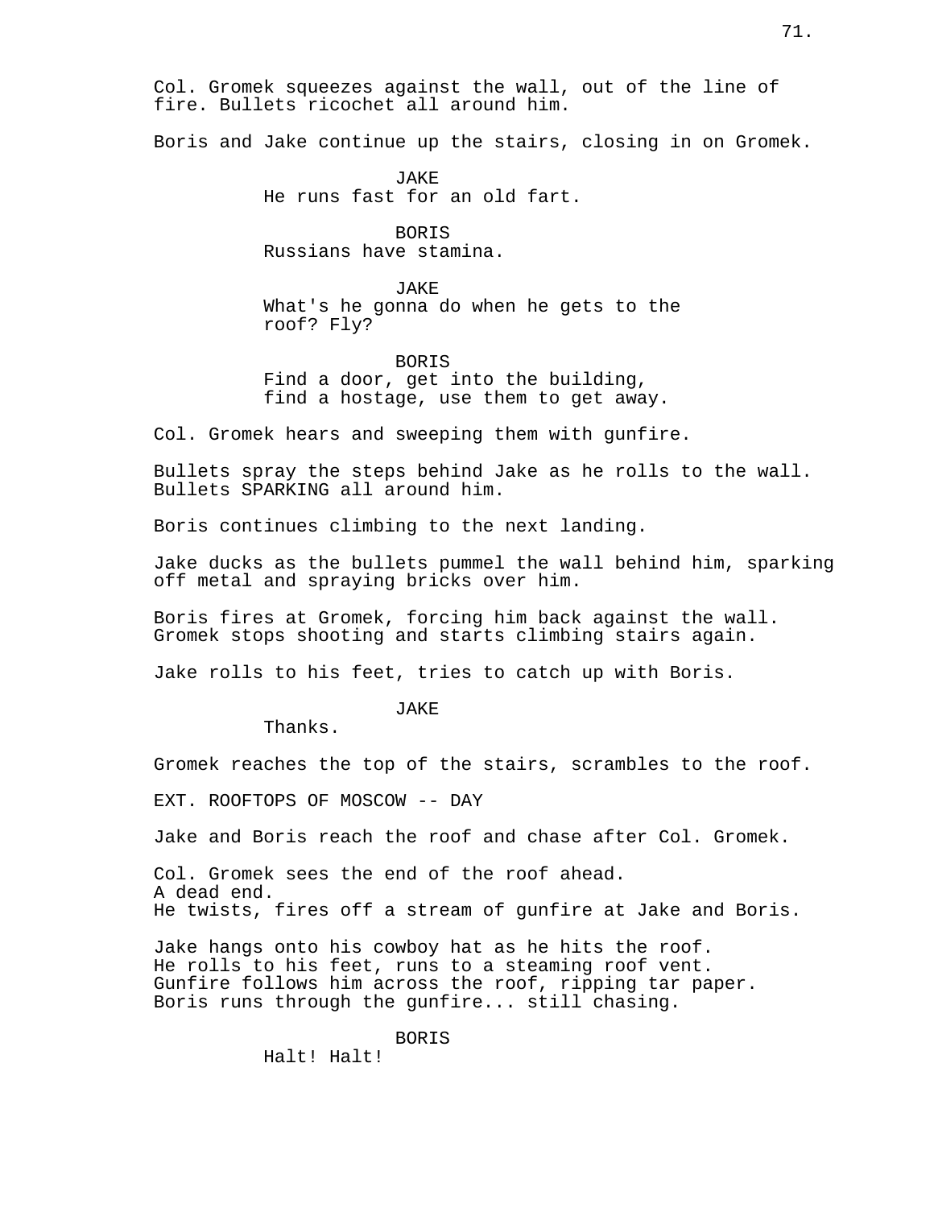Col. Gromek squeezes against the wall, out of the line of fire. Bullets ricochet all around him.

Boris and Jake continue up the stairs, closing in on Gromek.

JAKE
He runs fast for an old fart.

BORIS
Russians have stamina.

JAKE
What's he gonna do when he gets to the roof? Fly?

BORIS
Find a door, get into the building, find a hostage, use them to get away.

Col. Gromek hears and sweeping them with gunfire.

Bullets spray the steps behind Jake as he rolls to the wall. Bullets SPARKING all around him.

Boris continues climbing to the next landing.

Jake ducks as the bullets pummel the wall behind him, sparking off metal and spraying bricks over him.

Boris fires at Gromek, forcing him back against the wall. Gromek stops shooting and starts climbing stairs again.

Jake rolls to his feet, tries to catch up with Boris.

JAKE
Thanks.

Gromek reaches the top of the stairs, scrambles to the roof.

EXT. ROOFTOPS OF MOSCOW -- DAY

Jake and Boris reach the roof and chase after Col. Gromek.

Col. Gromek sees the end of the roof ahead.
A dead end.
He twists, fires off a stream of gunfire at Jake and Boris.

Jake hangs onto his cowboy hat as he hits the roof.
He rolls to his feet, runs to a steaming roof vent.
Gunfire follows him across the roof, ripping tar paper.
Boris runs through the gunfire... still chasing.

BORIS
Halt! Halt!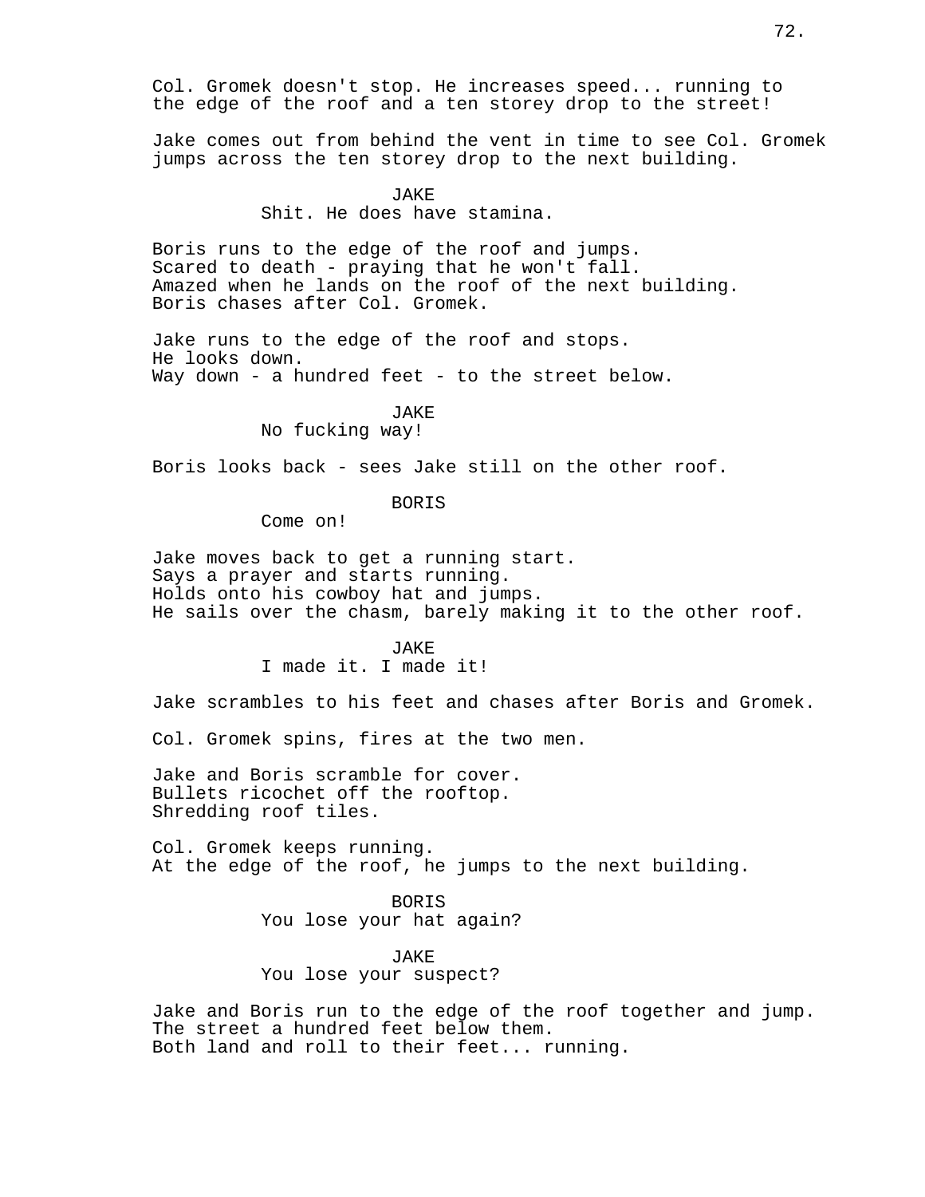Col. Gromek doesn't stop. He increases speed... running to the edge of the roof and a ten storey drop to the street!

Jake comes out from behind the vent in time to see Col. Gromek jumps across the ten storey drop to the next building.

JAKE
Shit. He does have stamina.

Boris runs to the edge of the roof and jumps.
Scared to death - praying that he won't fall.
Amazed when he lands on the roof of the next building.
Boris chases after Col. Gromek.

Jake runs to the edge of the roof and stops.
He looks down.
Way down - a hundred feet - to the street below.

JAKE
No fucking way!

Boris looks back - sees Jake still on the other roof.

BORIS
Come on!

Jake moves back to get a running start.
Says a prayer and starts running.
Holds onto his cowboy hat and jumps.
He sails over the chasm, barely making it to the other roof.

JAKE
I made it. I made it!

Jake scrambles to his feet and chases after Boris and Gromek.

Col. Gromek spins, fires at the two men.

Jake and Boris scramble for cover.
Bullets ricochet off the rooftop.
Shredding roof tiles.

Col. Gromek keeps running.
At the edge of the roof, he jumps to the next building.

BORIS
You lose your hat again?

JAKE
You lose your suspect?

Jake and Boris run to the edge of the roof together and jump.
The street a hundred feet below them.
Both land and roll to their feet... running.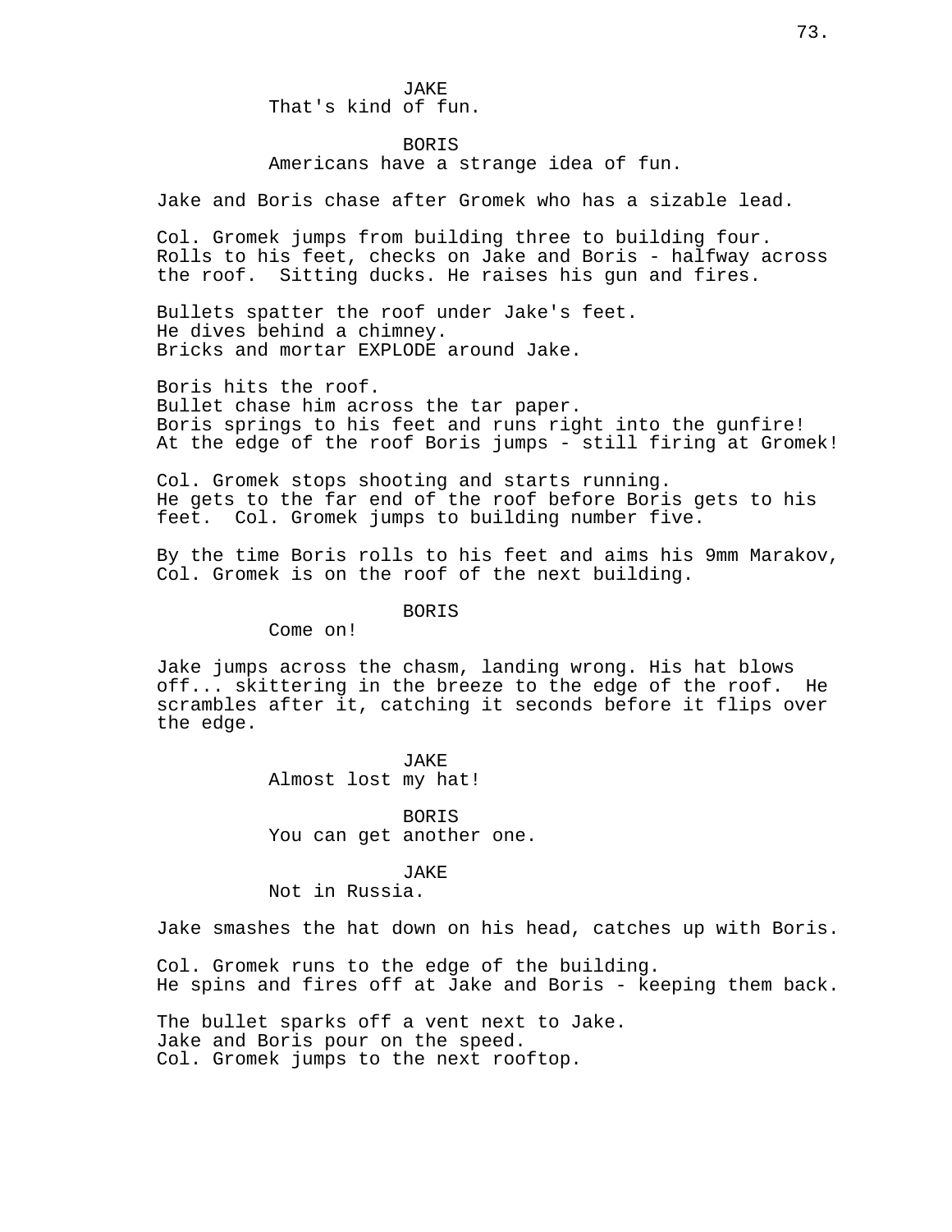JAKE
That's kind of fun.

BORIS
Americans have a strange idea of fun.

Jake and Boris chase after Gromek who has a sizable lead.

Col. Gromek jumps from building three to building four. Rolls to his feet, checks on Jake and Boris - halfway across the roof. Sitting ducks. He raises his gun and fires.

Bullets spatter the roof under Jake's feet.
He dives behind a chimney.
Bricks and mortar EXPLODE around Jake.

Boris hits the roof.
Bullet chase him across the tar paper.
Boris springs to his feet and runs right into the gunfire!
At the edge of the roof Boris jumps - still firing at Gromek!

Col. Gromek stops shooting and starts running.
He gets to the far end of the roof before Boris gets to his feet. Col. Gromek jumps to building number five.

By the time Boris rolls to his feet and aims his 9mm Marakov, Col. Gromek is on the roof of the next building.

BORIS
Come on!

Jake jumps across the chasm, landing wrong. His hat blows off... skittering in the breeze to the edge of the roof. He scrambles after it, catching it seconds before it flips over the edge.

JAKE
Almost lost my hat!

BORIS
You can get another one.

JAKE
Not in Russia.

Jake smashes the hat down on his head, catches up with Boris.

Col. Gromek runs to the edge of the building.
He spins and fires off at Jake and Boris - keeping them back.

The bullet sparks off a vent next to Jake.
Jake and Boris pour on the speed.
Col. Gromek jumps to the next rooftop.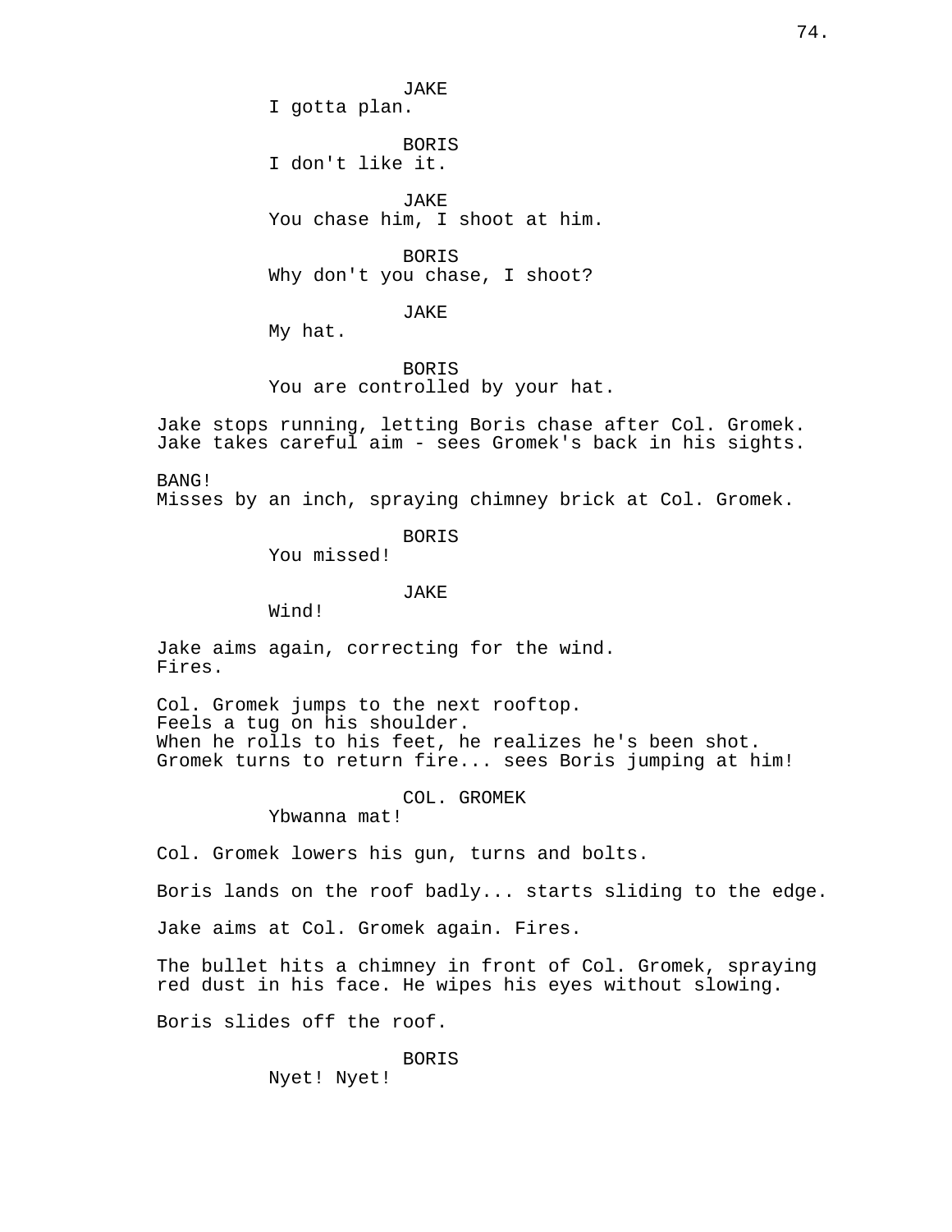JAKE
I gotta plan.

BORIS
I don't like it.

JAKE
You chase him, I shoot at him.

BORIS
Why don't you chase, I shoot?

JAKE
My hat.

BORIS
You are controlled by your hat.

Jake stops running, letting Boris chase after Col. Gromek.
Jake takes careful aim - sees Gromek's back in his sights.

BANG!
Misses by an inch, spraying chimney brick at Col. Gromek.

BORIS
You missed!

JAKE
Wind!

Jake aims again, correcting for the wind.
Fires.

Col. Gromek jumps to the next rooftop.
Feels a tug on his shoulder.
When he rolls to his feet, he realizes he's been shot.
Gromek turns to return fire... sees Boris jumping at him!

COL. GROMEK
Ybwanna mat!

Col. Gromek lowers his gun, turns and bolts.

Boris lands on the roof badly... starts sliding to the edge.

Jake aims at Col. Gromek again. Fires.

The bullet hits a chimney in front of Col. Gromek, spraying red dust in his face. He wipes his eyes without slowing.

Boris slides off the roof.

BORIS
Nyet! Nyet!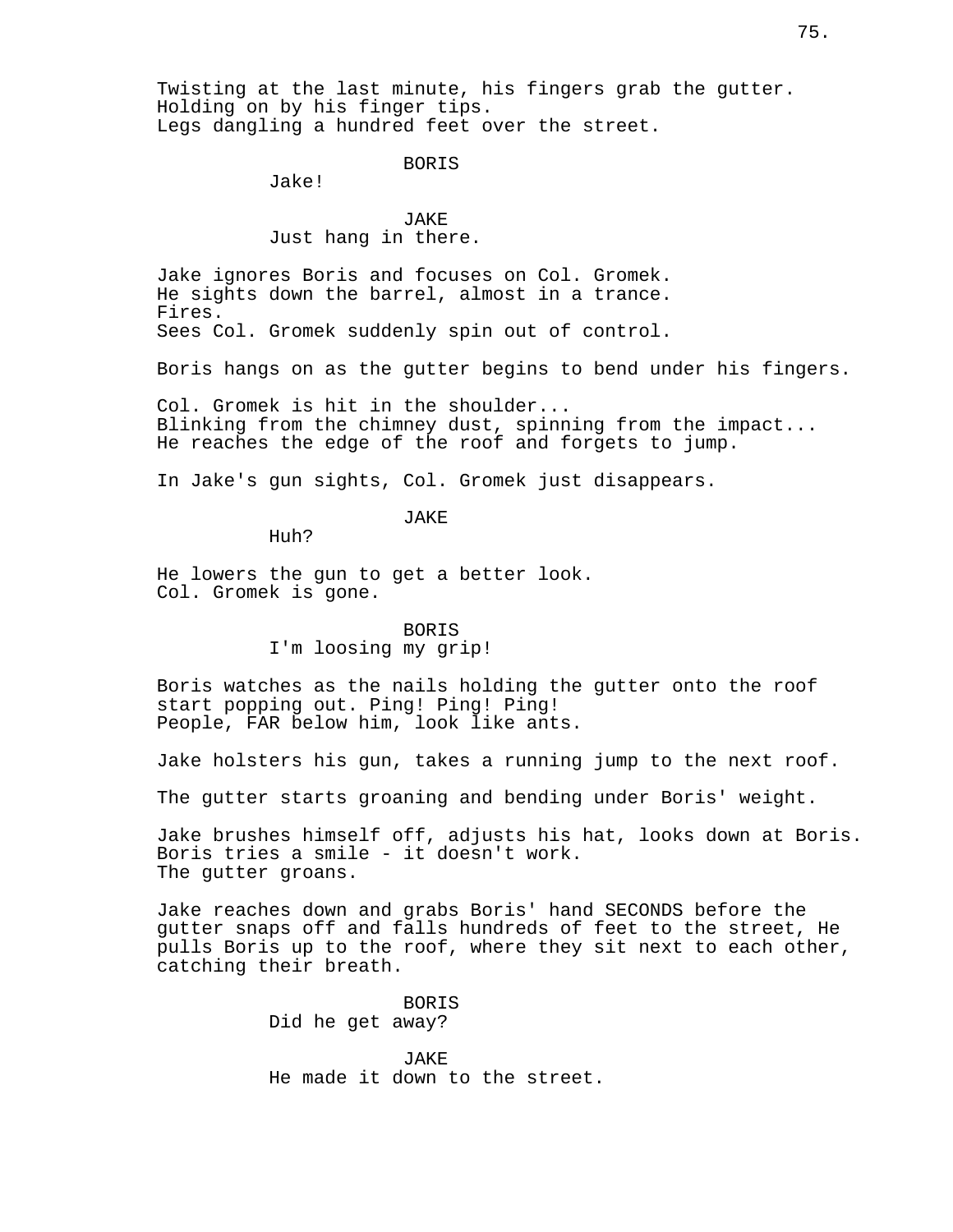Twisting at the last minute, his fingers grab the gutter.
Holding on by his finger tips.
Legs dangling a hundred feet over the street.

BORIS
Jake!

JAKE
Just hang in there.

Jake ignores Boris and focuses on Col. Gromek.
He sights down the barrel, almost in a trance.
Fires.
Sees Col. Gromek suddenly spin out of control.

Boris hangs on as the gutter begins to bend under his fingers.

Col. Gromek is hit in the shoulder...
Blinking from the chimney dust, spinning from the impact...
He reaches the edge of the roof and forgets to jump.

In Jake's gun sights, Col. Gromek just disappears.

JAKE
Huh?

He lowers the gun to get a better look.
Col. Gromek is gone.

BORIS
I'm loosing my grip!

Boris watches as the nails holding the gutter onto the roof start popping out. Ping! Ping! Ping!
People, FAR below him, look like ants.

Jake holsters his gun, takes a running jump to the next roof.

The gutter starts groaning and bending under Boris' weight.

Jake brushes himself off, adjusts his hat, looks down at Boris.
Boris tries a smile - it doesn't work.
The gutter groans.

Jake reaches down and grabs Boris' hand SECONDS before the gutter snaps off and falls hundreds of feet to the street, He pulls Boris up to the roof, where they sit next to each other, catching their breath.

BORIS
Did he get away?

JAKE
He made it down to the street.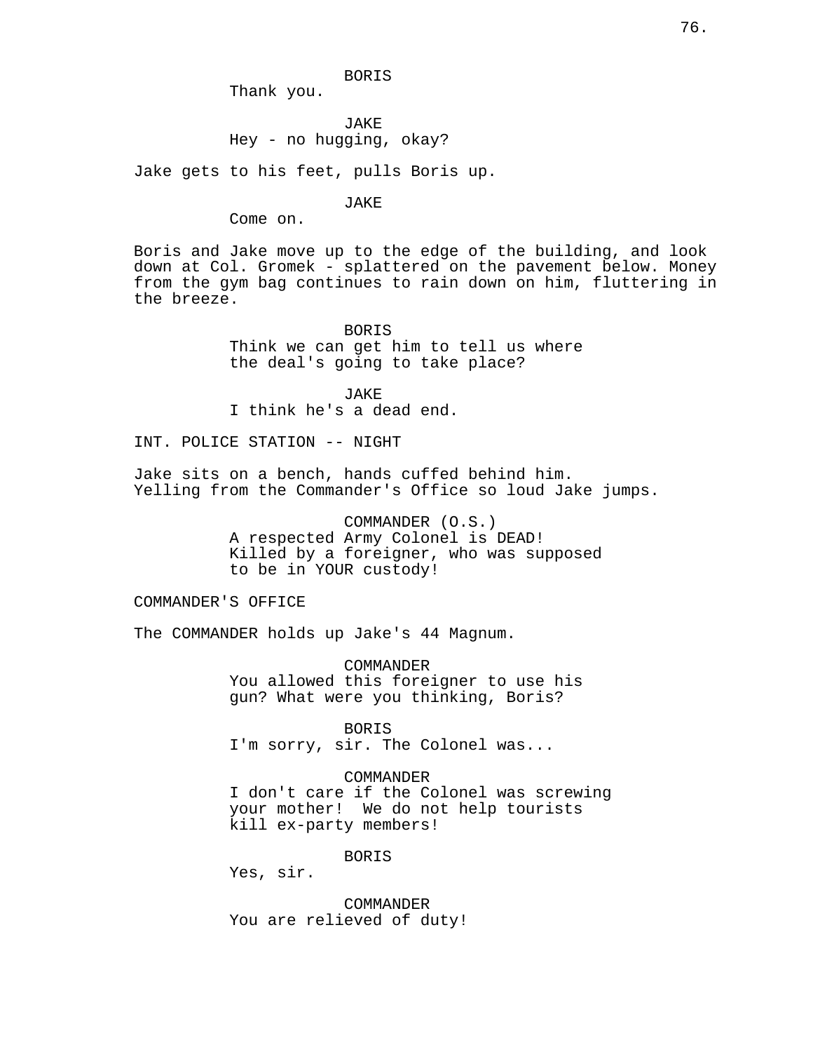BORIS
Thank you.

JAKE
Hey - no hugging, okay?

Jake gets to his feet, pulls Boris up.

JAKE
Come on.

Boris and Jake move up to the edge of the building, and look down at Col. Gromek - splattered on the pavement below. Money from the gym bag continues to rain down on him, fluttering in the breeze.

BORIS
Think we can get him to tell us where the deal's going to take place?

JAKE
I think he's a dead end.

INT. POLICE STATION -- NIGHT

Jake sits on a bench, hands cuffed behind him. Yelling from the Commander's Office so loud Jake jumps.

COMMANDER (O.S.)
A respected Army Colonel is DEAD! Killed by a foreigner, who was supposed to be in YOUR custody!

COMMANDER'S OFFICE

The COMMANDER holds up Jake's 44 Magnum.

COMMANDER
You allowed this foreigner to use his gun? What were you thinking, Boris?

BORIS
I'm sorry, sir. The Colonel was...

COMMANDER
I don't care if the Colonel was screwing your mother! We do not help tourists kill ex-party members!

BORIS
Yes, sir.

COMMANDER
You are relieved of duty!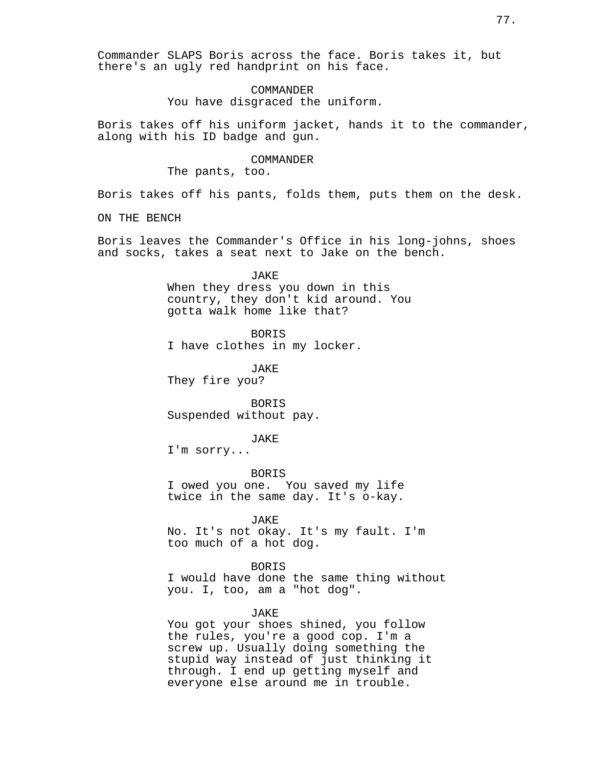Commander SLAPS Boris across the face. Boris takes it, but there's an ugly red handprint on his face.

COMMANDER
You have disgraced the uniform.

Boris takes off his uniform jacket, hands it to the commander, along with his ID badge and gun.

COMMANDER
The pants, too.

Boris takes off his pants, folds them, puts them on the desk.

ON THE BENCH

Boris leaves the Commander's Office in his long-johns, shoes and socks, takes a seat next to Jake on the bench.

JAKE
When they dress you down in this country, they don't kid around. You gotta walk home like that?

BORIS
I have clothes in my locker.

JAKE
They fire you?

BORIS
Suspended without pay.

JAKE
I'm sorry...

BORIS
I owed you one.  You saved my life twice in the same day. It's o-kay.

JAKE
No. It's not okay. It's my fault. I'm too much of a hot dog.

BORIS
I would have done the same thing without you. I, too, am a "hot dog".

JAKE
You got your shoes shined, you follow the rules, you're a good cop. I'm a screw up. Usually doing something the stupid way instead of just thinking it through. I end up getting myself and everyone else around me in trouble.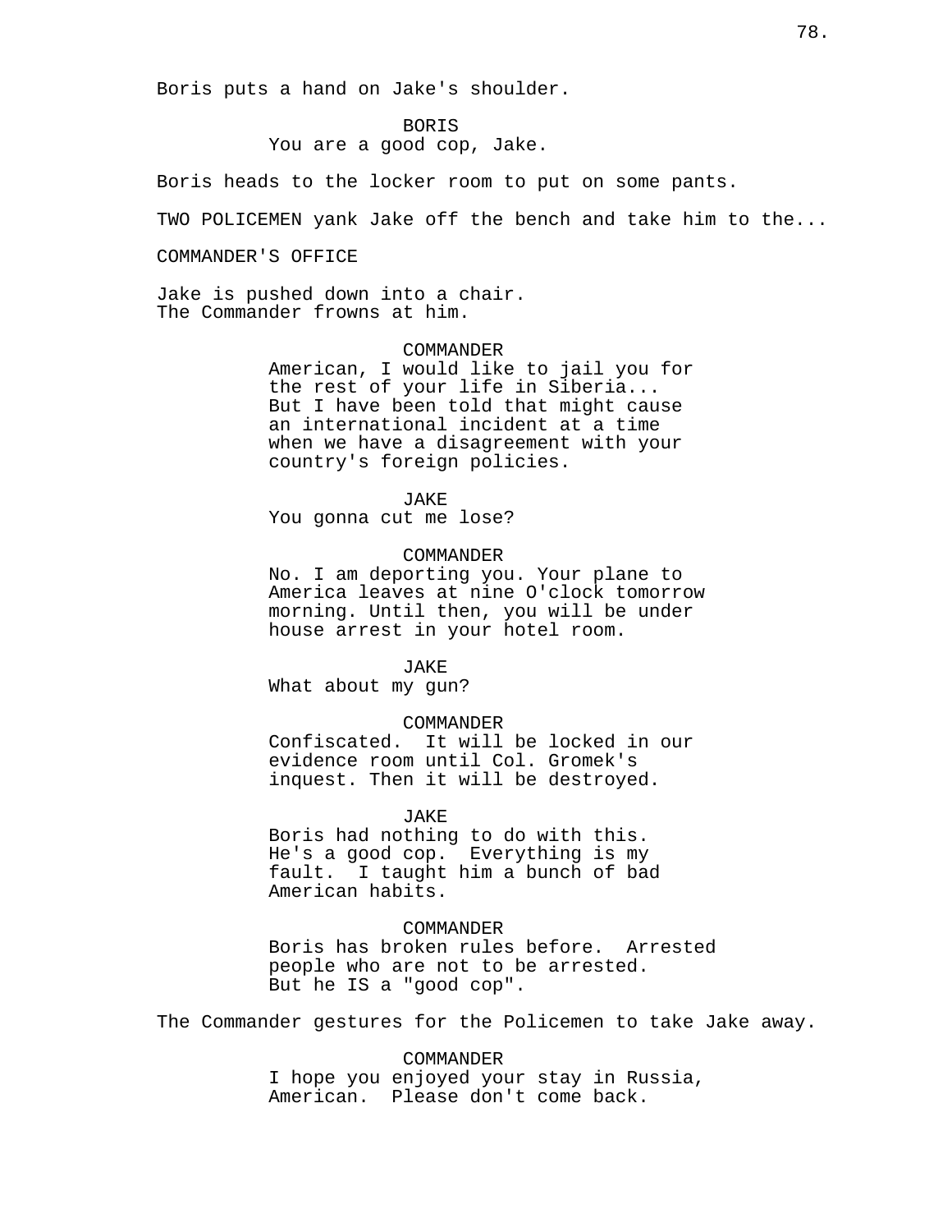Boris puts a hand on Jake's shoulder.

BORIS
You are a good cop, Jake.

Boris heads to the locker room to put on some pants.

TWO POLICEMEN yank Jake off the bench and take him to the...

COMMANDER'S OFFICE

Jake is pushed down into a chair.
The Commander frowns at him.

COMMANDER
American, I would like to jail you for the rest of your life in Siberia... But I have been told that might cause an international incident at a time when we have a disagreement with your country's foreign policies.

JAKE
You gonna cut me lose?

COMMANDER
No. I am deporting you. Your plane to America leaves at nine O'clock tomorrow morning. Until then, you will be under house arrest in your hotel room.

JAKE
What about my gun?

COMMANDER
Confiscated. It will be locked in our evidence room until Col. Gromek's inquest. Then it will be destroyed.

JAKE
Boris had nothing to do with this. He's a good cop. Everything is my fault. I taught him a bunch of bad American habits.

COMMANDER
Boris has broken rules before. Arrested people who are not to be arrested. But he IS a "good cop".

The Commander gestures for the Policemen to take Jake away.

COMMANDER
I hope you enjoyed your stay in Russia, American. Please don't come back.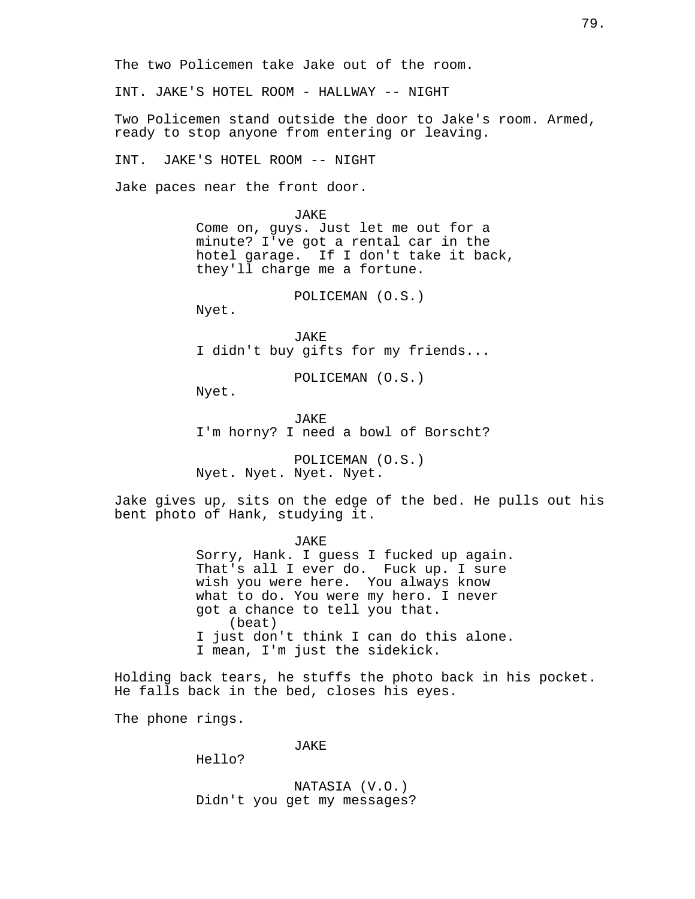The two Policemen take Jake out of the room.

INT. JAKE'S HOTEL ROOM - HALLWAY -- NIGHT

Two Policemen stand outside the door to Jake's room. Armed, ready to stop anyone from entering or leaving.

INT.  JAKE'S HOTEL ROOM -- NIGHT

Jake paces near the front door.

JAKE
Come on, guys. Just let me out for a minute? I've got a rental car in the hotel garage.  If I don't take it back, they'll charge me a fortune.

POLICEMAN (O.S.)
Nyet.

JAKE
I didn't buy gifts for my friends...

POLICEMAN (O.S.)
Nyet.

JAKE
I'm horny? I need a bowl of Borscht?

POLICEMAN (O.S.)
Nyet. Nyet. Nyet. Nyet.

Jake gives up, sits on the edge of the bed. He pulls out his bent photo of Hank, studying it.

JAKE
Sorry, Hank. I guess I fucked up again. That's all I ever do.  Fuck up. I sure wish you were here.  You always know what to do. You were my hero. I never got a chance to tell you that.
(beat)
I just don't think I can do this alone. I mean, I'm just the sidekick.

Holding back tears, he stuffs the photo back in his pocket. He falls back in the bed, closes his eyes.

The phone rings.

JAKE
Hello?

NATASIA (V.O.)
Didn't you get my messages?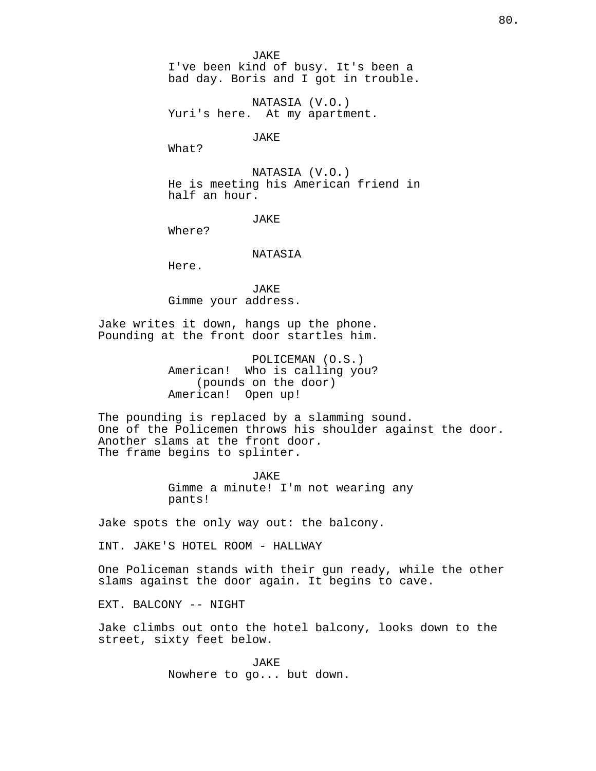JAKE
I've been kind of busy. It's been a bad day. Boris and I got in trouble.

NATASIA (V.O.)
Yuri's here. At my apartment.

JAKE
What?

NATASIA (V.O.)
He is meeting his American friend in half an hour.

JAKE
Where?

NATASIA
Here.

JAKE
Gimme your address.

Jake writes it down, hangs up the phone.
Pounding at the front door startles him.

POLICEMAN (O.S.)
American! Who is calling you?
(pounds on the door)
American! Open up!

The pounding is replaced by a slamming sound.
One of the Policemen throws his shoulder against the door.
Another slams at the front door.
The frame begins to splinter.

JAKE
Gimme a minute! I'm not wearing any pants!

Jake spots the only way out: the balcony.

INT. JAKE'S HOTEL ROOM - HALLWAY

One Policeman stands with their gun ready, while the other slams against the door again. It begins to cave.

EXT. BALCONY -- NIGHT

Jake climbs out onto the hotel balcony, looks down to the street, sixty feet below.

JAKE
Nowhere to go... but down.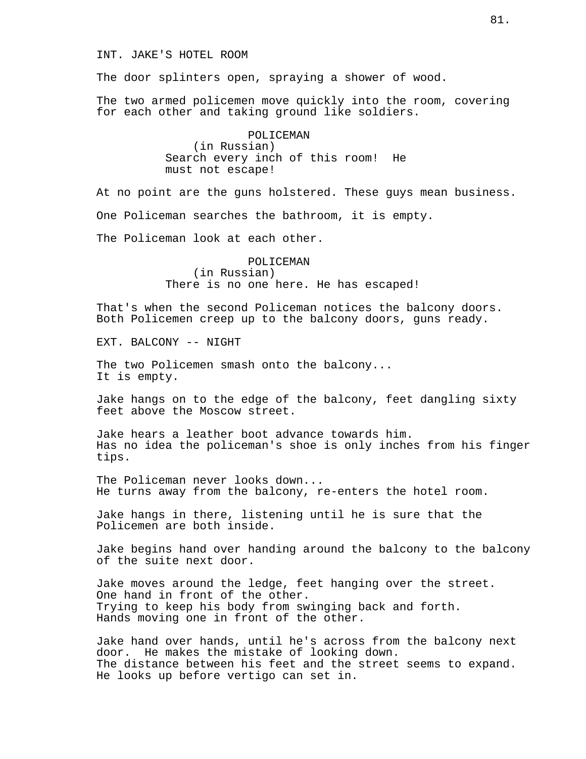INT. JAKE'S HOTEL ROOM

The door splinters open, spraying a shower of wood.

The two armed policemen move quickly into the room, covering for each other and taking ground like soldiers.

POLICEMAN
(in Russian)
Search every inch of this room! He must not escape!

At no point are the guns holstered. These guys mean business.

One Policeman searches the bathroom, it is empty.

The Policeman look at each other.

POLICEMAN
(in Russian)
There is no one here. He has escaped!

That's when the second Policeman notices the balcony doors.
Both Policemen creep up to the balcony doors, guns ready.

EXT. BALCONY -- NIGHT

The two Policemen smash onto the balcony...
It is empty.

Jake hangs on to the edge of the balcony, feet dangling sixty feet above the Moscow street.

Jake hears a leather boot advance towards him.
Has no idea the policeman's shoe is only inches from his finger tips.

The Policeman never looks down...
He turns away from the balcony, re-enters the hotel room.

Jake hangs in there, listening until he is sure that the Policemen are both inside.

Jake begins hand over handing around the balcony to the balcony of the suite next door.

Jake moves around the ledge, feet hanging over the street.
One hand in front of the other.
Trying to keep his body from swinging back and forth.
Hands moving one in front of the other.

Jake hand over hands, until he's across from the balcony next door. He makes the mistake of looking down.
The distance between his feet and the street seems to expand.
He looks up before vertigo can set in.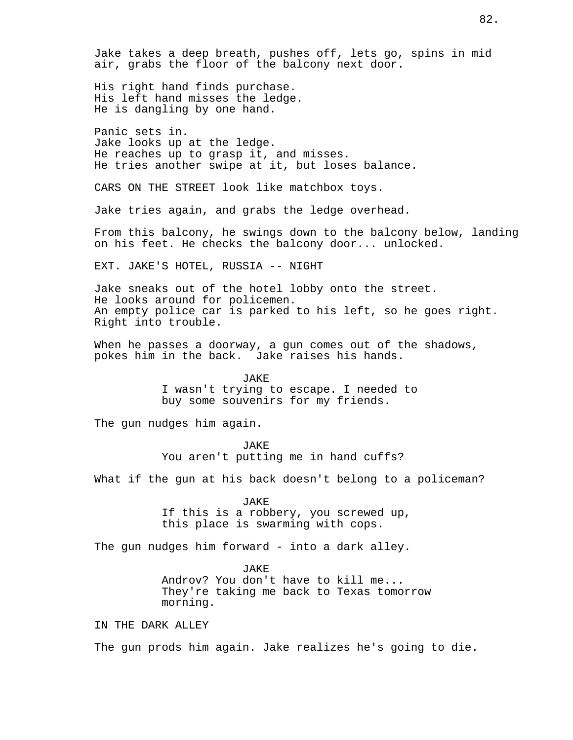Jake takes a deep breath, pushes off, lets go, spins in mid air, grabs the floor of the balcony next door.

His right hand finds purchase.
His left hand misses the ledge.
He is dangling by one hand.

Panic sets in.
Jake looks up at the ledge.
He reaches up to grasp it, and misses.
He tries another swipe at it, but loses balance.

CARS ON THE STREET look like matchbox toys.

Jake tries again, and grabs the ledge overhead.

From this balcony, he swings down to the balcony below, landing on his feet. He checks the balcony door... unlocked.

EXT. JAKE'S HOTEL, RUSSIA -- NIGHT

Jake sneaks out of the hotel lobby onto the street.
He looks around for policemen.
An empty police car is parked to his left, so he goes right.
Right into trouble.

When he passes a doorway, a gun comes out of the shadows, pokes him in the back. Jake raises his hands.

JAKE
I wasn't trying to escape. I needed to buy some souvenirs for my friends.

The gun nudges him again.

JAKE
You aren't putting me in hand cuffs?

What if the gun at his back doesn't belong to a policeman?

JAKE
If this is a robbery, you screwed up, this place is swarming with cops.

The gun nudges him forward - into a dark alley.

JAKE
Androv? You don't have to kill me... They're taking me back to Texas tomorrow morning.

IN THE DARK ALLEY

The gun prods him again. Jake realizes he's going to die.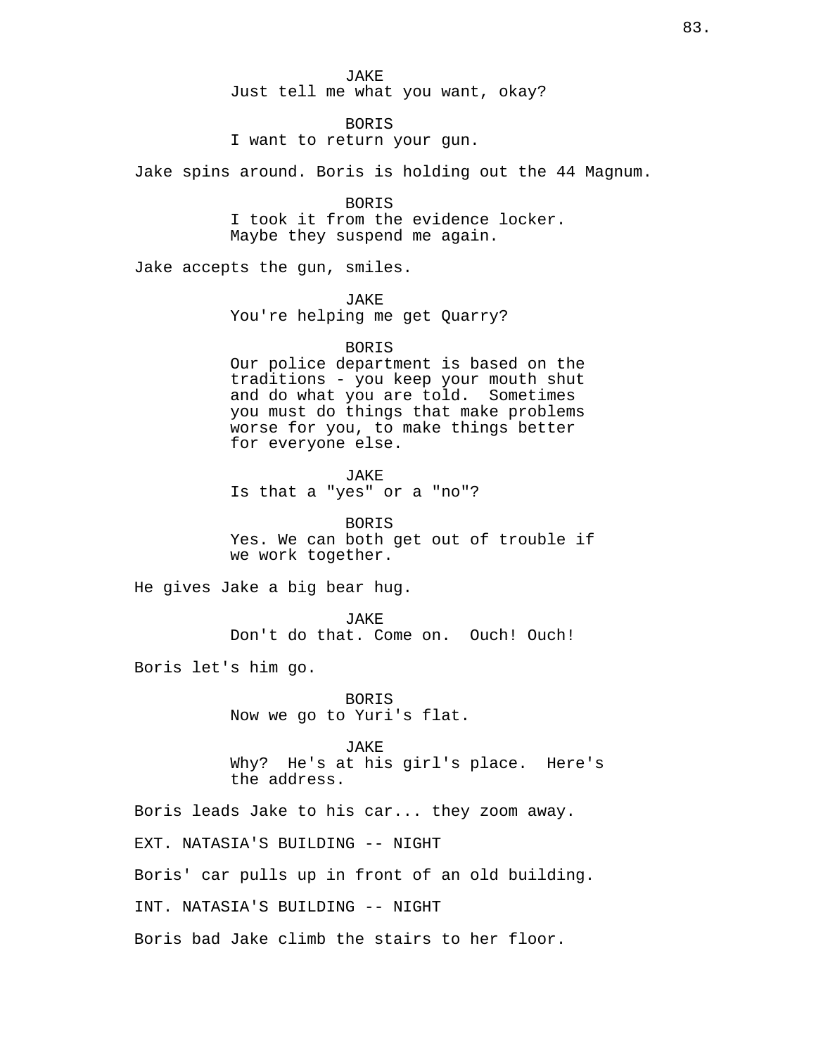JAKE
Just tell me what you want, okay?

BORIS
I want to return your gun.

Jake spins around. Boris is holding out the 44 Magnum.

BORIS
I took it from the evidence locker.
Maybe they suspend me again.

Jake accepts the gun, smiles.

JAKE
You're helping me get Quarry?

BORIS
Our police department is based on the
traditions - you keep your mouth shut
and do what you are told.  Sometimes
you must do things that make problems
worse for you, to make things better
for everyone else.

JAKE
Is that a "yes" or a "no"?

BORIS
Yes. We can both get out of trouble if
we work together.

He gives Jake a big bear hug.

JAKE
Don't do that. Come on.  Ouch! Ouch!

Boris let's him go.

BORIS
Now we go to Yuri's flat.

JAKE
Why?  He's at his girl's place.  Here's
the address.

Boris leads Jake to his car... they zoom away.

EXT. NATASIA'S BUILDING -- NIGHT

Boris' car pulls up in front of an old building.

INT. NATASIA'S BUILDING -- NIGHT

Boris bad Jake climb the stairs to her floor.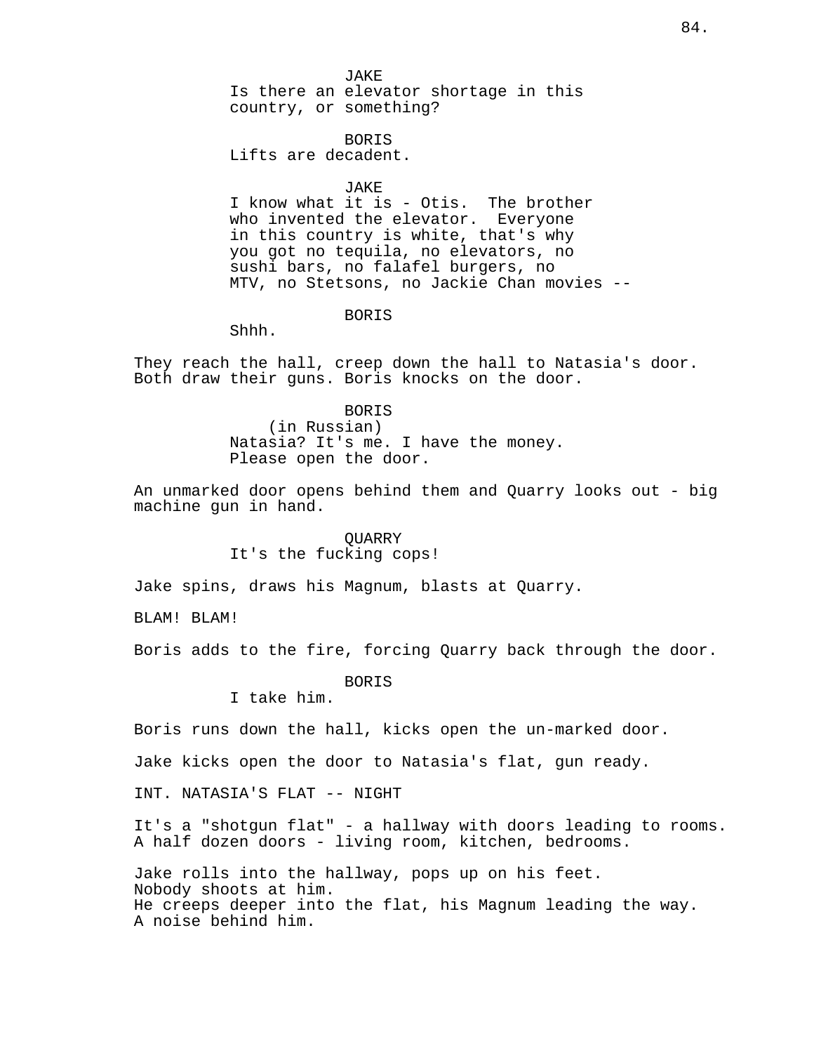JAKE
Is there an elevator shortage in this country, or something?

BORIS
Lifts are decadent.

JAKE
I know what it is - Otis. The brother who invented the elevator. Everyone in this country is white, that's why you got no tequila, no elevators, no sushi bars, no falafel burgers, no MTV, no Stetsons, no Jackie Chan movies --

BORIS
Shhh.

They reach the hall, creep down the hall to Natasia's door. Both draw their guns. Boris knocks on the door.

BORIS
(in Russian)
Natasia? It's me. I have the money. Please open the door.

An unmarked door opens behind them and Quarry looks out - big machine gun in hand.

QUARRY
It's the fucking cops!

Jake spins, draws his Magnum, blasts at Quarry.

BLAM! BLAM!

Boris adds to the fire, forcing Quarry back through the door.

BORIS
I take him.

Boris runs down the hall, kicks open the un-marked door.

Jake kicks open the door to Natasia's flat, gun ready.

INT. NATASIA'S FLAT -- NIGHT

It's a "shotgun flat" - a hallway with doors leading to rooms. A half dozen doors - living room, kitchen, bedrooms.

Jake rolls into the hallway, pops up on his feet.
Nobody shoots at him.
He creeps deeper into the flat, his Magnum leading the way.
A noise behind him.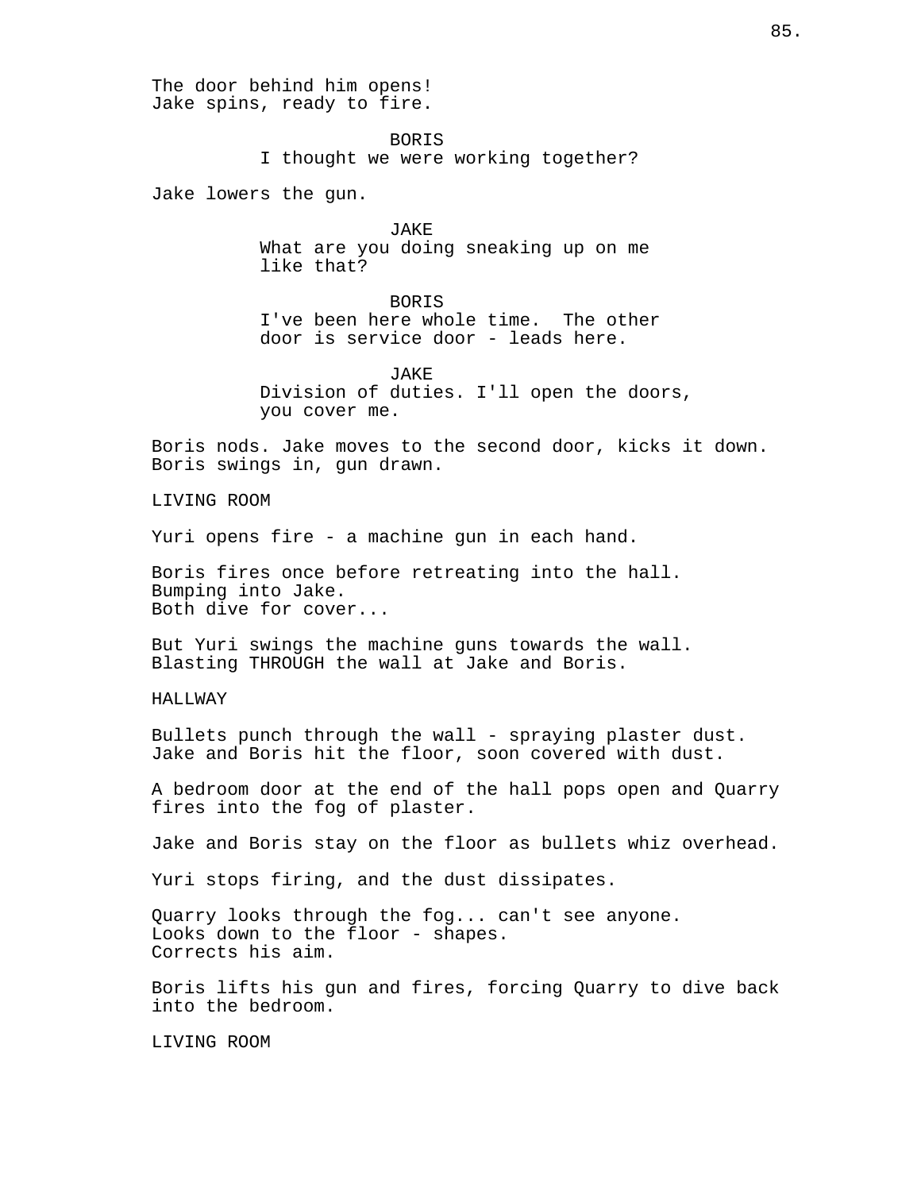The door behind him opens!
Jake spins, ready to fire.

BORIS
I thought we were working together?

Jake lowers the gun.

JAKE
What are you doing sneaking up on me like that?

BORIS
I've been here whole time. The other door is service door - leads here.

JAKE
Division of duties. I'll open the doors, you cover me.

Boris nods. Jake moves to the second door, kicks it down. Boris swings in, gun drawn.

LIVING ROOM

Yuri opens fire - a machine gun in each hand.

Boris fires once before retreating into the hall.
Bumping into Jake.
Both dive for cover...

But Yuri swings the machine guns towards the wall.
Blasting THROUGH the wall at Jake and Boris.

HALLWAY

Bullets punch through the wall - spraying plaster dust.
Jake and Boris hit the floor, soon covered with dust.

A bedroom door at the end of the hall pops open and Quarry fires into the fog of plaster.

Jake and Boris stay on the floor as bullets whiz overhead.

Yuri stops firing, and the dust dissipates.

Quarry looks through the fog... can't see anyone.
Looks down to the floor - shapes.
Corrects his aim.

Boris lifts his gun and fires, forcing Quarry to dive back into the bedroom.

LIVING ROOM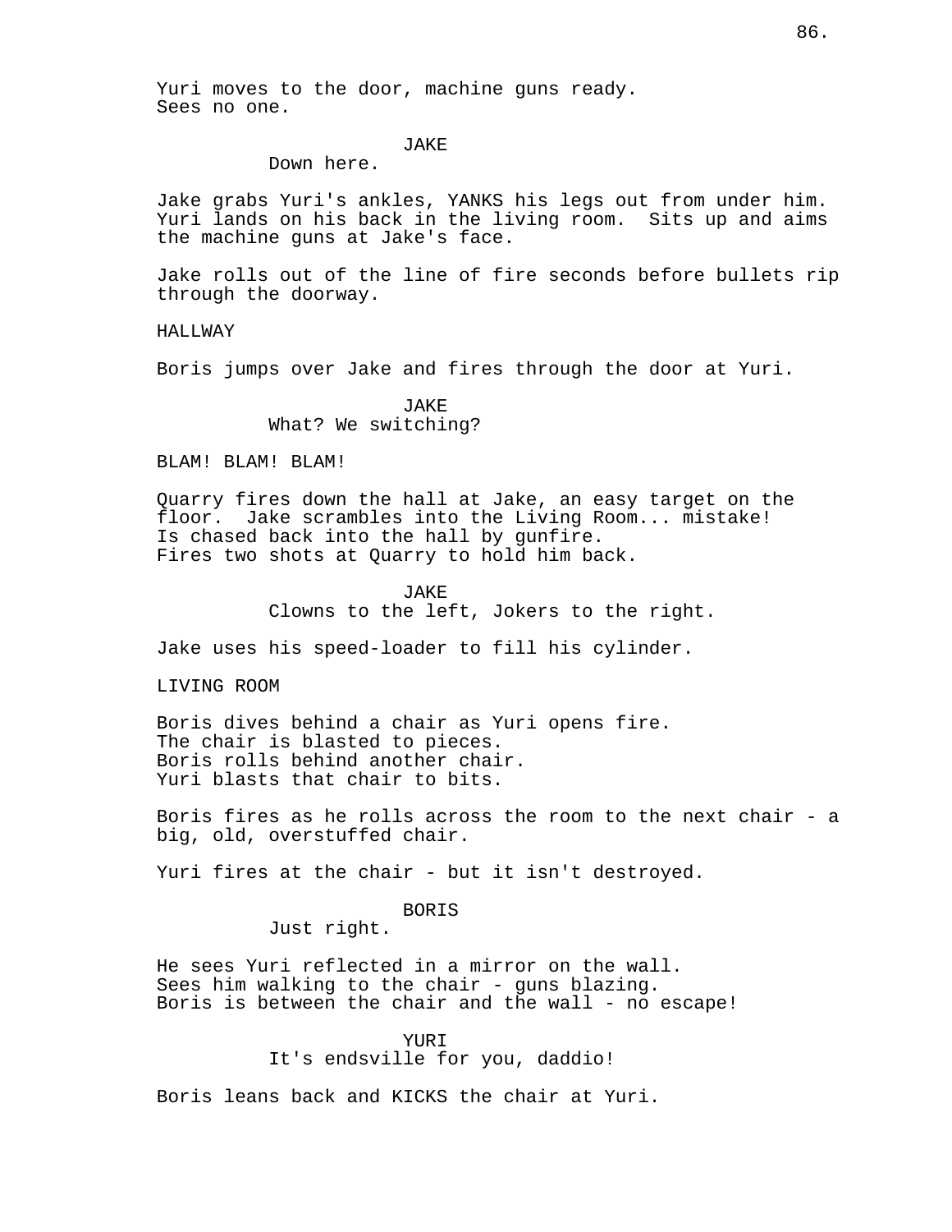Yuri moves to the door, machine guns ready.
Sees no one.

JAKE
Down here.

Jake grabs Yuri's ankles, YANKS his legs out from under him. Yuri lands on his back in the living room. Sits up and aims the machine guns at Jake's face.

Jake rolls out of the line of fire seconds before bullets rip through the doorway.

HALLWAY

Boris jumps over Jake and fires through the door at Yuri.

JAKE
What? We switching?

BLAM! BLAM! BLAM!

Quarry fires down the hall at Jake, an easy target on the floor. Jake scrambles into the Living Room... mistake!
Is chased back into the hall by gunfire.
Fires two shots at Quarry to hold him back.

JAKE
Clowns to the left, Jokers to the right.

Jake uses his speed-loader to fill his cylinder.

LIVING ROOM

Boris dives behind a chair as Yuri opens fire.
The chair is blasted to pieces.
Boris rolls behind another chair.
Yuri blasts that chair to bits.

Boris fires as he rolls across the room to the next chair - a big, old, overstuffed chair.

Yuri fires at the chair - but it isn't destroyed.

BORIS
Just right.

He sees Yuri reflected in a mirror on the wall.
Sees him walking to the chair - guns blazing.
Boris is between the chair and the wall - no escape!

YURI
It's endsville for you, daddio!

Boris leans back and KICKS the chair at Yuri.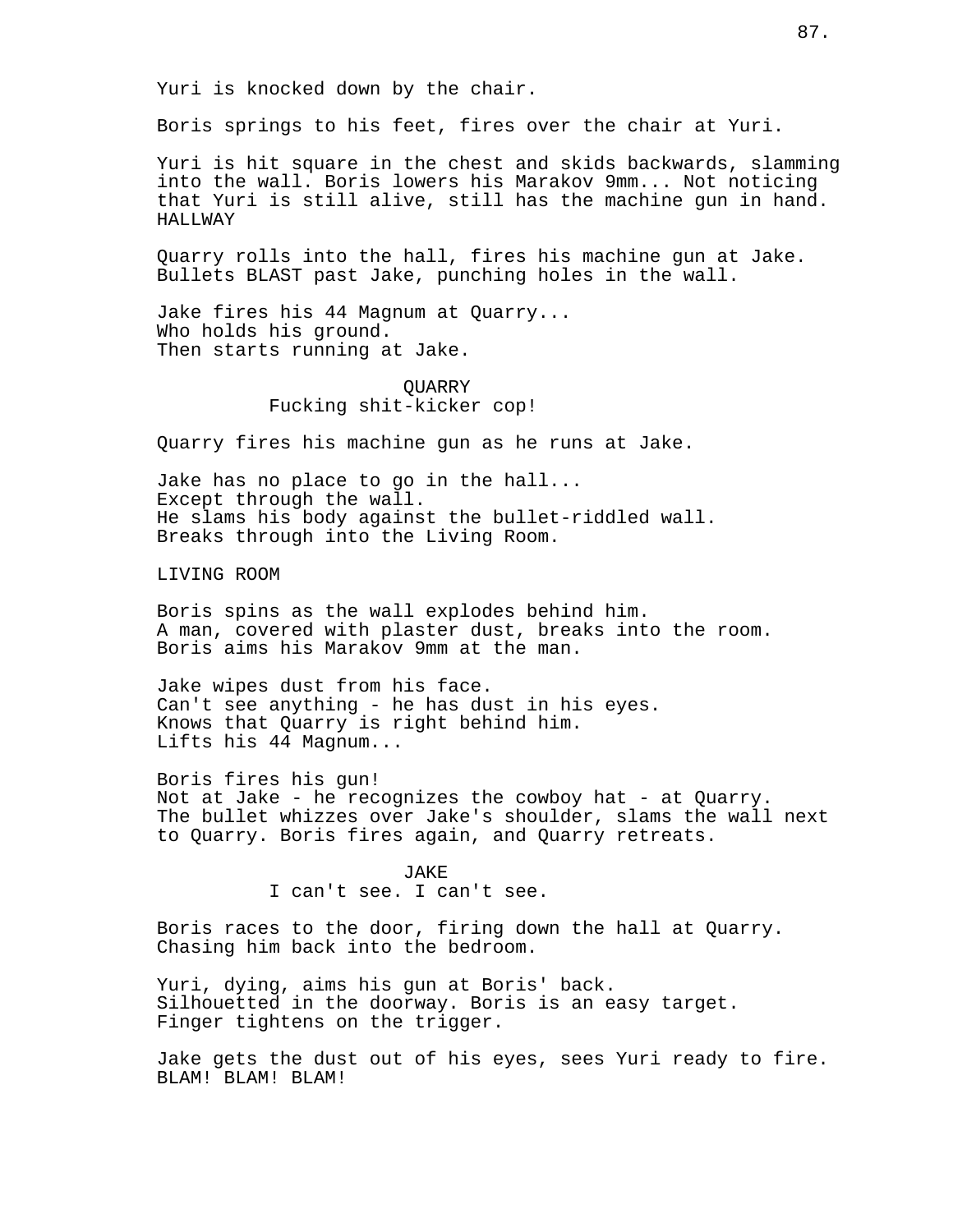Yuri is knocked down by the chair.

Boris springs to his feet, fires over the chair at Yuri.

Yuri is hit square in the chest and skids backwards, slamming into the wall. Boris lowers his Marakov 9mm... Not noticing that Yuri is still alive, still has the machine gun in hand.
HALLWAY

Quarry rolls into the hall, fires his machine gun at Jake. Bullets BLAST past Jake, punching holes in the wall.

Jake fires his 44 Magnum at Quarry...
Who holds his ground.
Then starts running at Jake.

QUARRY
Fucking shit-kicker cop!

Quarry fires his machine gun as he runs at Jake.

Jake has no place to go in the hall...
Except through the wall.
He slams his body against the bullet-riddled wall.
Breaks through into the Living Room.

LIVING ROOM

Boris spins as the wall explodes behind him.
A man, covered with plaster dust, breaks into the room.
Boris aims his Marakov 9mm at the man.

Jake wipes dust from his face.
Can't see anything - he has dust in his eyes.
Knows that Quarry is right behind him.
Lifts his 44 Magnum...

Boris fires his gun!
Not at Jake - he recognizes the cowboy hat - at Quarry.
The bullet whizzes over Jake's shoulder, slams the wall next to Quarry. Boris fires again, and Quarry retreats.

JAKE
I can't see. I can't see.

Boris races to the door, firing down the hall at Quarry.
Chasing him back into the bedroom.

Yuri, dying, aims his gun at Boris' back.
Silhouetted in the doorway. Boris is an easy target.
Finger tightens on the trigger.

Jake gets the dust out of his eyes, sees Yuri ready to fire.
BLAM! BLAM! BLAM!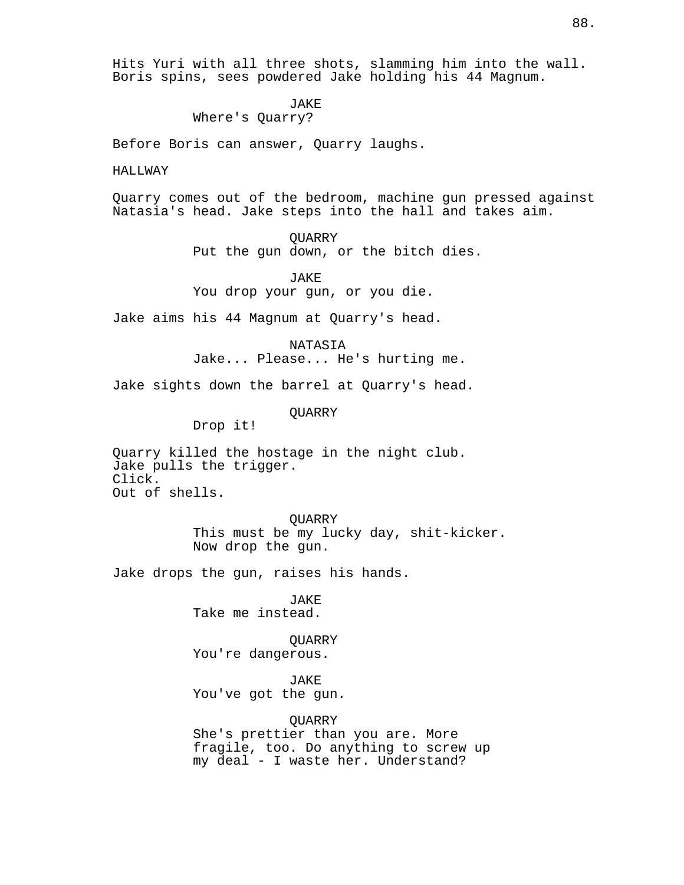Hits Yuri with all three shots, slamming him into the wall. Boris spins, sees powdered Jake holding his 44 Magnum.

JAKE
Where's Quarry?

Before Boris can answer, Quarry laughs.

HALLWAY

Quarry comes out of the bedroom, machine gun pressed against Natasia's head. Jake steps into the hall and takes aim.

QUARRY
Put the gun down, or the bitch dies.

JAKE
You drop your gun, or you die.

Jake aims his 44 Magnum at Quarry's head.

NATASIA
Jake... Please... He's hurting me.

Jake sights down the barrel at Quarry's head.

QUARRY
Drop it!

Quarry killed the hostage in the night club.
Jake pulls the trigger.
Click.
Out of shells.

QUARRY
This must be my lucky day, shit-kicker.
Now drop the gun.

Jake drops the gun, raises his hands.

JAKE
Take me instead.

QUARRY
You're dangerous.

JAKE
You've got the gun.

QUARRY
She's prettier than you are. More fragile, too. Do anything to screw up my deal - I waste her. Understand?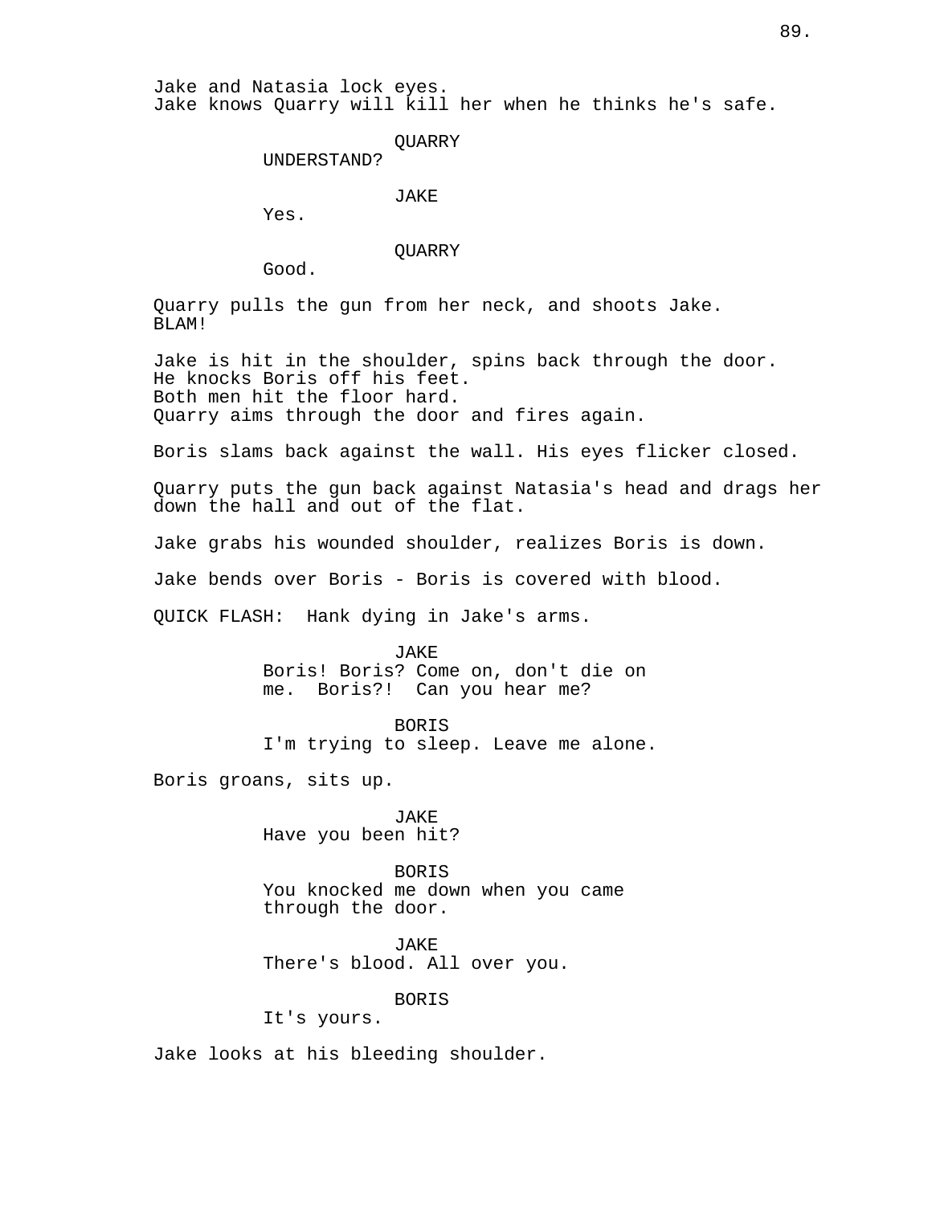Jake and Natasia lock eyes.
Jake knows Quarry will kill her when he thinks he's safe.

QUARRY
UNDERSTAND?

JAKE
Yes.

QUARRY
Good.

Quarry pulls the gun from her neck, and shoots Jake.
BLAM!

Jake is hit in the shoulder, spins back through the door.
He knocks Boris off his feet.
Both men hit the floor hard.
Quarry aims through the door and fires again.

Boris slams back against the wall. His eyes flicker closed.

Quarry puts the gun back against Natasia's head and drags her down the hall and out of the flat.

Jake grabs his wounded shoulder, realizes Boris is down.

Jake bends over Boris - Boris is covered with blood.

QUICK FLASH: Hank dying in Jake's arms.

JAKE
Boris! Boris? Come on, don't die on me. Boris?! Can you hear me?

BORIS
I'm trying to sleep. Leave me alone.

Boris groans, sits up.

JAKE
Have you been hit?

BORIS
You knocked me down when you came through the door.

JAKE
There's blood. All over you.

BORIS
It's yours.

Jake looks at his bleeding shoulder.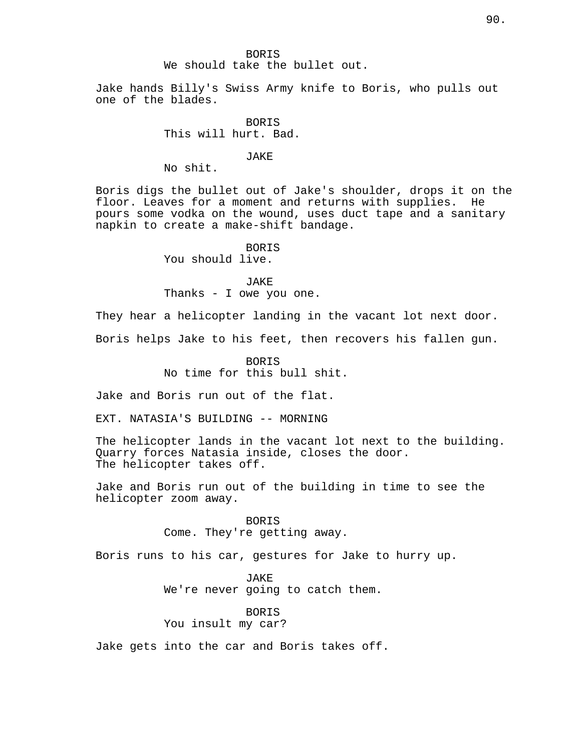BORIS
We should take the bullet out.

Jake hands Billy's Swiss Army knife to Boris, who pulls out one of the blades.

BORIS
This will hurt. Bad.

JAKE
No shit.

Boris digs the bullet out of Jake's shoulder, drops it on the floor. Leaves for a moment and returns with supplies. He pours some vodka on the wound, uses duct tape and a sanitary napkin to create a make-shift bandage.

BORIS
You should live.

JAKE
Thanks - I owe you one.

They hear a helicopter landing in the vacant lot next door.

Boris helps Jake to his feet, then recovers his fallen gun.

BORIS
No time for this bull shit.

Jake and Boris run out of the flat.

EXT. NATASIA'S BUILDING -- MORNING

The helicopter lands in the vacant lot next to the building. Quarry forces Natasia inside, closes the door.
The helicopter takes off.

Jake and Boris run out of the building in time to see the helicopter zoom away.

BORIS
Come. They're getting away.

Boris runs to his car, gestures for Jake to hurry up.

JAKE
We're never going to catch them.

BORIS
You insult my car?

Jake gets into the car and Boris takes off.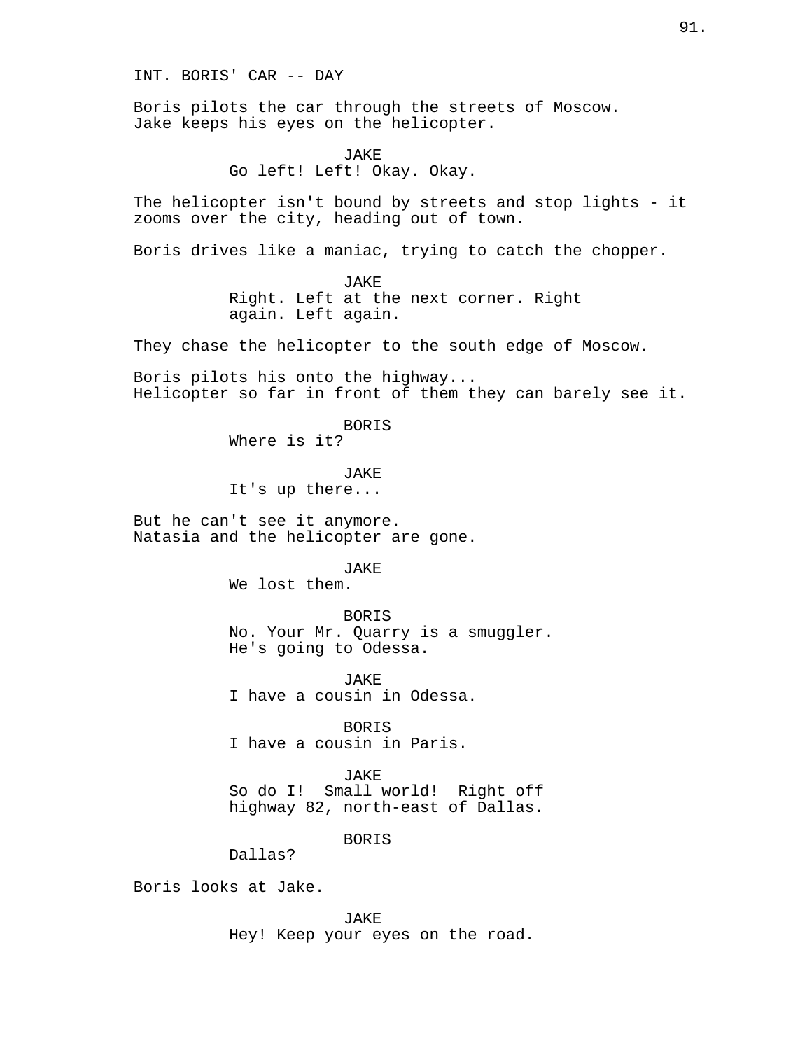INT. BORIS' CAR -- DAY

Boris pilots the car through the streets of Moscow.
Jake keeps his eyes on the helicopter.

JAKE
Go left! Left! Okay. Okay.

The helicopter isn't bound by streets and stop lights - it zooms over the city, heading out of town.

Boris drives like a maniac, trying to catch the chopper.

JAKE
Right. Left at the next corner. Right again. Left again.

They chase the helicopter to the south edge of Moscow.

Boris pilots his onto the highway...
Helicopter so far in front of them they can barely see it.

BORIS
Where is it?

JAKE
It's up there...

But he can't see it anymore.
Natasia and the helicopter are gone.

JAKE
We lost them.

BORIS
No. Your Mr. Quarry is a smuggler.
He's going to Odessa.

JAKE
I have a cousin in Odessa.

BORIS
I have a cousin in Paris.

JAKE
So do I!  Small world!  Right off highway 82, north-east of Dallas.

BORIS
Dallas?

Boris looks at Jake.

JAKE
Hey! Keep your eyes on the road.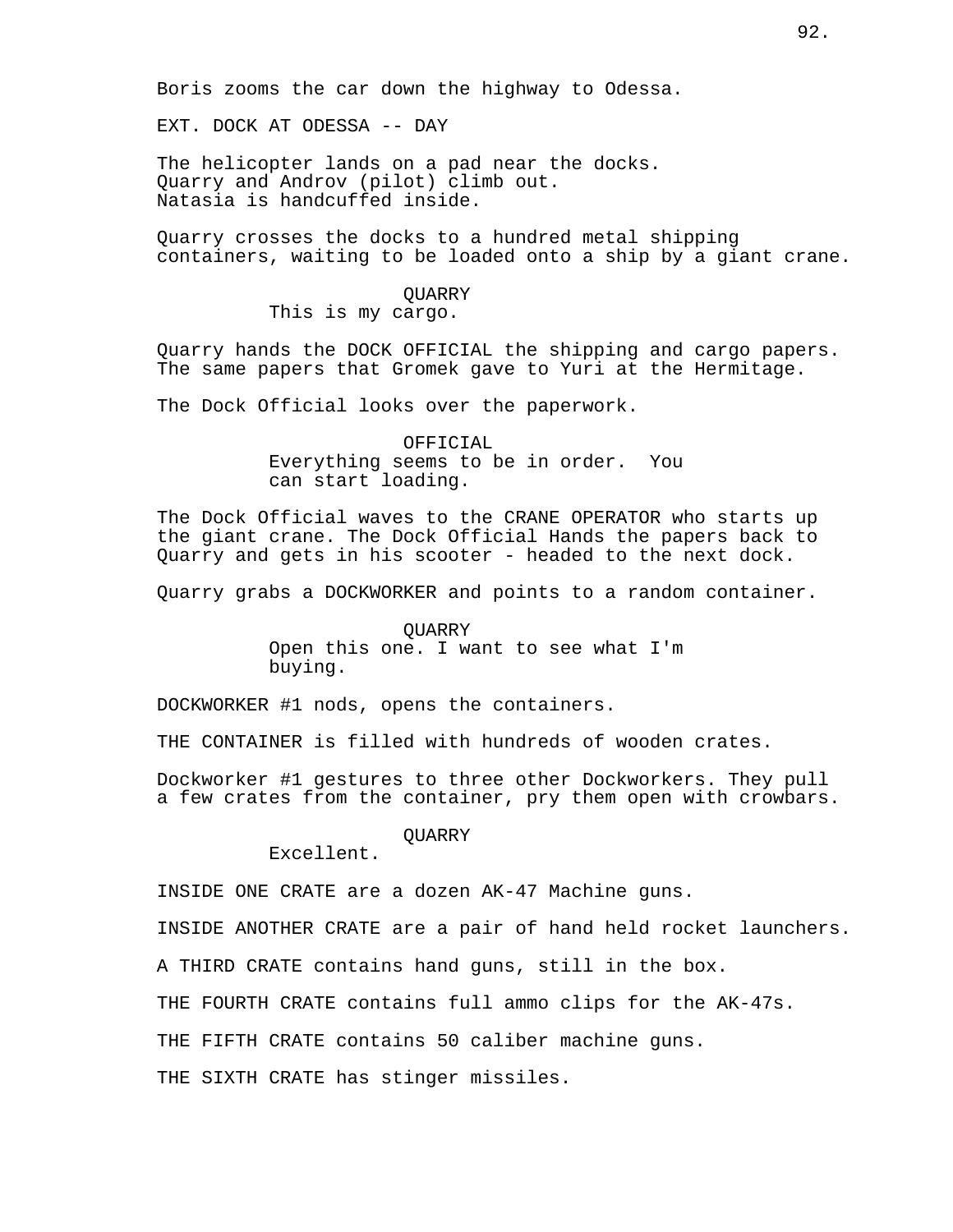Boris zooms the car down the highway to Odessa.

EXT. DOCK AT ODESSA -- DAY

The helicopter lands on a pad near the docks.
Quarry and Androv (pilot) climb out.
Natasia is handcuffed inside.

Quarry crosses the docks to a hundred metal shipping containers, waiting to be loaded onto a ship by a giant crane.

QUARRY
This is my cargo.

Quarry hands the DOCK OFFICIAL the shipping and cargo papers. The same papers that Gromek gave to Yuri at the Hermitage.

The Dock Official looks over the paperwork.

OFFICIAL
Everything seems to be in order. You can start loading.

The Dock Official waves to the CRANE OPERATOR who starts up the giant crane. The Dock Official Hands the papers back to Quarry and gets in his scooter - headed to the next dock.

Quarry grabs a DOCKWORKER and points to a random container.

QUARRY
Open this one. I want to see what I'm buying.

DOCKWORKER #1 nods, opens the containers.

THE CONTAINER is filled with hundreds of wooden crates.

Dockworker #1 gestures to three other Dockworkers. They pull a few crates from the container, pry them open with crowbars.

QUARRY
Excellent.

INSIDE ONE CRATE are a dozen AK-47 Machine guns.

INSIDE ANOTHER CRATE are a pair of hand held rocket launchers.

A THIRD CRATE contains hand guns, still in the box.

THE FOURTH CRATE contains full ammo clips for the AK-47s.

THE FIFTH CRATE contains 50 caliber machine guns.

THE SIXTH CRATE has stinger missiles.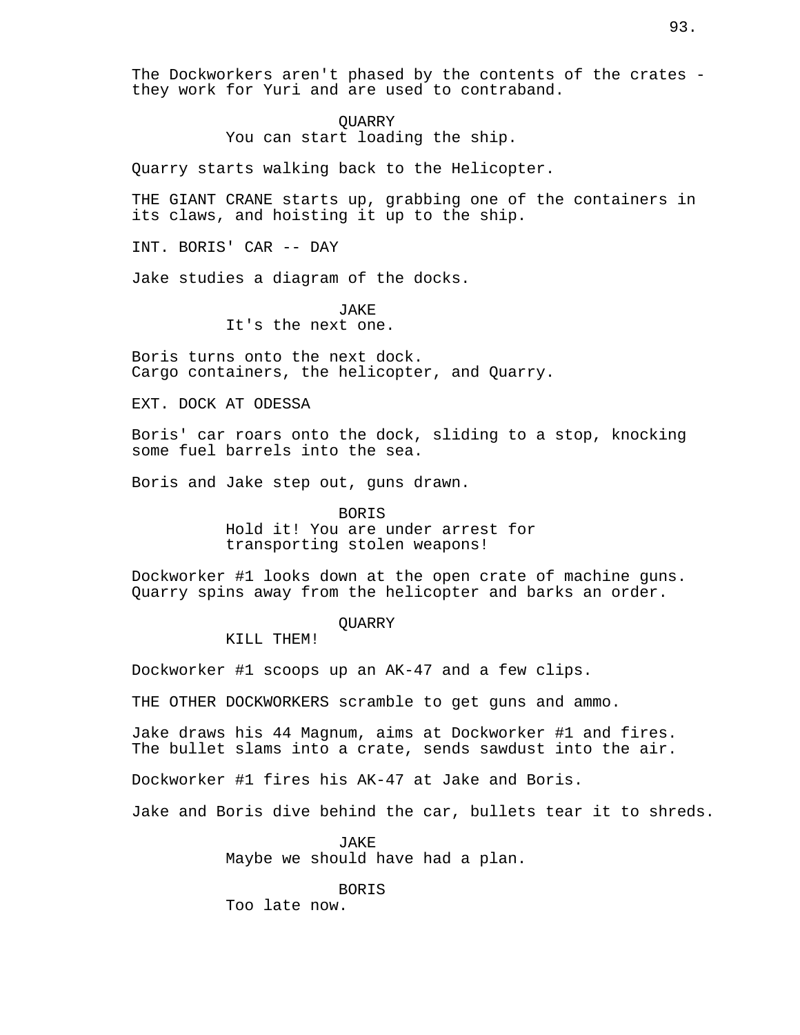The Dockworkers aren't phased by the contents of the crates - they work for Yuri and are used to contraband.

QUARRY
You can start loading the ship.

Quarry starts walking back to the Helicopter.

THE GIANT CRANE starts up, grabbing one of the containers in its claws, and hoisting it up to the ship.

INT. BORIS' CAR -- DAY

Jake studies a diagram of the docks.

JAKE
It's the next one.

Boris turns onto the next dock.
Cargo containers, the helicopter, and Quarry.

EXT. DOCK AT ODESSA

Boris' car roars onto the dock, sliding to a stop, knocking some fuel barrels into the sea.

Boris and Jake step out, guns drawn.

BORIS
Hold it! You are under arrest for transporting stolen weapons!

Dockworker #1 looks down at the open crate of machine guns.
Quarry spins away from the helicopter and barks an order.

QUARRY
KILL THEM!

Dockworker #1 scoops up an AK-47 and a few clips.

THE OTHER DOCKWORKERS scramble to get guns and ammo.

Jake draws his 44 Magnum, aims at Dockworker #1 and fires.
The bullet slams into a crate, sends sawdust into the air.

Dockworker #1 fires his AK-47 at Jake and Boris.

Jake and Boris dive behind the car, bullets tear it to shreds.

JAKE
Maybe we should have had a plan.

BORIS
Too late now.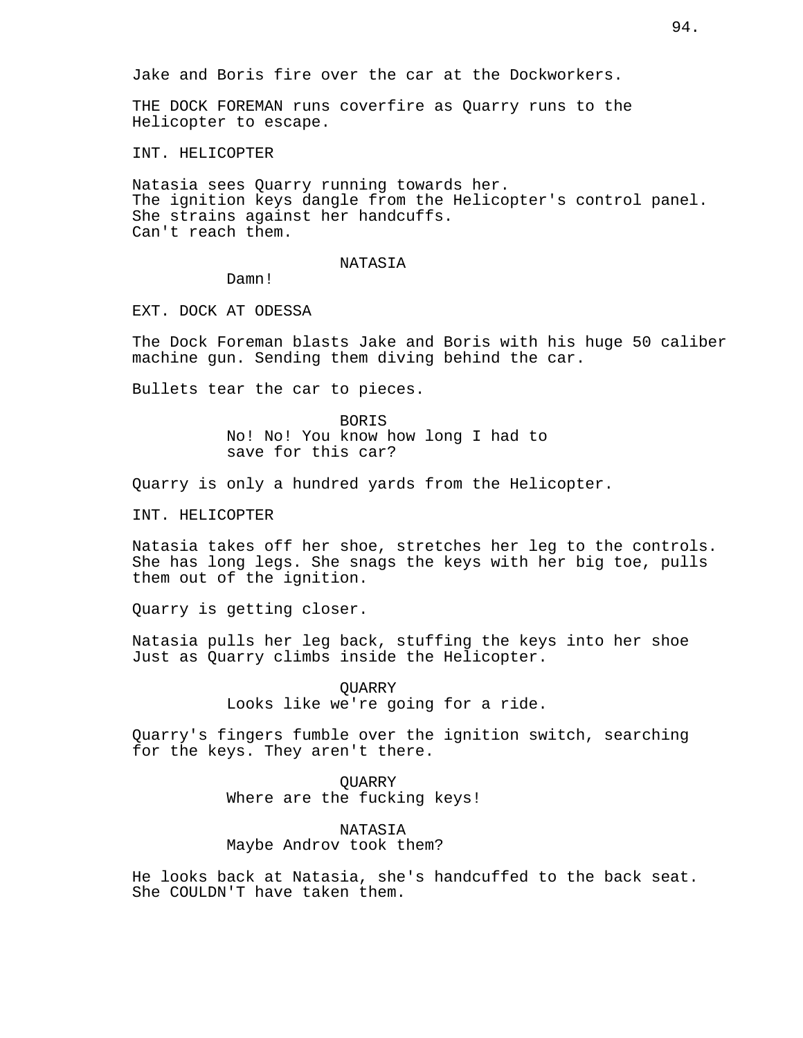Jake and Boris fire over the car at the Dockworkers.

THE DOCK FOREMAN runs coverfire as Quarry runs to the Helicopter to escape.

INT. HELICOPTER

Natasia sees Quarry running towards her.
The ignition keys dangle from the Helicopter's control panel.
She strains against her handcuffs.
Can't reach them.

NATASIA
Damn!

EXT. DOCK AT ODESSA

The Dock Foreman blasts Jake and Boris with his huge 50 caliber machine gun. Sending them diving behind the car.

Bullets tear the car to pieces.

BORIS
No! No! You know how long I had to save for this car?

Quarry is only a hundred yards from the Helicopter.

INT. HELICOPTER

Natasia takes off her shoe, stretches her leg to the controls. She has long legs. She snags the keys with her big toe, pulls them out of the ignition.

Quarry is getting closer.

Natasia pulls her leg back, stuffing the keys into her shoe Just as Quarry climbs inside the Helicopter.

QUARRY
Looks like we're going for a ride.

Quarry's fingers fumble over the ignition switch, searching for the keys. They aren't there.

QUARRY
Where are the fucking keys!

NATASIA
Maybe Androv took them?

He looks back at Natasia, she's handcuffed to the back seat. She COULDN'T have taken them.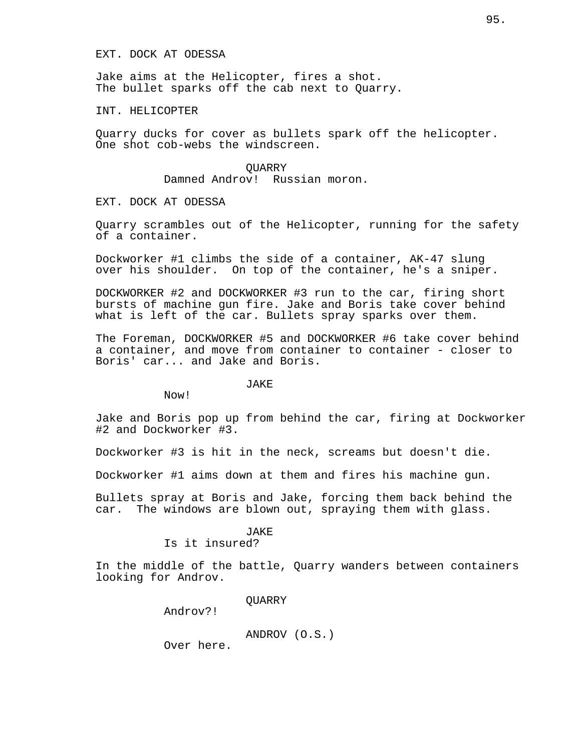EXT. DOCK AT ODESSA

Jake aims at the Helicopter, fires a shot.
The bullet sparks off the cab next to Quarry.

INT. HELICOPTER

Quarry ducks for cover as bullets spark off the helicopter.
One shot cob-webs the windscreen.

QUARRY
Damned Androv! Russian moron.

EXT. DOCK AT ODESSA

Quarry scrambles out of the Helicopter, running for the safety of a container.

Dockworker #1 climbs the side of a container, AK-47 slung over his shoulder. On top of the container, he's a sniper.

DOCKWORKER #2 and DOCKWORKER #3 run to the car, firing short bursts of machine gun fire. Jake and Boris take cover behind what is left of the car. Bullets spray sparks over them.

The Foreman, DOCKWORKER #5 and DOCKWORKER #6 take cover behind a container, and move from container to container - closer to Boris' car... and Jake and Boris.

JAKE
Now!

Jake and Boris pop up from behind the car, firing at Dockworker #2 and Dockworker #3.

Dockworker #3 is hit in the neck, screams but doesn't die.

Dockworker #1 aims down at them and fires his machine gun.

Bullets spray at Boris and Jake, forcing them back behind the car. The windows are blown out, spraying them with glass.

JAKE
Is it insured?

In the middle of the battle, Quarry wanders between containers looking for Androv.

QUARRY
Androv?!

ANDROV (O.S.)
Over here.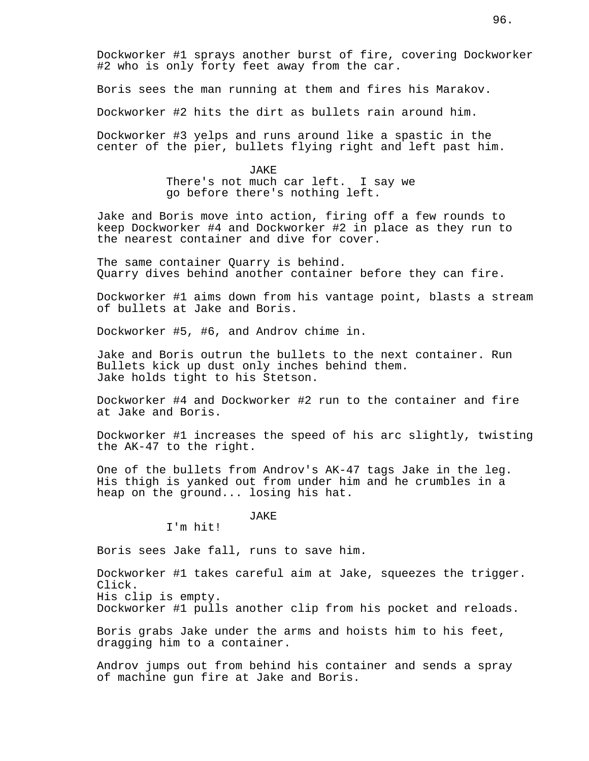Dockworker #1 sprays another burst of fire, covering Dockworker #2 who is only forty feet away from the car.

Boris sees the man running at them and fires his Marakov.

Dockworker #2 hits the dirt as bullets rain around him.

Dockworker #3 yelps and runs around like a spastic in the center of the pier, bullets flying right and left past him.

JAKE
There's not much car left. I say we go before there's nothing left.

Jake and Boris move into action, firing off a few rounds to keep Dockworker #4 and Dockworker #2 in place as they run to the nearest container and dive for cover.

The same container Quarry is behind.
Quarry dives behind another container before they can fire.

Dockworker #1 aims down from his vantage point, blasts a stream of bullets at Jake and Boris.

Dockworker #5, #6, and Androv chime in.

Jake and Boris outrun the bullets to the next container. Run Bullets kick up dust only inches behind them.
Jake holds tight to his Stetson.

Dockworker #4 and Dockworker #2 run to the container and fire at Jake and Boris.

Dockworker #1 increases the speed of his arc slightly, twisting the AK-47 to the right.

One of the bullets from Androv's AK-47 tags Jake in the leg. His thigh is yanked out from under him and he crumbles in a heap on the ground... losing his hat.

JAKE
I'm hit!

Boris sees Jake fall, runs to save him.

Dockworker #1 takes careful aim at Jake, squeezes the trigger.
Click.
His clip is empty.
Dockworker #1 pulls another clip from his pocket and reloads.

Boris grabs Jake under the arms and hoists him to his feet, dragging him to a container.

Androv jumps out from behind his container and sends a spray of machine gun fire at Jake and Boris.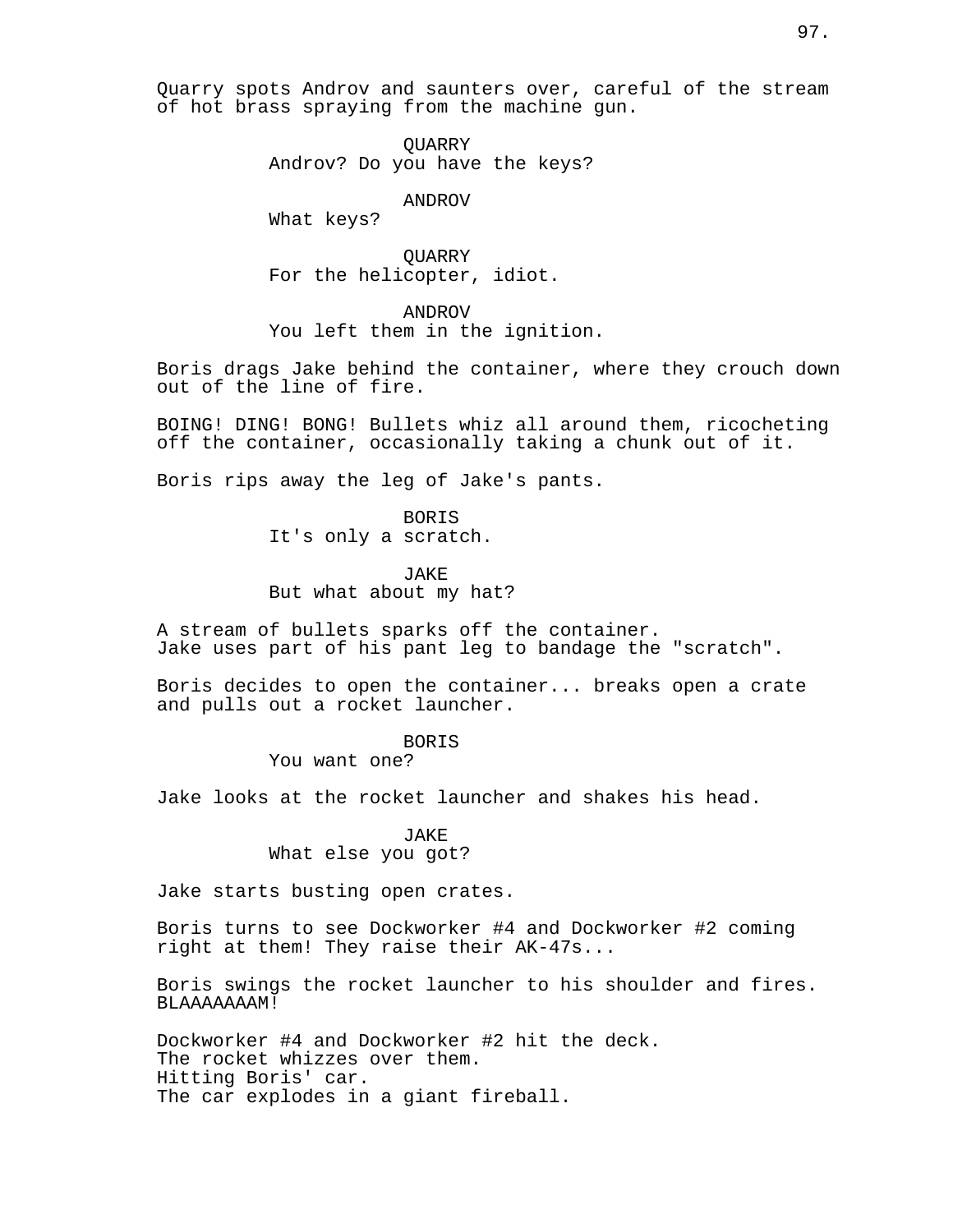Quarry spots Androv and saunters over, careful of the stream of hot brass spraying from the machine gun.

QUARRY
Androv? Do you have the keys?

ANDROV
What keys?

QUARRY
For the helicopter, idiot.

ANDROV
You left them in the ignition.

Boris drags Jake behind the container, where they crouch down out of the line of fire.

BOING! DING! BONG! Bullets whiz all around them, ricocheting off the container, occasionally taking a chunk out of it.

Boris rips away the leg of Jake's pants.

BORIS
It's only a scratch.

JAKE
But what about my hat?

A stream of bullets sparks off the container.
Jake uses part of his pant leg to bandage the "scratch".

Boris decides to open the container... breaks open a crate and pulls out a rocket launcher.

BORIS
You want one?

Jake looks at the rocket launcher and shakes his head.

JAKE
What else you got?

Jake starts busting open crates.

Boris turns to see Dockworker #4 and Dockworker #2 coming right at them! They raise their AK-47s...

Boris swings the rocket launcher to his shoulder and fires.
BLAAAAAAAM!

Dockworker #4 and Dockworker #2 hit the deck.
The rocket whizzes over them.
Hitting Boris' car.
The car explodes in a giant fireball.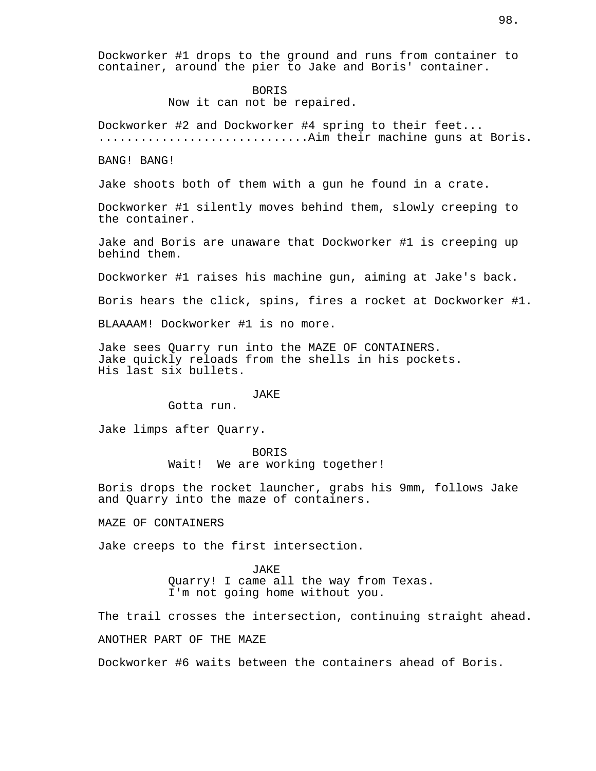Dockworker #1 drops to the ground and runs from container to container, around the pier to Jake and Boris' container.

BORIS
Now it can not be repaired.

Dockworker #2 and Dockworker #4 spring to their feet...
..........................Aim their machine guns at Boris.

BANG! BANG!

Jake shoots both of them with a gun he found in a crate.

Dockworker #1 silently moves behind them, slowly creeping to the container.

Jake and Boris are unaware that Dockworker #1 is creeping up behind them.

Dockworker #1 raises his machine gun, aiming at Jake's back.

Boris hears the click, spins, fires a rocket at Dockworker #1.

BLAAAAM! Dockworker #1 is no more.

Jake sees Quarry run into the MAZE OF CONTAINERS.
Jake quickly reloads from the shells in his pockets.
His last six bullets.

JAKE
Gotta run.

Jake limps after Quarry.

BORIS
Wait! We are working together!

Boris drops the rocket launcher, grabs his 9mm, follows Jake and Quarry into the maze of containers.

MAZE OF CONTAINERS

Jake creeps to the first intersection.

JAKE
Quarry! I came all the way from Texas.
I'm not going home without you.

The trail crosses the intersection, continuing straight ahead.

ANOTHER PART OF THE MAZE

Dockworker #6 waits between the containers ahead of Boris.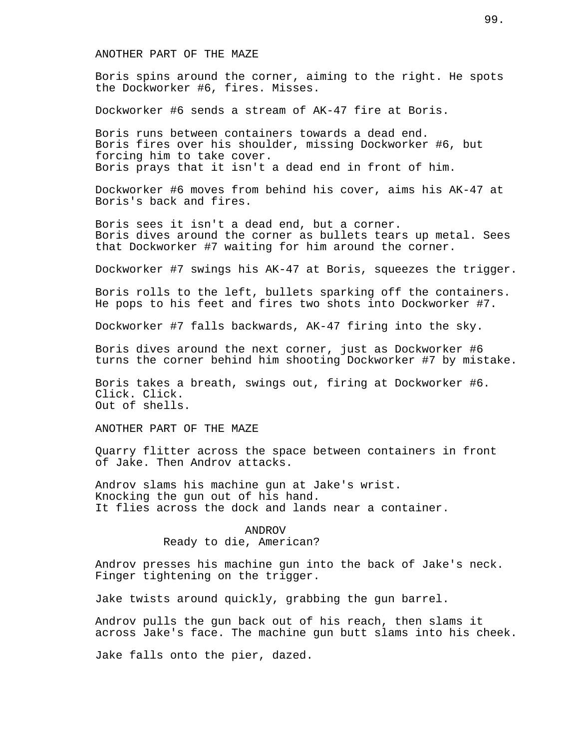ANOTHER PART OF THE MAZE

Boris spins around the corner, aiming to the right. He spots the Dockworker #6, fires. Misses.

Dockworker #6 sends a stream of AK-47 fire at Boris.

Boris runs between containers towards a dead end.
Boris fires over his shoulder, missing Dockworker #6, but forcing him to take cover.
Boris prays that it isn't a dead end in front of him.

Dockworker #6 moves from behind his cover, aims his AK-47 at Boris's back and fires.

Boris sees it isn't a dead end, but a corner.
Boris dives around the corner as bullets tears up metal. Sees that Dockworker #7 waiting for him around the corner.

Dockworker #7 swings his AK-47 at Boris, squeezes the trigger.

Boris rolls to the left, bullets sparking off the containers. He pops to his feet and fires two shots into Dockworker #7.

Dockworker #7 falls backwards, AK-47 firing into the sky.

Boris dives around the next corner, just as Dockworker #6 turns the corner behind him shooting Dockworker #7 by mistake.

Boris takes a breath, swings out, firing at Dockworker #6.
Click. Click.
Out of shells.

ANOTHER PART OF THE MAZE

Quarry flitter across the space between containers in front of Jake. Then Androv attacks.

Androv slams his machine gun at Jake's wrist.
Knocking the gun out of his hand.
It flies across the dock and lands near a container.

ANDROV
Ready to die, American?

Androv presses his machine gun into the back of Jake's neck.
Finger tightening on the trigger.

Jake twists around quickly, grabbing the gun barrel.

Androv pulls the gun back out of his reach, then slams it across Jake's face. The machine gun butt slams into his cheek.

Jake falls onto the pier, dazed.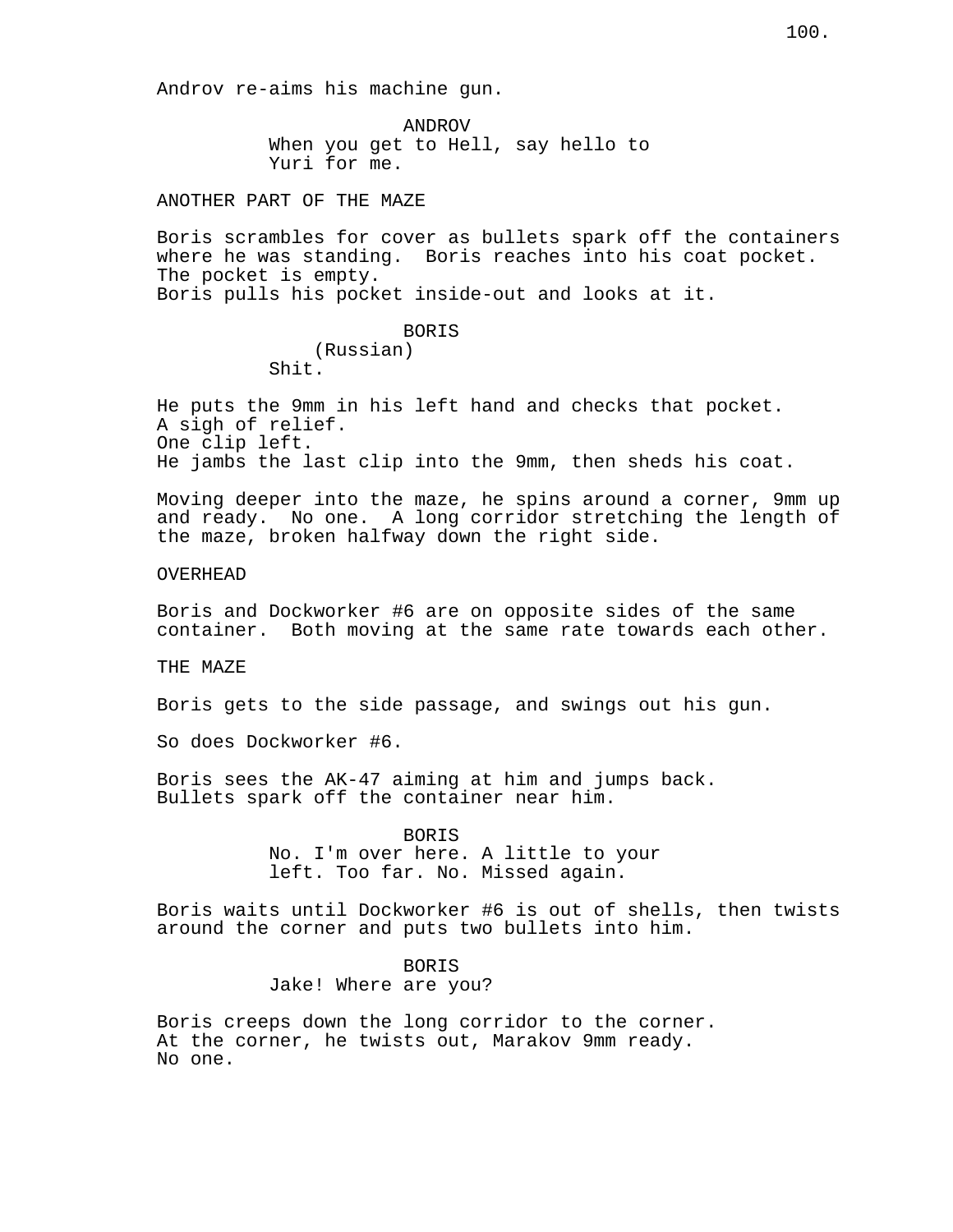Androv re-aims his machine gun.

ANDROV
When you get to Hell, say hello to
Yuri for me.

ANOTHER PART OF THE MAZE

Boris scrambles for cover as bullets spark off the containers where he was standing. Boris reaches into his coat pocket.
The pocket is empty.
Boris pulls his pocket inside-out and looks at it.

BORIS
(Russian)
Shit.

He puts the 9mm in his left hand and checks that pocket.
A sigh of relief.
One clip left.
He jambs the last clip into the 9mm, then sheds his coat.

Moving deeper into the maze, he spins around a corner, 9mm up and ready. No one. A long corridor stretching the length of the maze, broken halfway down the right side.

OVERHEAD

Boris and Dockworker #6 are on opposite sides of the same container. Both moving at the same rate towards each other.

THE MAZE

Boris gets to the side passage, and swings out his gun.

So does Dockworker #6.

Boris sees the AK-47 aiming at him and jumps back.
Bullets spark off the container near him.

BORIS
No. I'm over here. A little to your
left. Too far. No. Missed again.

Boris waits until Dockworker #6 is out of shells, then twists around the corner and puts two bullets into him.

BORIS
Jake! Where are you?

Boris creeps down the long corridor to the corner.
At the corner, he twists out, Marakov 9mm ready.
No one.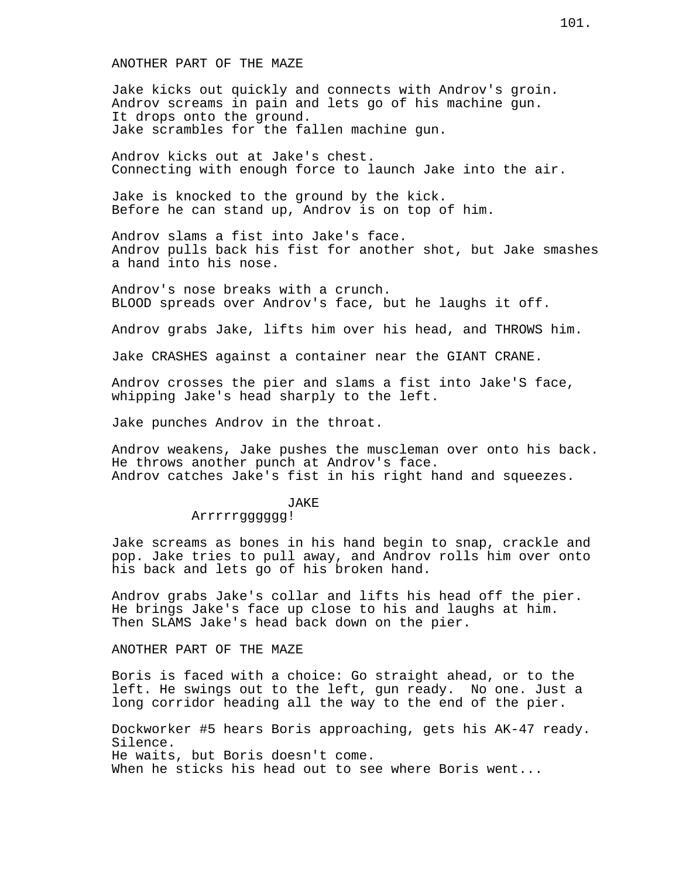ANOTHER PART OF THE MAZE

Jake kicks out quickly and connects with Androv's groin.
Androv screams in pain and lets go of his machine gun.
It drops onto the ground.
Jake scrambles for the fallen machine gun.

Androv kicks out at Jake's chest.
Connecting with enough force to launch Jake into the air.

Jake is knocked to the ground by the kick.
Before he can stand up, Androv is on top of him.

Androv slams a fist into Jake's face.
Androv pulls back his fist for another shot, but Jake smashes a hand into his nose.

Androv's nose breaks with a crunch.
BLOOD spreads over Androv's face, but he laughs it off.

Androv grabs Jake, lifts him over his head, and THROWS him.

Jake CRASHES against a container near the GIANT CRANE.

Androv crosses the pier and slams a fist into Jake'S face, whipping Jake's head sharply to the left.

Jake punches Androv in the throat.

Androv weakens, Jake pushes the muscleman over onto his back.
He throws another punch at Androv's face.
Androv catches Jake's fist in his right hand and squeezes.

JAKE
Arrrrrgggggg!

Jake screams as bones in his hand begin to snap, crackle and pop. Jake tries to pull away, and Androv rolls him over onto his back and lets go of his broken hand.

Androv grabs Jake's collar and lifts his head off the pier.
He brings Jake's face up close to his and laughs at him.
Then SLAMS Jake's head back down on the pier.

ANOTHER PART OF THE MAZE

Boris is faced with a choice: Go straight ahead, or to the left. He swings out to the left, gun ready. No one. Just a long corridor heading all the way to the end of the pier.

Dockworker #5 hears Boris approaching, gets his AK-47 ready.
Silence.
He waits, but Boris doesn't come.
When he sticks his head out to see where Boris went...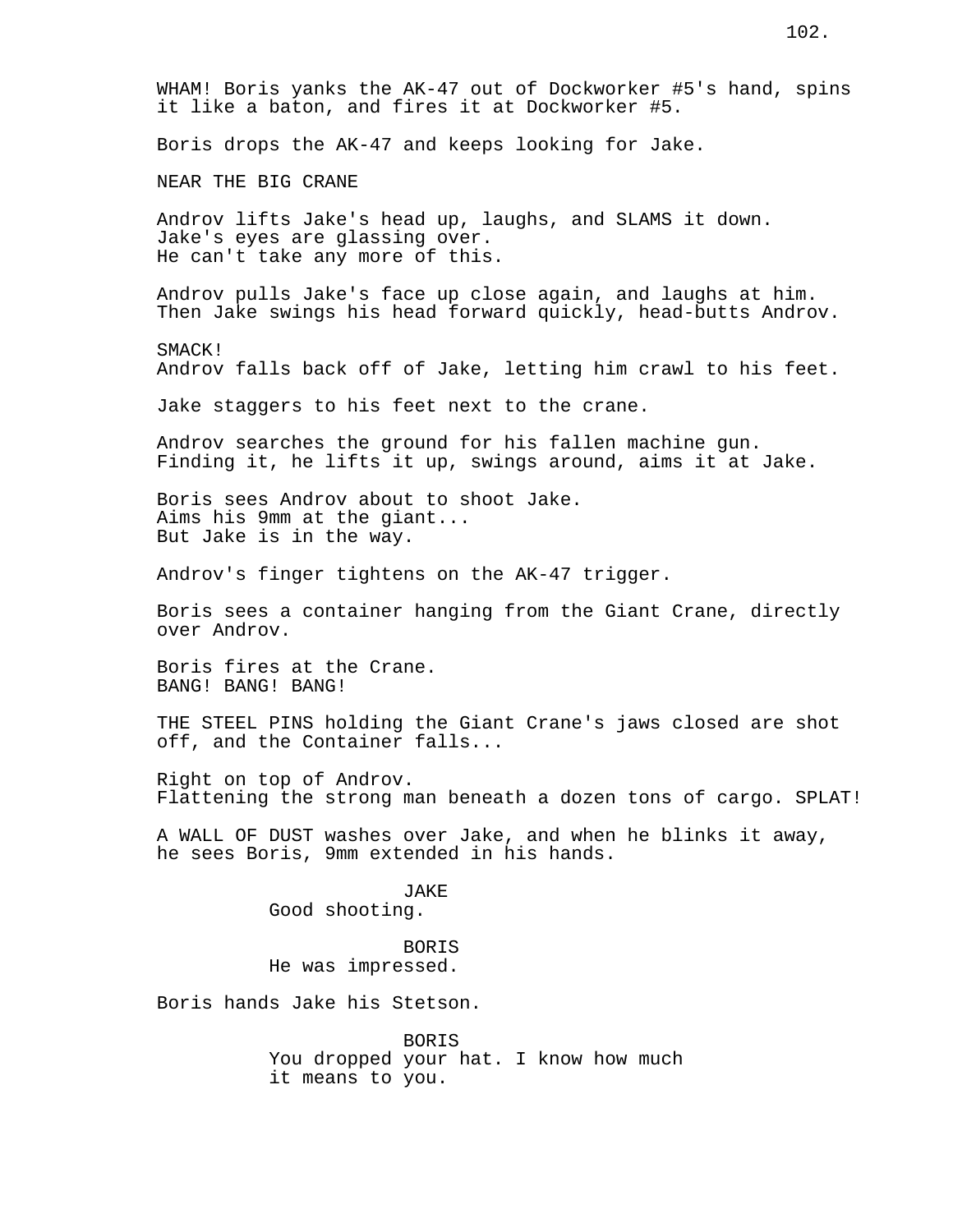WHAM! Boris yanks the AK-47 out of Dockworker #5's hand, spins it like a baton, and fires it at Dockworker #5.

Boris drops the AK-47 and keeps looking for Jake.

NEAR THE BIG CRANE

Androv lifts Jake's head up, laughs, and SLAMS it down.
Jake's eyes are glassing over.
He can't take any more of this.

Androv pulls Jake's face up close again, and laughs at him.
Then Jake swings his head forward quickly, head-butts Androv.

SMACK!
Androv falls back off of Jake, letting him crawl to his feet.

Jake staggers to his feet next to the crane.

Androv searches the ground for his fallen machine gun.
Finding it, he lifts it up, swings around, aims it at Jake.

Boris sees Androv about to shoot Jake.
Aims his 9mm at the giant...
But Jake is in the way.

Androv's finger tightens on the AK-47 trigger.

Boris sees a container hanging from the Giant Crane, directly over Androv.

Boris fires at the Crane.
BANG! BANG! BANG!

THE STEEL PINS holding the Giant Crane's jaws closed are shot off, and the Container falls...

Right on top of Androv.
Flattening the strong man beneath a dozen tons of cargo. SPLAT!

A WALL OF DUST washes over Jake, and when he blinks it away, he sees Boris, 9mm extended in his hands.

JAKE
Good shooting.

BORIS
He was impressed.

Boris hands Jake his Stetson.

BORIS
You dropped your hat. I know how much it means to you.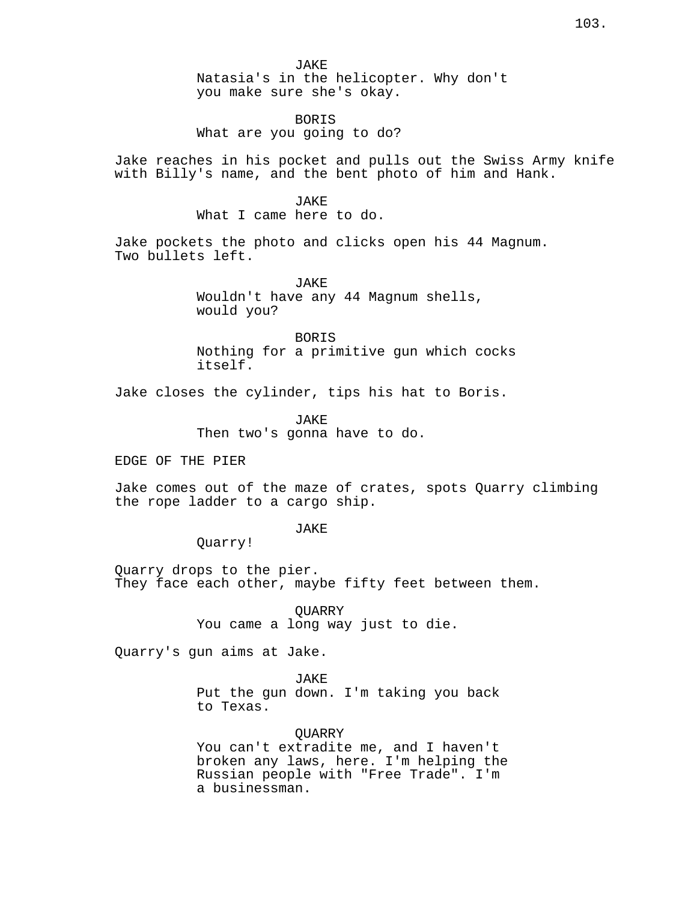JAKE
Natasia's in the helicopter. Why don't you make sure she's okay.

BORIS
What are you going to do?

Jake reaches in his pocket and pulls out the Swiss Army knife with Billy's name, and the bent photo of him and Hank.

JAKE
What I came here to do.

Jake pockets the photo and clicks open his 44 Magnum. Two bullets left.

JAKE
Wouldn't have any 44 Magnum shells, would you?

BORIS
Nothing for a primitive gun which cocks itself.

Jake closes the cylinder, tips his hat to Boris.

JAKE
Then two's gonna have to do.

EDGE OF THE PIER

Jake comes out of the maze of crates, spots Quarry climbing the rope ladder to a cargo ship.

JAKE
Quarry!

Quarry drops to the pier.
They face each other, maybe fifty feet between them.

QUARRY
You came a long way just to die.

Quarry's gun aims at Jake.

JAKE
Put the gun down. I'm taking you back to Texas.

QUARRY
You can't extradite me, and I haven't broken any laws, here. I'm helping the Russian people with "Free Trade". I'm a businessman.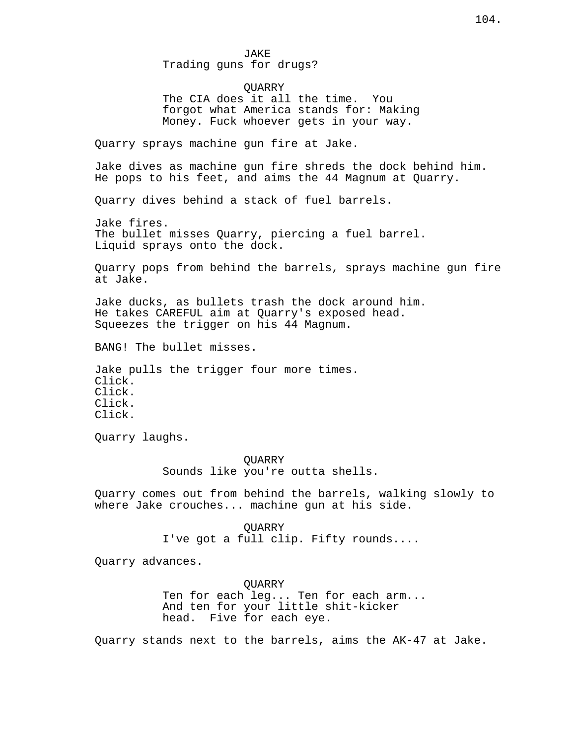JAKE
Trading guns for drugs?

QUARRY
The CIA does it all the time. You forgot what America stands for: Making Money. Fuck whoever gets in your way.

Quarry sprays machine gun fire at Jake.

Jake dives as machine gun fire shreds the dock behind him. He pops to his feet, and aims the 44 Magnum at Quarry.

Quarry dives behind a stack of fuel barrels.

Jake fires.
The bullet misses Quarry, piercing a fuel barrel.
Liquid sprays onto the dock.

Quarry pops from behind the barrels, sprays machine gun fire at Jake.

Jake ducks, as bullets trash the dock around him.
He takes CAREFUL aim at Quarry's exposed head.
Squeezes the trigger on his 44 Magnum.

BANG! The bullet misses.

Jake pulls the trigger four more times.
Click.
Click.
Click.
Click.

Quarry laughs.

QUARRY
Sounds like you're outta shells.

Quarry comes out from behind the barrels, walking slowly to where Jake crouches... machine gun at his side.

QUARRY
I've got a full clip. Fifty rounds....

Quarry advances.

QUARRY
Ten for each leg... Ten for each arm... And ten for your little shit-kicker head. Five for each eye.

Quarry stands next to the barrels, aims the AK-47 at Jake.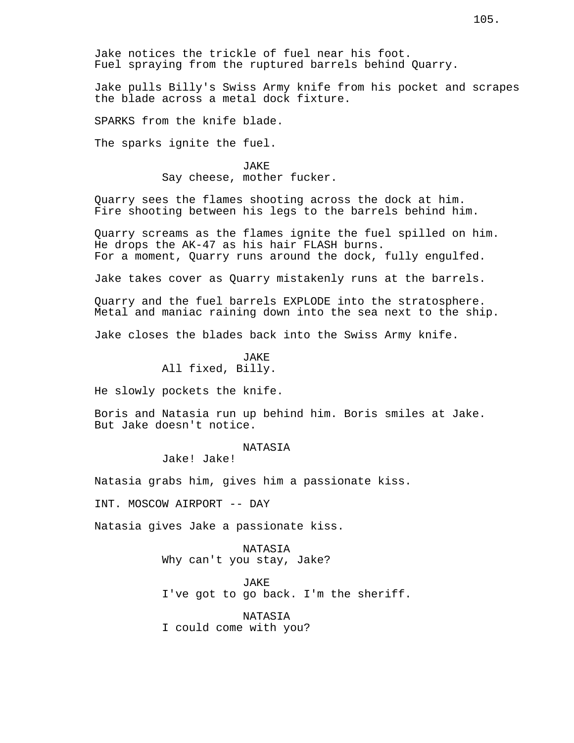Jake notices the trickle of fuel near his foot.
Fuel spraying from the ruptured barrels behind Quarry.

Jake pulls Billy's Swiss Army knife from his pocket and scrapes the blade across a metal dock fixture.

SPARKS from the knife blade.

The sparks ignite the fuel.

JAKE
Say cheese, mother fucker.

Quarry sees the flames shooting across the dock at him.
Fire shooting between his legs to the barrels behind him.

Quarry screams as the flames ignite the fuel spilled on him.
He drops the AK-47 as his hair FLASH burns.
For a moment, Quarry runs around the dock, fully engulfed.

Jake takes cover as Quarry mistakenly runs at the barrels.

Quarry and the fuel barrels EXPLODE into the stratosphere.
Metal and maniac raining down into the sea next to the ship.

Jake closes the blades back into the Swiss Army knife.

JAKE
All fixed, Billy.

He slowly pockets the knife.

Boris and Natasia run up behind him. Boris smiles at Jake.
But Jake doesn't notice.

NATASIA
Jake! Jake!

Natasia grabs him, gives him a passionate kiss.

INT. MOSCOW AIRPORT -- DAY

Natasia gives Jake a passionate kiss.

NATASIA
Why can't you stay, Jake?

JAKE
I've got to go back. I'm the sheriff.

NATASIA
I could come with you?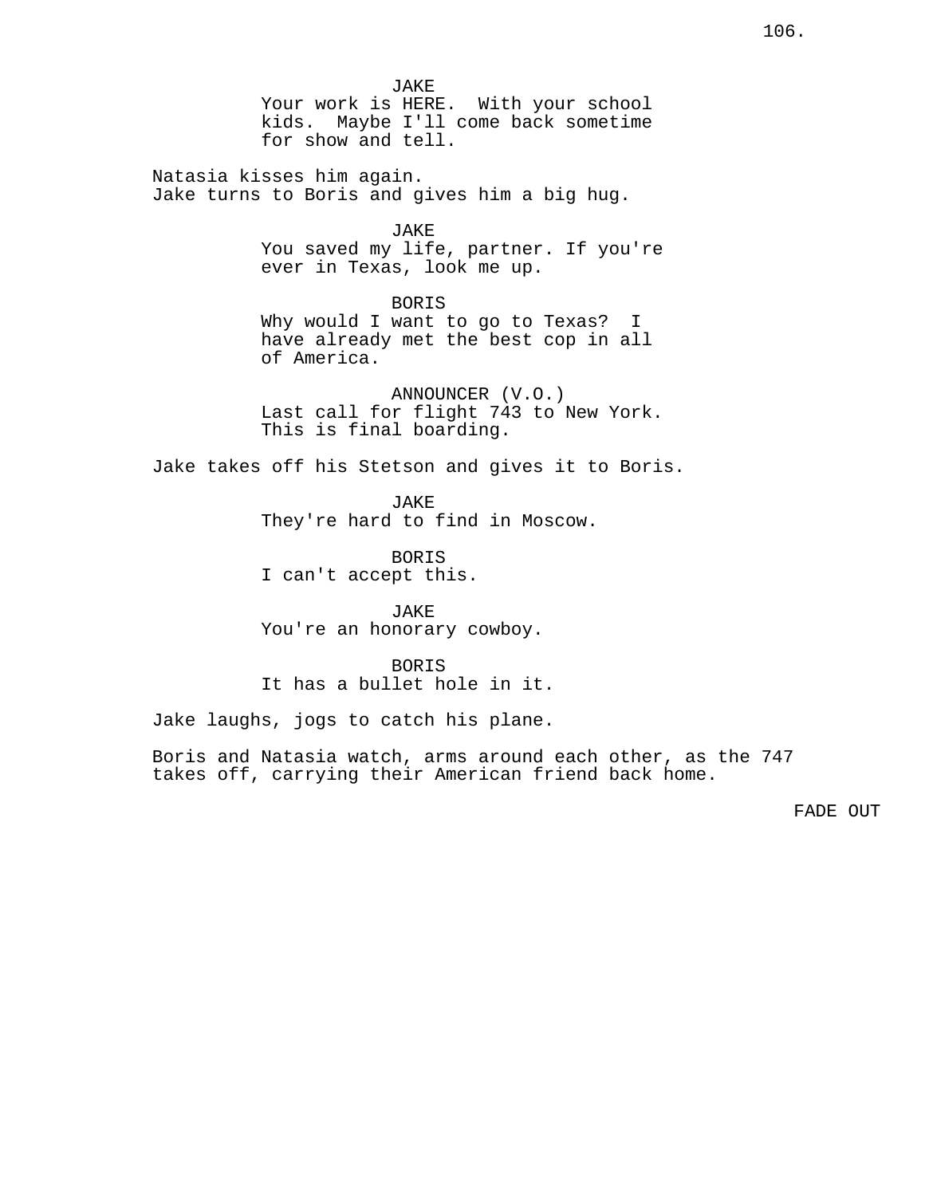JAKE

Your work is HERE.  With your school kids.  Maybe I'll come back sometime for show and tell.

Natasia kisses him again.
Jake turns to Boris and gives him a big hug.

JAKE

You saved my life, partner. If you're ever in Texas, look me up.

BORIS

Why would I want to go to Texas?  I have already met the best cop in all of America.

ANNOUNCER (V.O.)

Last call for flight 743 to New York. This is final boarding.

Jake takes off his Stetson and gives it to Boris.

JAKE

They're hard to find in Moscow.

BORIS

I can't accept this.

JAKE

You're an honorary cowboy.

BORIS

It has a bullet hole in it.

Jake laughs, jogs to catch his plane.

Boris and Natasia watch, arms around each other, as the 747 takes off, carrying their American friend back home.

FADE OUT